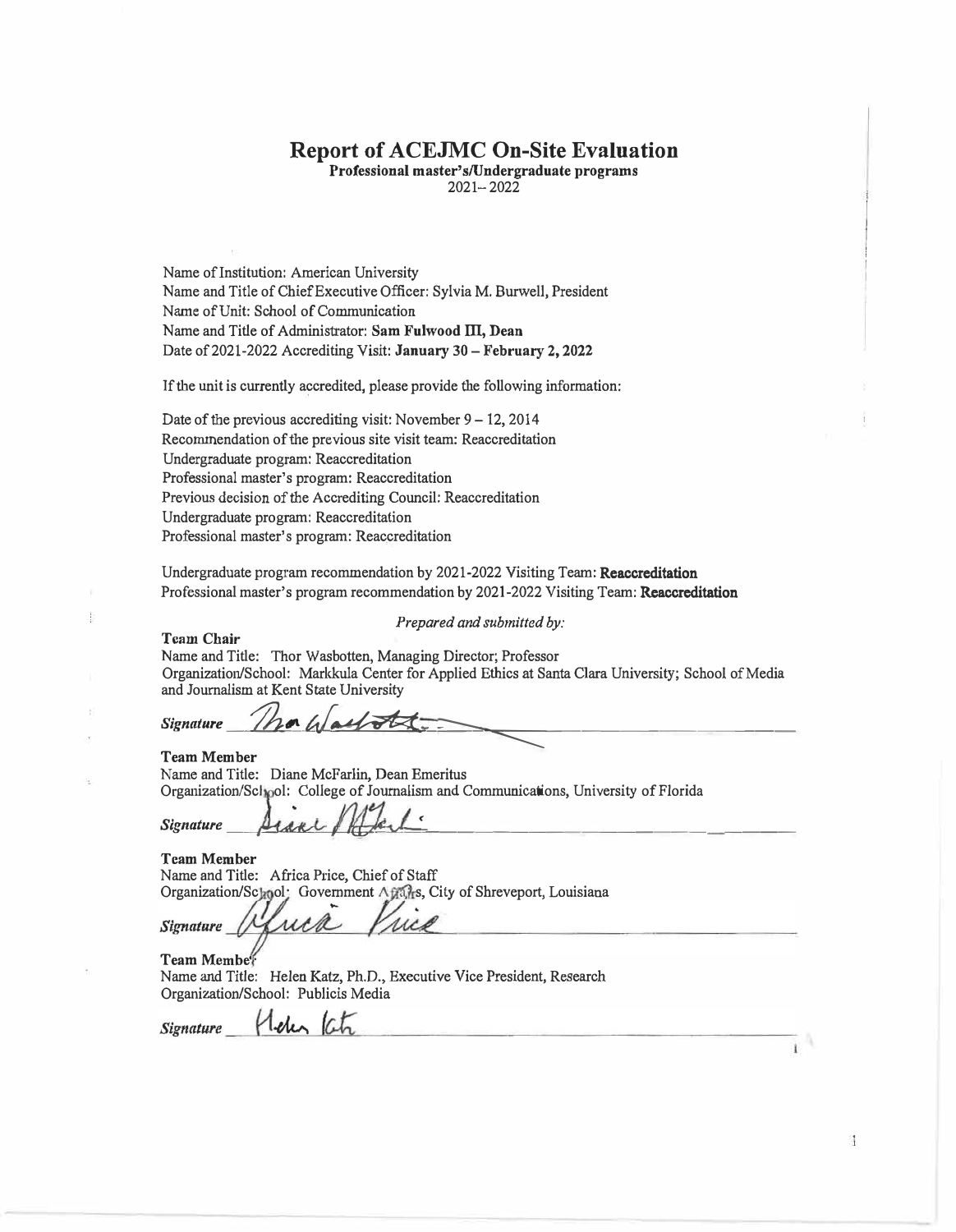# Report of ACEJMC On-Site Evaluation

**Professional master's/Undergraduate programs**
2021– 2022

Name of Institution: American University
Name and Title of Chief Executive Officer: Sylvia M. Burwell, President
Name of Unit: School of Communication
Name and Title of Administrator: **Sam Fulwood III, Dean**
Date of 2021-2022 Accrediting Visit: **January 30 – February 2, 2022**

If the unit is currently accredited, please provide the following information:

Date of the previous accrediting visit: November 9 – 12, 2014
Recommendation of the previous site visit team: Reaccreditation
Undergraduate program: Reaccreditation
Professional master's program: Reaccreditation
Previous decision of the Accrediting Council: Reaccreditation
Undergraduate program: Reaccreditation
Professional master's program: Reaccreditation

Undergraduate program recommendation by 2021-2022 Visiting Team: **Reaccreditation**
Professional master's program recommendation by 2021-2022 Visiting Team: **Reaccreditation**

*Prepared and submitted by:*

**Team Chair**
Name and Title: Thor Wasbotten, Managing Director; Professor
Organization/School: Markkula Center for Applied Ethics at Santa Clara University; School of Media and Journalism at Kent State University

*Signature* ______________________

**Team Member**
Name and Title: Diane McFarlin, Dean Emeritus
Organization/School: College of Journalism and Communications, University of Florida

*Signature* ______________________

**Team Member**
Name and Title: Africa Price, Chief of Staff
Organization/School: Government Affairs, City of Shreveport, Louisiana

*Signature* ______________________

**Team Member**
Name and Title: Helen Katz, Ph.D., Executive Vice President, Research
Organization/School: Publicis Media

*Signature* ______________________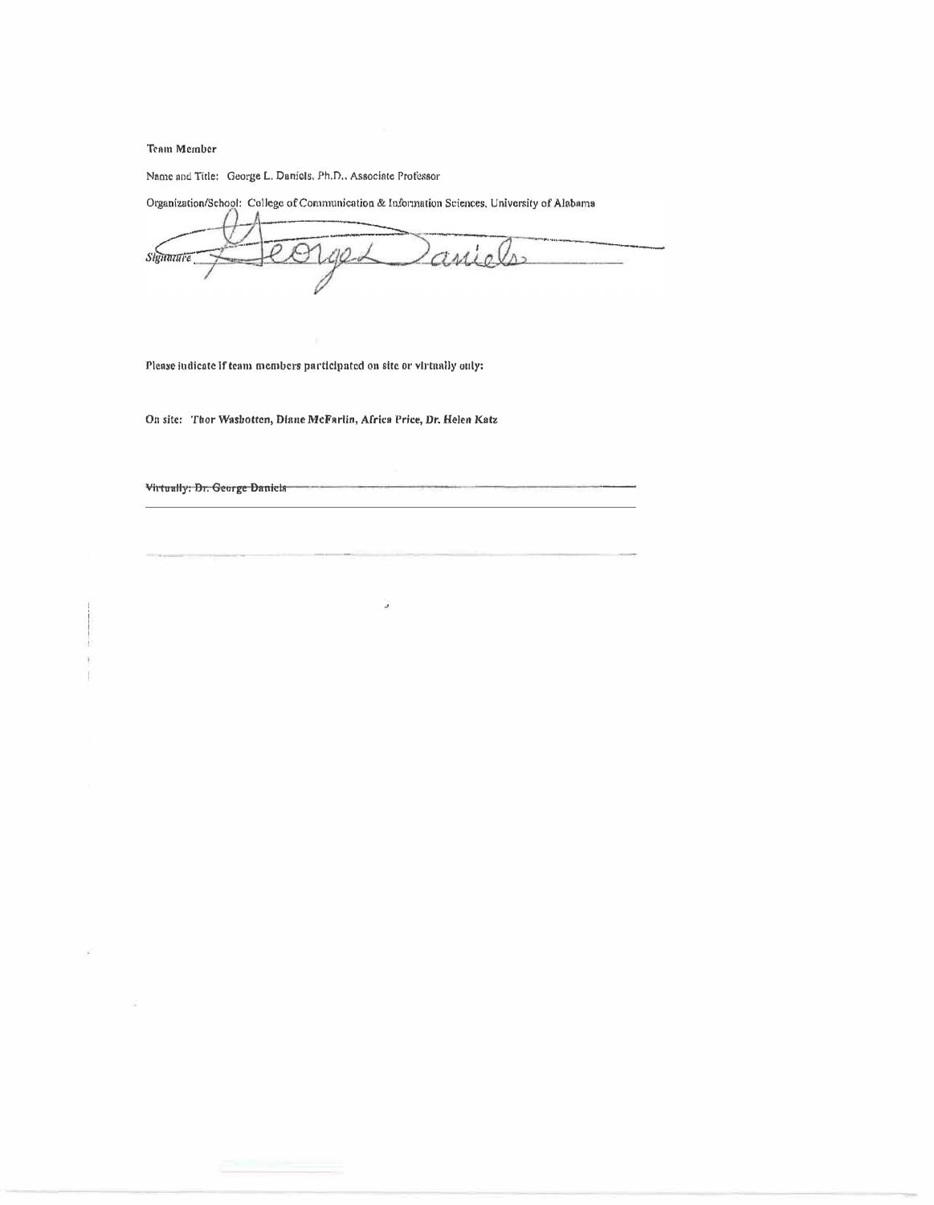Team Member

Name and Title: George L. Daniels, Ph.D., Associate Professor

Organization/School: College of Communication & Information Sciences, University of Alabama

*Signature* George Daniels

**Please indicate if team members participated on site or virtually only:**

**On site: Thor Wasbotten, Diane McFarlin, Africa Price, Dr. Helen Katz**

~~**Virtually: Dr. George Daniels**~~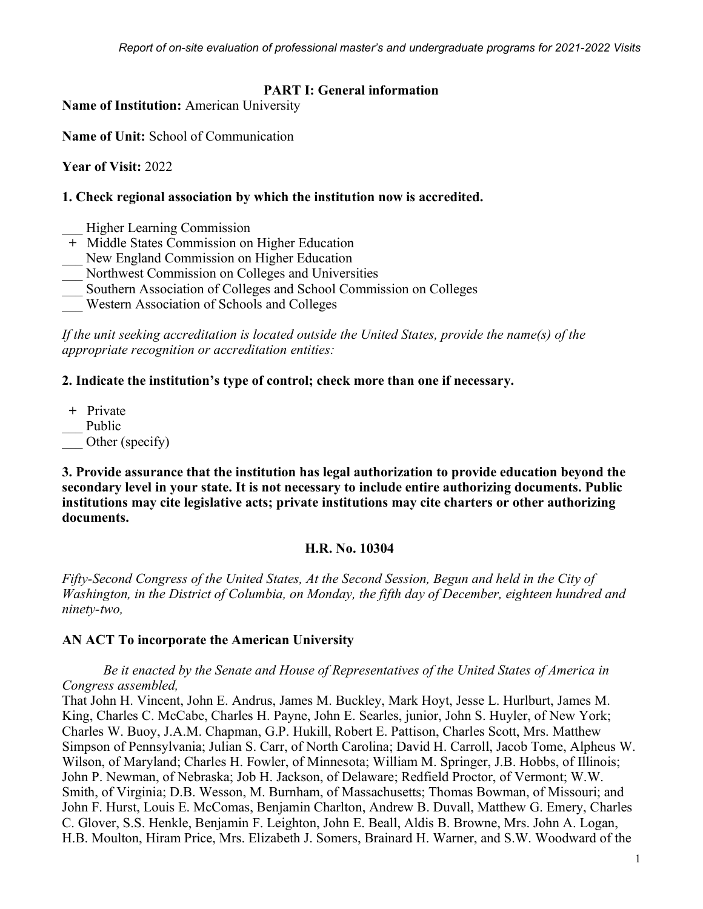## PART I: General information

**Name of Institution:** American University

**Name of Unit:** School of Communication

**Year of Visit:** 2022

**1. Check regional association by which the institution now is accredited.**

___ Higher Learning Commission
 \+ Middle States Commission on Higher Education
___ New England Commission on Higher Education
___ Northwest Commission on Colleges and Universities
___ Southern Association of Colleges and School Commission on Colleges
___ Western Association of Schools and Colleges

*If the unit seeking accreditation is located outside the United States, provide the name(s) of the appropriate recognition or accreditation entities:*

**2. Indicate the institution's type of control; check more than one if necessary.**

 \+ Private
___ Public
___ Other (specify)

**3. Provide assurance that the institution has legal authorization to provide education beyond the secondary level in your state. It is not necessary to include entire authorizing documents. Public institutions may cite legislative acts; private institutions may cite charters or other authorizing documents.**

**H.R. No. 10304**

*Fifty-Second Congress of the United States, At the Second Session, Begun and held in the City of Washington, in the District of Columbia, on Monday, the fifth day of December, eighteen hundred and ninety-two,*

**AN ACT To incorporate the American University**

*Be it enacted by the Senate and House of Representatives of the United States of America in Congress assembled,*

That John H. Vincent, John E. Andrus, James M. Buckley, Mark Hoyt, Jesse L. Hurlburt, James M. King, Charles C. McCabe, Charles H. Payne, John E. Searles, junior, John S. Huyler, of New York; Charles W. Buoy, J.A.M. Chapman, G.P. Hukill, Robert E. Pattison, Charles Scott, Mrs. Matthew Simpson of Pennsylvania; Julian S. Carr, of North Carolina; David H. Carroll, Jacob Tome, Alpheus W. Wilson, of Maryland; Charles H. Fowler, of Minnesota; William M. Springer, J.B. Hobbs, of Illinois; John P. Newman, of Nebraska; Job H. Jackson, of Delaware; Redfield Proctor, of Vermont; W.W. Smith, of Virginia; D.B. Wesson, M. Burnham, of Massachusetts; Thomas Bowman, of Missouri; and John F. Hurst, Louis E. McComas, Benjamin Charlton, Andrew B. Duvall, Matthew G. Emery, Charles C. Glover, S.S. Henkle, Benjamin F. Leighton, John E. Beall, Aldis B. Browne, Mrs. John A. Logan, H.B. Moulton, Hiram Price, Mrs. Elizabeth J. Somers, Brainard H. Warner, and S.W. Woodward of the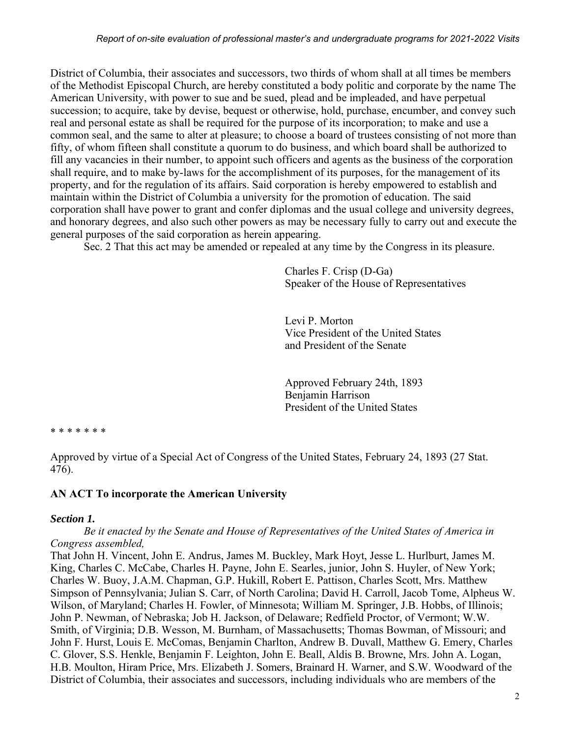District of Columbia, their associates and successors, two thirds of whom shall at all times be members of the Methodist Episcopal Church, are hereby constituted a body politic and corporate by the name The American University, with power to sue and be sued, plead and be impleaded, and have perpetual succession; to acquire, take by devise, bequest or otherwise, hold, purchase, encumber, and convey such real and personal estate as shall be required for the purpose of its incorporation; to make and use a common seal, and the same to alter at pleasure; to choose a board of trustees consisting of not more than fifty, of whom fifteen shall constitute a quorum to do business, and which board shall be authorized to fill any vacancies in their number, to appoint such officers and agents as the business of the corporation shall require, and to make by-laws for the accomplishment of its purposes, for the management of its property, and for the regulation of its affairs. Said corporation is hereby empowered to establish and maintain within the District of Columbia a university for the promotion of education. The said corporation shall have power to grant and confer diplomas and the usual college and university degrees, and honorary degrees, and also such other powers as may be necessary fully to carry out and execute the general purposes of the said corporation as herein appearing.

Sec. 2 That this act may be amended or repealed at any time by the Congress in its pleasure.

Charles F. Crisp (D-Ga)
Speaker of the House of Representatives

Levi P. Morton
Vice President of the United States
and President of the Senate

Approved February 24th, 1893
Benjamin Harrison
President of the United States

* * * * * * *

Approved by virtue of a Special Act of Congress of the United States, February 24, 1893 (27 Stat. 476).

**AN ACT To incorporate the American University**

***Section 1.***

*Be it enacted by the Senate and House of Representatives of the United States of America in Congress assembled,*

That John H. Vincent, John E. Andrus, James M. Buckley, Mark Hoyt, Jesse L. Hurlburt, James M. King, Charles C. McCabe, Charles H. Payne, John E. Searles, junior, John S. Huyler, of New York; Charles W. Buoy, J.A.M. Chapman, G.P. Hukill, Robert E. Pattison, Charles Scott, Mrs. Matthew Simpson of Pennsylvania; Julian S. Carr, of North Carolina; David H. Carroll, Jacob Tome, Alpheus W. Wilson, of Maryland; Charles H. Fowler, of Minnesota; William M. Springer, J.B. Hobbs, of Illinois; John P. Newman, of Nebraska; Job H. Jackson, of Delaware; Redfield Proctor, of Vermont; W.W. Smith, of Virginia; D.B. Wesson, M. Burnham, of Massachusetts; Thomas Bowman, of Missouri; and John F. Hurst, Louis E. McComas, Benjamin Charlton, Andrew B. Duvall, Matthew G. Emery, Charles C. Glover, S.S. Henkle, Benjamin F. Leighton, John E. Beall, Aldis B. Browne, Mrs. John A. Logan, H.B. Moulton, Hiram Price, Mrs. Elizabeth J. Somers, Brainard H. Warner, and S.W. Woodward of the District of Columbia, their associates and successors, including individuals who are members of the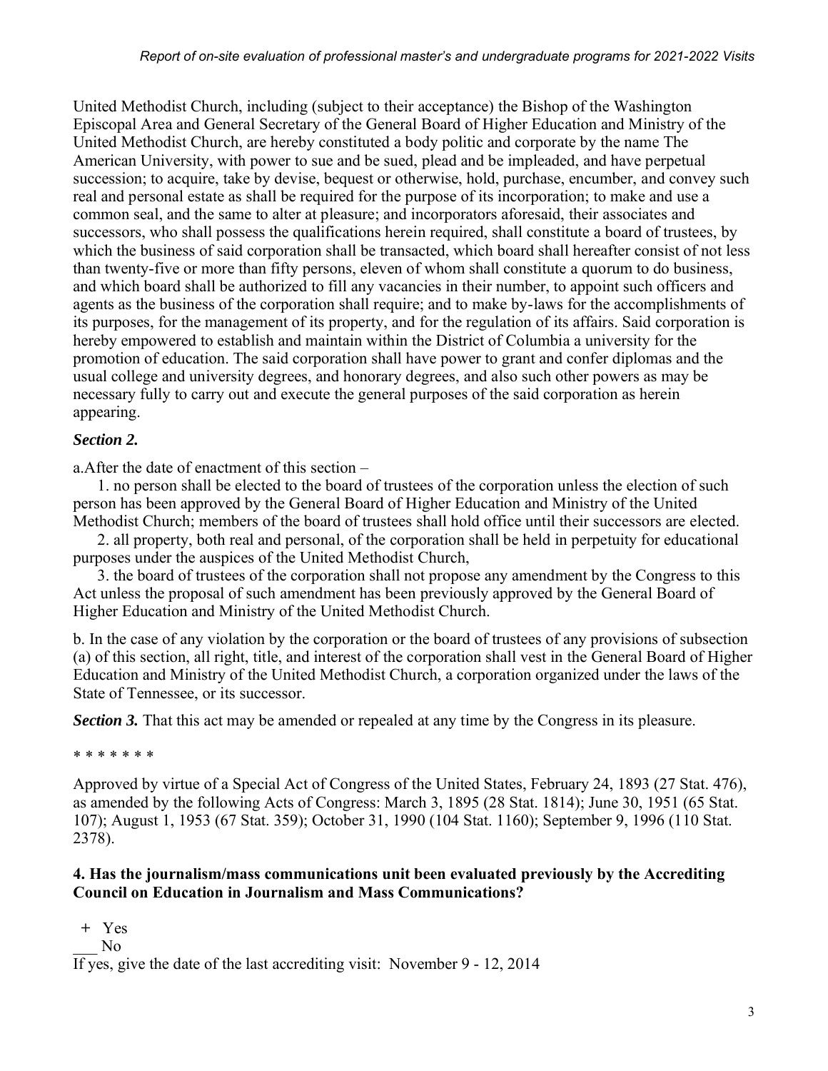United Methodist Church, including (subject to their acceptance) the Bishop of the Washington Episcopal Area and General Secretary of the General Board of Higher Education and Ministry of the United Methodist Church, are hereby constituted a body politic and corporate by the name The American University, with power to sue and be sued, plead and be impleaded, and have perpetual succession; to acquire, take by devise, bequest or otherwise, hold, purchase, encumber, and convey such real and personal estate as shall be required for the purpose of its incorporation; to make and use a common seal, and the same to alter at pleasure; and incorporators aforesaid, their associates and successors, who shall possess the qualifications herein required, shall constitute a board of trustees, by which the business of said corporation shall be transacted, which board shall hereafter consist of not less than twenty-five or more than fifty persons, eleven of whom shall constitute a quorum to do business, and which board shall be authorized to fill any vacancies in their number, to appoint such officers and agents as the business of the corporation shall require; and to make by-laws for the accomplishments of its purposes, for the management of its property, and for the regulation of its affairs. Said corporation is hereby empowered to establish and maintain within the District of Columbia a university for the promotion of education. The said corporation shall have power to grant and confer diplomas and the usual college and university degrees, and honorary degrees, and also such other powers as may be necessary fully to carry out and execute the general purposes of the said corporation as herein appearing.

***Section 2.***

a.After the date of enactment of this section –

1. no person shall be elected to the board of trustees of the corporation unless the election of such person has been approved by the General Board of Higher Education and Ministry of the United Methodist Church; members of the board of trustees shall hold office until their successors are elected.
2. all property, both real and personal, of the corporation shall be held in perpetuity for educational purposes under the auspices of the United Methodist Church,
3. the board of trustees of the corporation shall not propose any amendment by the Congress to this Act unless the proposal of such amendment has been previously approved by the General Board of Higher Education and Ministry of the United Methodist Church.

b. In the case of any violation by the corporation or the board of trustees of any provisions of subsection (a) of this section, all right, title, and interest of the corporation shall vest in the General Board of Higher Education and Ministry of the United Methodist Church, a corporation organized under the laws of the State of Tennessee, or its successor.

***Section 3.*** That this act may be amended or repealed at any time by the Congress in its pleasure.

\* \* \* \* \* \* \*

Approved by virtue of a Special Act of Congress of the United States, February 24, 1893 (27 Stat. 476), as amended by the following Acts of Congress: March 3, 1895 (28 Stat. 1814); June 30, 1951 (65 Stat. 107); August 1, 1953 (67 Stat. 359); October 31, 1990 (104 Stat. 1160); September 9, 1996 (110 Stat. 2378).

**4. Has the journalism/mass communications unit been evaluated previously by the Accrediting Council on Education in Journalism and Mass Communications?**

\+ Yes
___ No

If yes, give the date of the last accrediting visit: November 9 - 12, 2014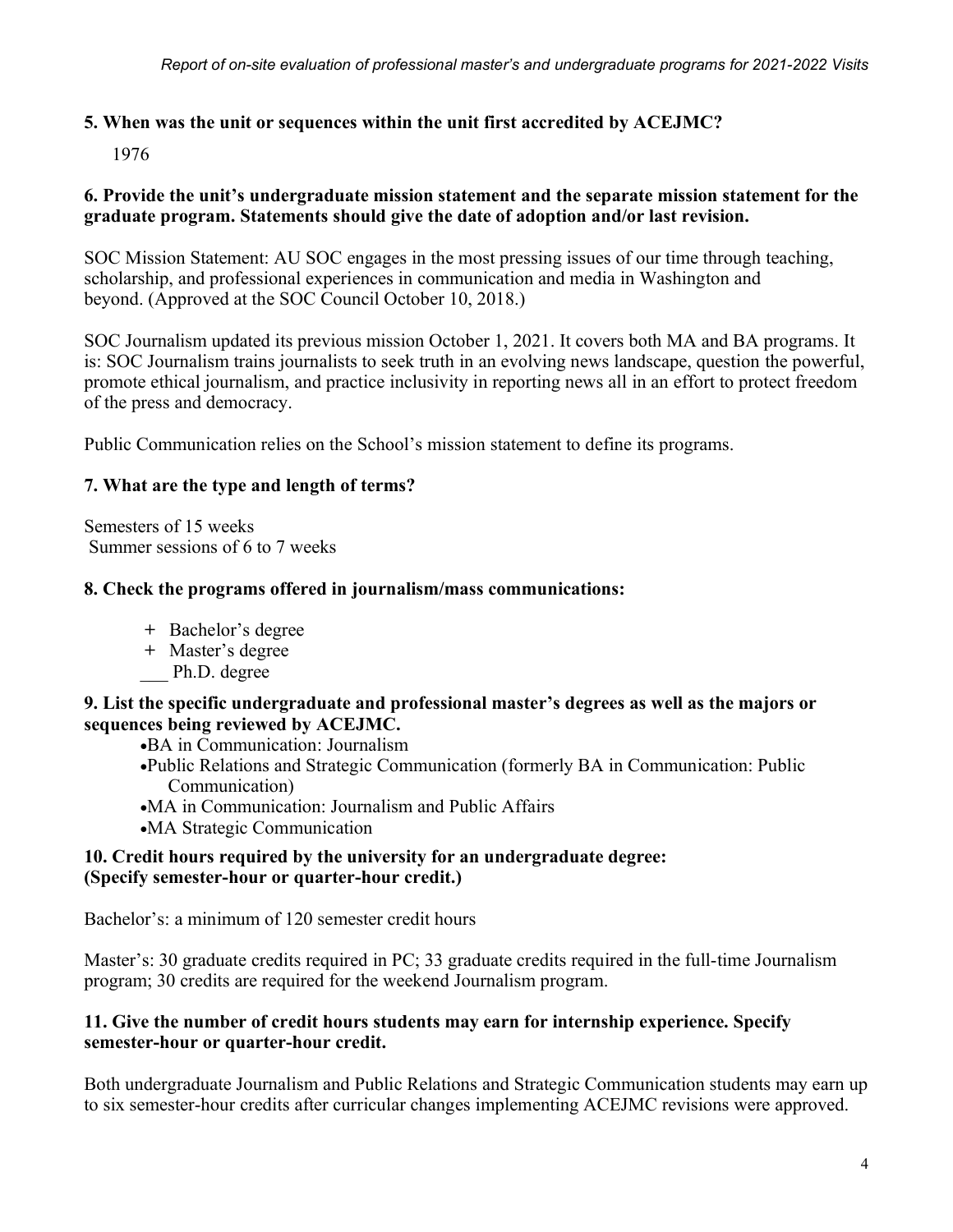**5. When was the unit or sequences within the unit first accredited by ACEJMC?**

1976

**6. Provide the unit's undergraduate mission statement and the separate mission statement for the graduate program. Statements should give the date of adoption and/or last revision.**

SOC Mission Statement: AU SOC engages in the most pressing issues of our time through teaching, scholarship, and professional experiences in communication and media in Washington and beyond. (Approved at the SOC Council October 10, 2018.)

SOC Journalism updated its previous mission October 1, 2021. It covers both MA and BA programs. It is: SOC Journalism trains journalists to seek truth in an evolving news landscape, question the powerful, promote ethical journalism, and practice inclusivity in reporting news all in an effort to protect freedom of the press and democracy.

Public Communication relies on the School's mission statement to define its programs.

**7. What are the type and length of terms?**

Semesters of 15 weeks
Summer sessions of 6 to 7 weeks

**8. Check the programs offered in journalism/mass communications:**

+ Bachelor's degree
+ Master's degree
___ Ph.D. degree

**9. List the specific undergraduate and professional master's degrees as well as the majors or sequences being reviewed by ACEJMC.**

- BA in Communication: Journalism
- Public Relations and Strategic Communication (formerly BA in Communication: Public Communication)
- MA in Communication: Journalism and Public Affairs
- MA Strategic Communication

**10. Credit hours required by the university for an undergraduate degree: (Specify semester-hour or quarter-hour credit.)**

Bachelor's: a minimum of 120 semester credit hours

Master's: 30 graduate credits required in PC; 33 graduate credits required in the full-time Journalism program; 30 credits are required for the weekend Journalism program.

**11. Give the number of credit hours students may earn for internship experience. Specify semester-hour or quarter-hour credit.**

Both undergraduate Journalism and Public Relations and Strategic Communication students may earn up to six semester-hour credits after curricular changes implementing ACEJMC revisions were approved.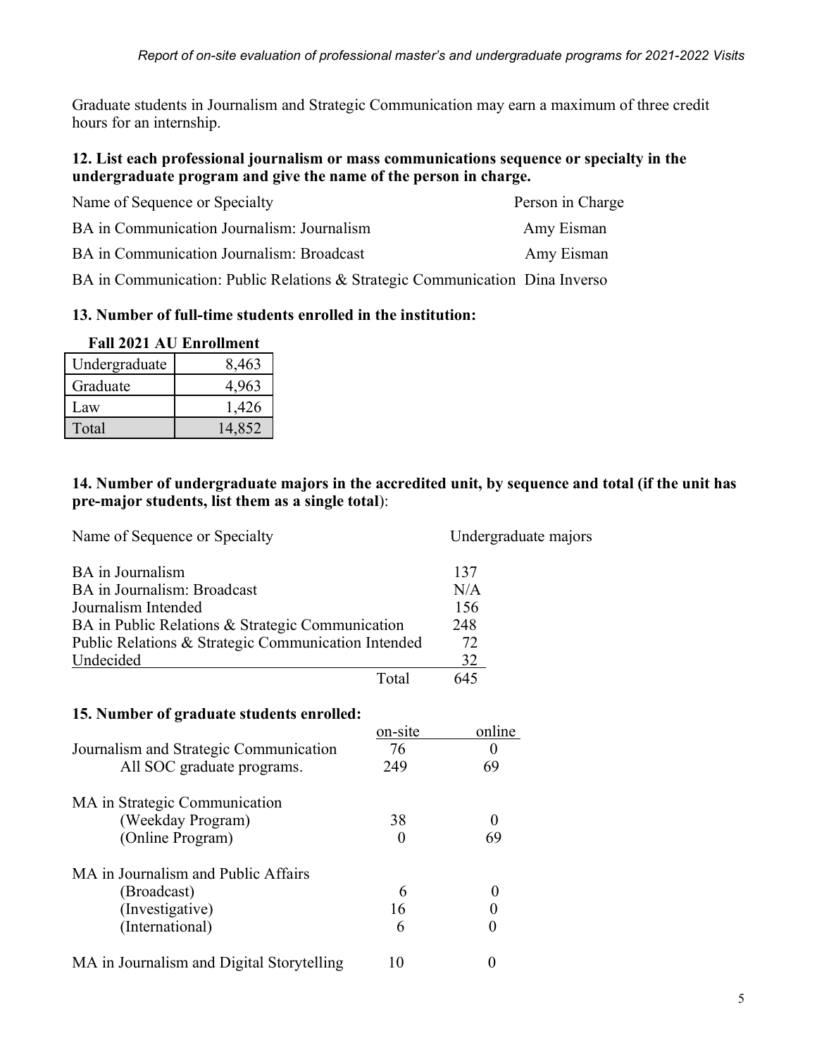Graduate students in Journalism and Strategic Communication may earn a maximum of three credit hours for an internship.

**12. List each professional journalism or mass communications sequence or specialty in the undergraduate program and give the name of the person in charge.**

| Name of Sequence or Specialty | Person in Charge |
|---|---|
| BA in Communication Journalism: Journalism | Amy Eisman |
| BA in Communication Journalism: Broadcast | Amy Eisman |
| BA in Communication: Public Relations & Strategic Communication | Dina Inverso |

**13. Number of full-time students enrolled in the institution:**

**Fall 2021 AU Enrollment**

| | |
|---|---|
| Undergraduate | 8,463 |
| Graduate | 4,963 |
| Law | 1,426 |
| Total | 14,852 |

**14. Number of undergraduate majors in the accredited unit, by sequence and total (if the unit has pre-major students, list them as a single total)**:

| Name of Sequence or Specialty | Undergraduate majors |
|---|---|
| BA in Journalism | 137 |
| BA in Journalism: Broadcast | N/A |
| Journalism Intended | 156 |
| BA in Public Relations & Strategic Communication | 248 |
| Public Relations & Strategic Communication Intended | 72 |
| Undecided | 32 |
| Total | 645 |

**15. Number of graduate students enrolled:**

| | on-site | online |
|---|---|---|
| Journalism and Strategic Communication | 76 | 0 |
| All SOC graduate programs. | 249 | 69 |
| MA in Strategic Communication | | |
| (Weekday Program) | 38 | 0 |
| (Online Program) | 0 | 69 |
| MA in Journalism and Public Affairs | | |
| (Broadcast) | 6 | 0 |
| (Investigative) | 16 | 0 |
| (International) | 6 | 0 |
| MA in Journalism and Digital Storytelling | 10 | 0 |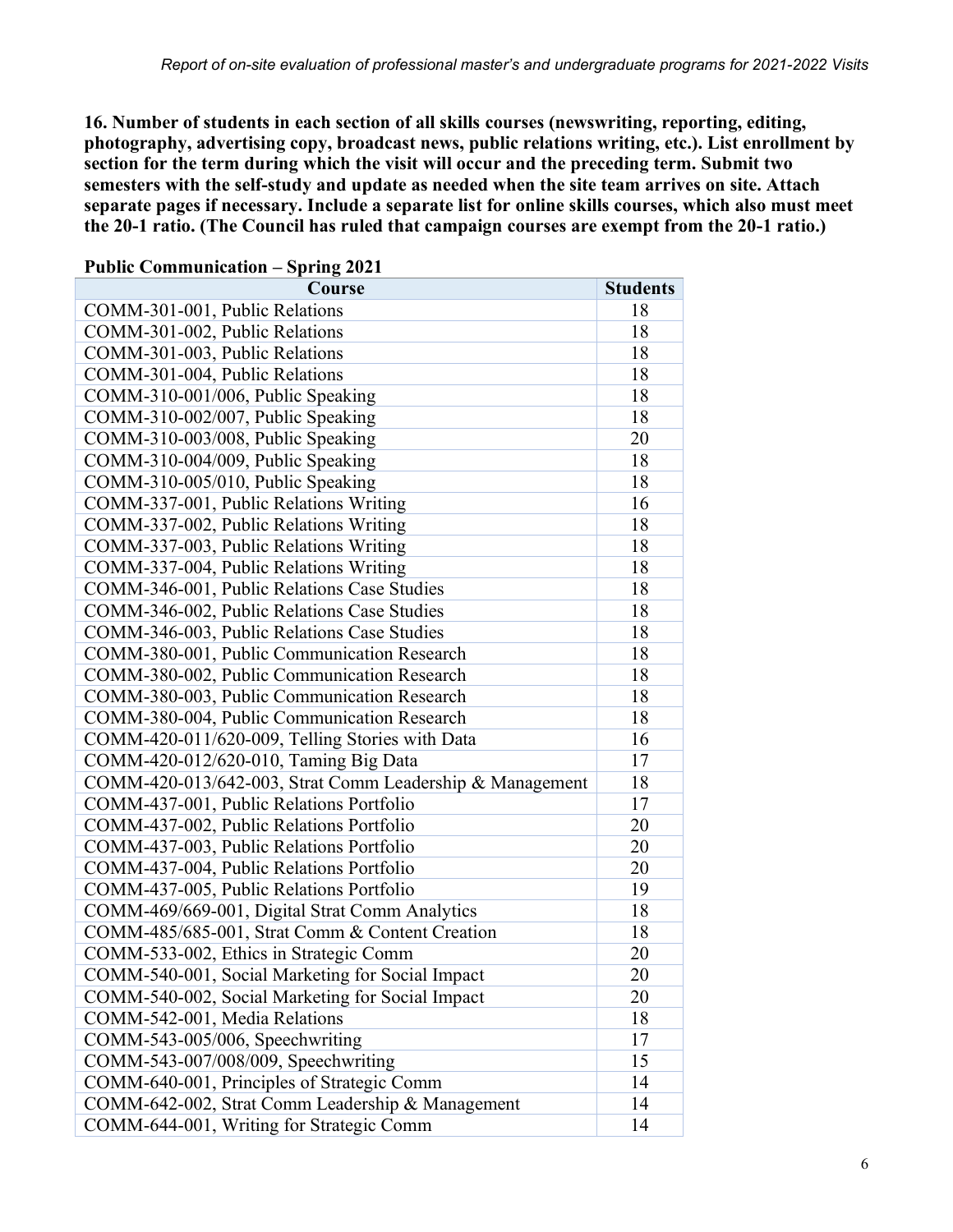**16. Number of students in each section of all skills courses (newswriting, reporting, editing, photography, advertising copy, broadcast news, public relations writing, etc.). List enrollment by section for the term during which the visit will occur and the preceding term. Submit two semesters with the self-study and update as needed when the site team arrives on site. Attach separate pages if necessary. Include a separate list for online skills courses, which also must meet the 20-1 ratio. (The Council has ruled that campaign courses are exempt from the 20-1 ratio.)**

**Public Communication – Spring 2021**

| Course | Students |
|---|---|
| COMM-301-001, Public Relations | 18 |
| COMM-301-002, Public Relations | 18 |
| COMM-301-003, Public Relations | 18 |
| COMM-301-004, Public Relations | 18 |
| COMM-310-001/006, Public Speaking | 18 |
| COMM-310-002/007, Public Speaking | 18 |
| COMM-310-003/008, Public Speaking | 20 |
| COMM-310-004/009, Public Speaking | 18 |
| COMM-310-005/010, Public Speaking | 18 |
| COMM-337-001, Public Relations Writing | 16 |
| COMM-337-002, Public Relations Writing | 18 |
| COMM-337-003, Public Relations Writing | 18 |
| COMM-337-004, Public Relations Writing | 18 |
| COMM-346-001, Public Relations Case Studies | 18 |
| COMM-346-002, Public Relations Case Studies | 18 |
| COMM-346-003, Public Relations Case Studies | 18 |
| COMM-380-001, Public Communication Research | 18 |
| COMM-380-002, Public Communication Research | 18 |
| COMM-380-003, Public Communication Research | 18 |
| COMM-380-004, Public Communication Research | 18 |
| COMM-420-011/620-009, Telling Stories with Data | 16 |
| COMM-420-012/620-010, Taming Big Data | 17 |
| COMM-420-013/642-003, Strat Comm Leadership & Management | 18 |
| COMM-437-001, Public Relations Portfolio | 17 |
| COMM-437-002, Public Relations Portfolio | 20 |
| COMM-437-003, Public Relations Portfolio | 20 |
| COMM-437-004, Public Relations Portfolio | 20 |
| COMM-437-005, Public Relations Portfolio | 19 |
| COMM-469/669-001, Digital Strat Comm Analytics | 18 |
| COMM-485/685-001, Strat Comm & Content Creation | 18 |
| COMM-533-002, Ethics in Strategic Comm | 20 |
| COMM-540-001, Social Marketing for Social Impact | 20 |
| COMM-540-002, Social Marketing for Social Impact | 20 |
| COMM-542-001, Media Relations | 18 |
| COMM-543-005/006, Speechwriting | 17 |
| COMM-543-007/008/009, Speechwriting | 15 |
| COMM-640-001, Principles of Strategic Comm | 14 |
| COMM-642-002, Strat Comm Leadership & Management | 14 |
| COMM-644-001, Writing for Strategic Comm | 14 |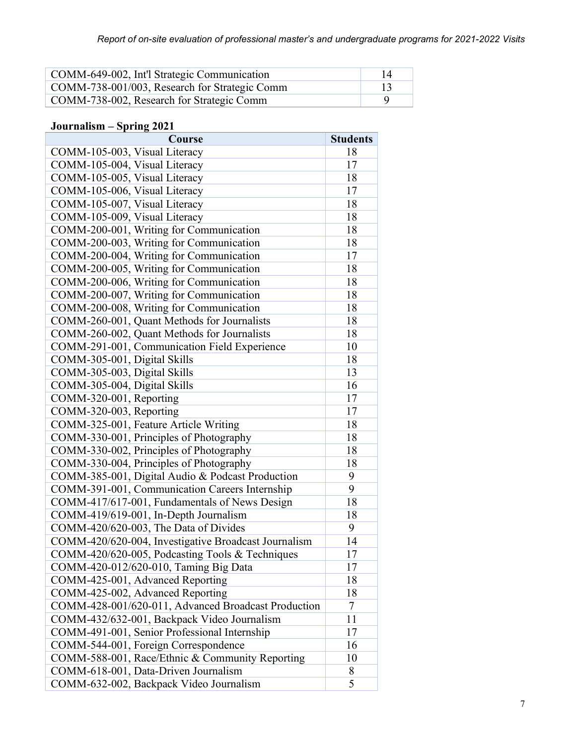| COMM-649-002, Int'l Strategic Communication | 14 |
|---|---|
| COMM-738-001/003, Research for Strategic Comm | 13 |
| COMM-738-002, Research for Strategic Comm | 9 |

**Journalism – Spring 2021**

| Course | Students |
|---|---|
| COMM-105-003, Visual Literacy | 18 |
| COMM-105-004, Visual Literacy | 17 |
| COMM-105-005, Visual Literacy | 18 |
| COMM-105-006, Visual Literacy | 17 |
| COMM-105-007, Visual Literacy | 18 |
| COMM-105-009, Visual Literacy | 18 |
| COMM-200-001, Writing for Communication | 18 |
| COMM-200-003, Writing for Communication | 18 |
| COMM-200-004, Writing for Communication | 17 |
| COMM-200-005, Writing for Communication | 18 |
| COMM-200-006, Writing for Communication | 18 |
| COMM-200-007, Writing for Communication | 18 |
| COMM-200-008, Writing for Communication | 18 |
| COMM-260-001, Quant Methods for Journalists | 18 |
| COMM-260-002, Quant Methods for Journalists | 18 |
| COMM-291-001, Communication Field Experience | 10 |
| COMM-305-001, Digital Skills | 18 |
| COMM-305-003, Digital Skills | 13 |
| COMM-305-004, Digital Skills | 16 |
| COMM-320-001, Reporting | 17 |
| COMM-320-003, Reporting | 17 |
| COMM-325-001, Feature Article Writing | 18 |
| COMM-330-001, Principles of Photography | 18 |
| COMM-330-002, Principles of Photography | 18 |
| COMM-330-004, Principles of Photography | 18 |
| COMM-385-001, Digital Audio & Podcast Production | 9 |
| COMM-391-001, Communication Careers Internship | 9 |
| COMM-417/617-001, Fundamentals of News Design | 18 |
| COMM-419/619-001, In-Depth Journalism | 18 |
| COMM-420/620-003, The Data of Divides | 9 |
| COMM-420/620-004, Investigative Broadcast Journalism | 14 |
| COMM-420/620-005, Podcasting Tools & Techniques | 17 |
| COMM-420-012/620-010, Taming Big Data | 17 |
| COMM-425-001, Advanced Reporting | 18 |
| COMM-425-002, Advanced Reporting | 18 |
| COMM-428-001/620-011, Advanced Broadcast Production | 7 |
| COMM-432/632-001, Backpack Video Journalism | 11 |
| COMM-491-001, Senior Professional Internship | 17 |
| COMM-544-001, Foreign Correspondence | 16 |
| COMM-588-001, Race/Ethnic & Community Reporting | 10 |
| COMM-618-001, Data-Driven Journalism | 8 |
| COMM-632-002, Backpack Video Journalism | 5 |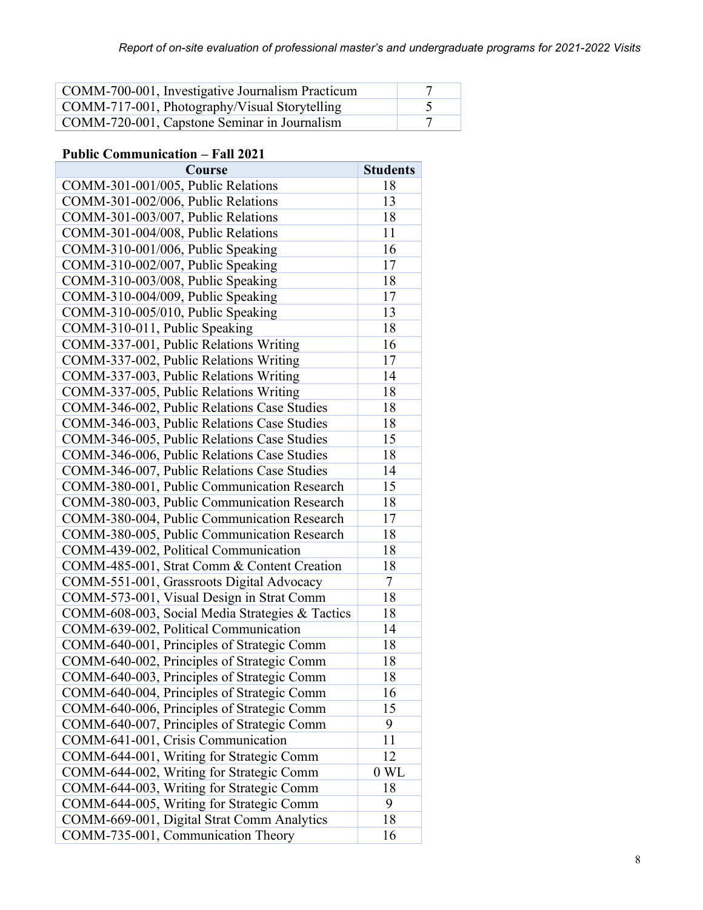| | |
|---|---|
| COMM-700-001, Investigative Journalism Practicum | 7 |
| COMM-717-001, Photography/Visual Storytelling | 5 |
| COMM-720-001, Capstone Seminar in Journalism | 7 |

**Public Communication – Fall 2021**

| Course | Students |
|---|---|
| COMM-301-001/005, Public Relations | 18 |
| COMM-301-002/006, Public Relations | 13 |
| COMM-301-003/007, Public Relations | 18 |
| COMM-301-004/008, Public Relations | 11 |
| COMM-310-001/006, Public Speaking | 16 |
| COMM-310-002/007, Public Speaking | 17 |
| COMM-310-003/008, Public Speaking | 18 |
| COMM-310-004/009, Public Speaking | 17 |
| COMM-310-005/010, Public Speaking | 13 |
| COMM-310-011, Public Speaking | 18 |
| COMM-337-001, Public Relations Writing | 16 |
| COMM-337-002, Public Relations Writing | 17 |
| COMM-337-003, Public Relations Writing | 14 |
| COMM-337-005, Public Relations Writing | 18 |
| COMM-346-002, Public Relations Case Studies | 18 |
| COMM-346-003, Public Relations Case Studies | 18 |
| COMM-346-005, Public Relations Case Studies | 15 |
| COMM-346-006, Public Relations Case Studies | 18 |
| COMM-346-007, Public Relations Case Studies | 14 |
| COMM-380-001, Public Communication Research | 15 |
| COMM-380-003, Public Communication Research | 18 |
| COMM-380-004, Public Communication Research | 17 |
| COMM-380-005, Public Communication Research | 18 |
| COMM-439-002, Political Communication | 18 |
| COMM-485-001, Strat Comm & Content Creation | 18 |
| COMM-551-001, Grassroots Digital Advocacy | 7 |
| COMM-573-001, Visual Design in Strat Comm | 18 |
| COMM-608-003, Social Media Strategies & Tactics | 18 |
| COMM-639-002, Political Communication | 14 |
| COMM-640-001, Principles of Strategic Comm | 18 |
| COMM-640-002, Principles of Strategic Comm | 18 |
| COMM-640-003, Principles of Strategic Comm | 18 |
| COMM-640-004, Principles of Strategic Comm | 16 |
| COMM-640-006, Principles of Strategic Comm | 15 |
| COMM-640-007, Principles of Strategic Comm | 9 |
| COMM-641-001, Crisis Communication | 11 |
| COMM-644-001, Writing for Strategic Comm | 12 |
| COMM-644-002, Writing for Strategic Comm | 0 WL |
| COMM-644-003, Writing for Strategic Comm | 18 |
| COMM-644-005, Writing for Strategic Comm | 9 |
| COMM-669-001, Digital Strat Comm Analytics | 18 |
| COMM-735-001, Communication Theory | 16 |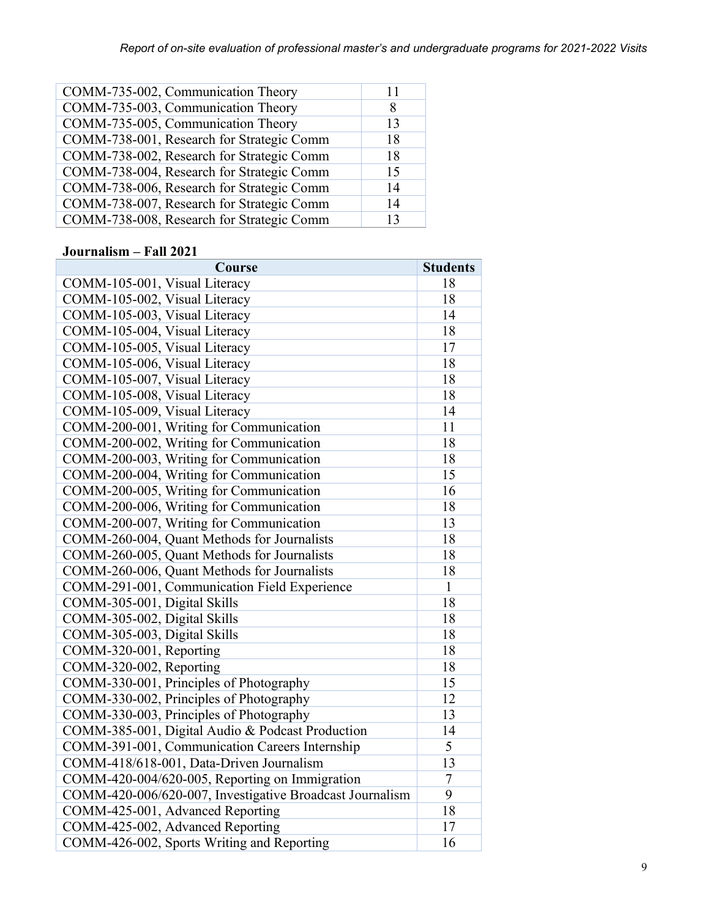| | |
|---|---|
| COMM-735-002, Communication Theory | 11 |
| COMM-735-003, Communication Theory | 8 |
| COMM-735-005, Communication Theory | 13 |
| COMM-738-001, Research for Strategic Comm | 18 |
| COMM-738-002, Research for Strategic Comm | 18 |
| COMM-738-004, Research for Strategic Comm | 15 |
| COMM-738-006, Research for Strategic Comm | 14 |
| COMM-738-007, Research for Strategic Comm | 14 |
| COMM-738-008, Research for Strategic Comm | 13 |

**Journalism – Fall 2021**

| Course | Students |
|---|---|
| COMM-105-001, Visual Literacy | 18 |
| COMM-105-002, Visual Literacy | 18 |
| COMM-105-003, Visual Literacy | 14 |
| COMM-105-004, Visual Literacy | 18 |
| COMM-105-005, Visual Literacy | 17 |
| COMM-105-006, Visual Literacy | 18 |
| COMM-105-007, Visual Literacy | 18 |
| COMM-105-008, Visual Literacy | 18 |
| COMM-105-009, Visual Literacy | 14 |
| COMM-200-001, Writing for Communication | 11 |
| COMM-200-002, Writing for Communication | 18 |
| COMM-200-003, Writing for Communication | 18 |
| COMM-200-004, Writing for Communication | 15 |
| COMM-200-005, Writing for Communication | 16 |
| COMM-200-006, Writing for Communication | 18 |
| COMM-200-007, Writing for Communication | 13 |
| COMM-260-004, Quant Methods for Journalists | 18 |
| COMM-260-005, Quant Methods for Journalists | 18 |
| COMM-260-006, Quant Methods for Journalists | 18 |
| COMM-291-001, Communication Field Experience | 1 |
| COMM-305-001, Digital Skills | 18 |
| COMM-305-002, Digital Skills | 18 |
| COMM-305-003, Digital Skills | 18 |
| COMM-320-001, Reporting | 18 |
| COMM-320-002, Reporting | 18 |
| COMM-330-001, Principles of Photography | 15 |
| COMM-330-002, Principles of Photography | 12 |
| COMM-330-003, Principles of Photography | 13 |
| COMM-385-001, Digital Audio & Podcast Production | 14 |
| COMM-391-001, Communication Careers Internship | 5 |
| COMM-418/618-001, Data-Driven Journalism | 13 |
| COMM-420-004/620-005, Reporting on Immigration | 7 |
| COMM-420-006/620-007, Investigative Broadcast Journalism | 9 |
| COMM-425-001, Advanced Reporting | 18 |
| COMM-425-002, Advanced Reporting | 17 |
| COMM-426-002, Sports Writing and Reporting | 16 |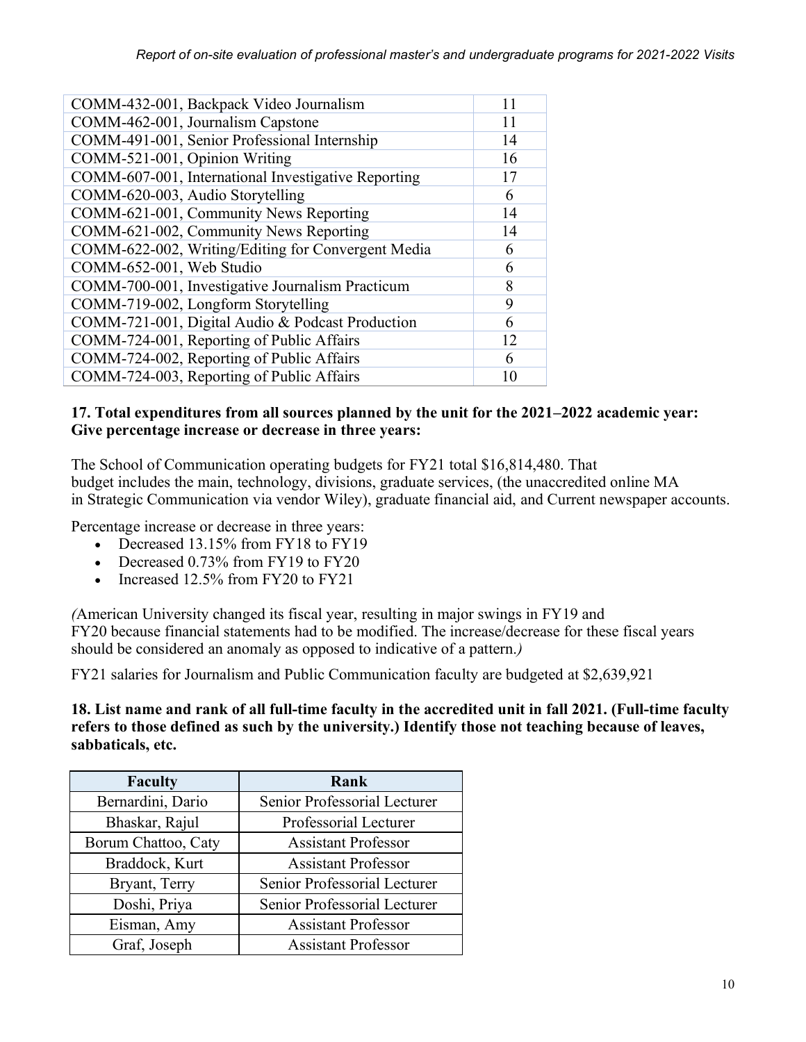| | |
|---|---|
| COMM-432-001, Backpack Video Journalism | 11 |
| COMM-462-001, Journalism Capstone | 11 |
| COMM-491-001, Senior Professional Internship | 14 |
| COMM-521-001, Opinion Writing | 16 |
| COMM-607-001, International Investigative Reporting | 17 |
| COMM-620-003, Audio Storytelling | 6 |
| COMM-621-001, Community News Reporting | 14 |
| COMM-621-002, Community News Reporting | 14 |
| COMM-622-002, Writing/Editing for Convergent Media | 6 |
| COMM-652-001, Web Studio | 6 |
| COMM-700-001, Investigative Journalism Practicum | 8 |
| COMM-719-002, Longform Storytelling | 9 |
| COMM-721-001, Digital Audio & Podcast Production | 6 |
| COMM-724-001, Reporting of Public Affairs | 12 |
| COMM-724-002, Reporting of Public Affairs | 6 |
| COMM-724-003, Reporting of Public Affairs | 10 |

**17. Total expenditures from all sources planned by the unit for the 2021–2022 academic year: Give percentage increase or decrease in three years:**

The School of Communication operating budgets for FY21 total $16,814,480. That budget includes the main, technology, divisions, graduate services, (the unaccredited online MA in Strategic Communication via vendor Wiley), graduate financial aid, and Current newspaper accounts.

Percentage increase or decrease in three years:

- Decreased 13.15% from FY18 to FY19
- Decreased 0.73% from FY19 to FY20
- Increased 12.5% from FY20 to FY21

*(American University changed its fiscal year, resulting in major swings in FY19 and FY20 because financial statements had to be modified. The increase/decrease for these fiscal years should be considered an anomaly as opposed to indicative of a pattern.)*

FY21 salaries for Journalism and Public Communication faculty are budgeted at $2,639,921

**18. List name and rank of all full-time faculty in the accredited unit in fall 2021. (Full-time faculty refers to those defined as such by the university.) Identify those not teaching because of leaves, sabbaticals, etc.**

| Faculty | Rank |
|---|---|
| Bernardini, Dario | Senior Professorial Lecturer |
| Bhaskar, Rajul | Professorial Lecturer |
| Borum Chattoo, Caty | Assistant Professor |
| Braddock, Kurt | Assistant Professor |
| Bryant, Terry | Senior Professorial Lecturer |
| Doshi, Priya | Senior Professorial Lecturer |
| Eisman, Amy | Assistant Professor |
| Graf, Joseph | Assistant Professor |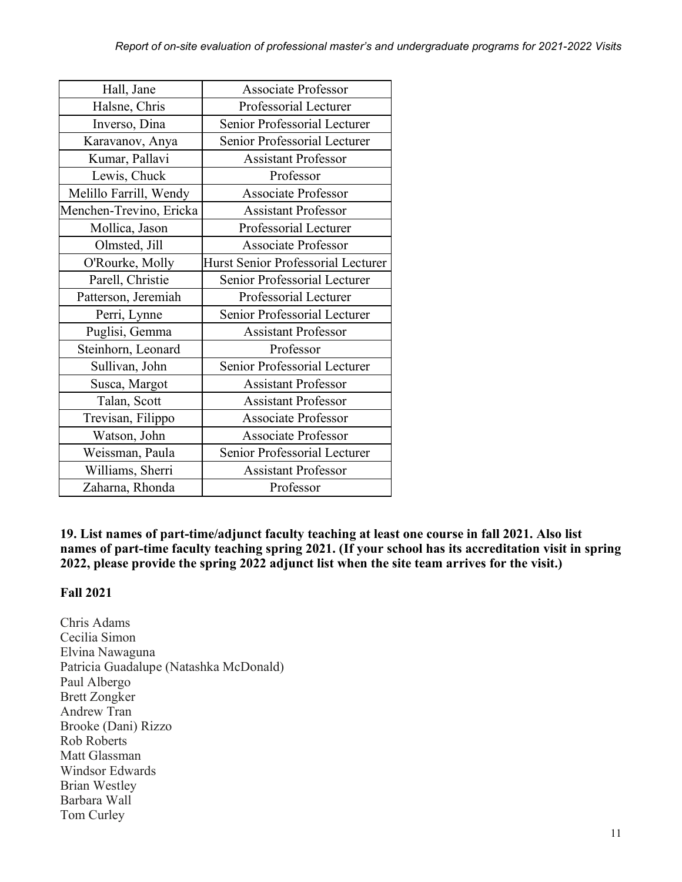| Hall, Jane | Associate Professor |
|---|---|
| Halsne, Chris | Professorial Lecturer |
| Inverso, Dina | Senior Professorial Lecturer |
| Karavanov, Anya | Senior Professorial Lecturer |
| Kumar, Pallavi | Assistant Professor |
| Lewis, Chuck | Professor |
| Melillo Farrill, Wendy | Associate Professor |
| Menchen-Trevino, Ericka | Assistant Professor |
| Mollica, Jason | Professorial Lecturer |
| Olmsted, Jill | Associate Professor |
| O'Rourke, Molly | Hurst Senior Professorial Lecturer |
| Parell, Christie | Senior Professorial Lecturer |
| Patterson, Jeremiah | Professorial Lecturer |
| Perri, Lynne | Senior Professorial Lecturer |
| Puglisi, Gemma | Assistant Professor |
| Steinhorn, Leonard | Professor |
| Sullivan, John | Senior Professorial Lecturer |
| Susca, Margot | Assistant Professor |
| Talan, Scott | Assistant Professor |
| Trevisan, Filippo | Associate Professor |
| Watson, John | Associate Professor |
| Weissman, Paula | Senior Professorial Lecturer |
| Williams, Sherri | Assistant Professor |
| Zaharna, Rhonda | Professor |

**19. List names of part-time/adjunct faculty teaching at least one course in fall 2021. Also list names of part-time faculty teaching spring 2021. (If your school has its accreditation visit in spring 2022, please provide the spring 2022 adjunct list when the site team arrives for the visit.)**

**Fall 2021**

Chris Adams
Cecilia Simon
Elvina Nawaguna
Patricia Guadalupe (Natashka McDonald)
Paul Albergo
Brett Zongker
Andrew Tran
Brooke (Dani) Rizzo
Rob Roberts
Matt Glassman
Windsor Edwards
Brian Westley
Barbara Wall
Tom Curley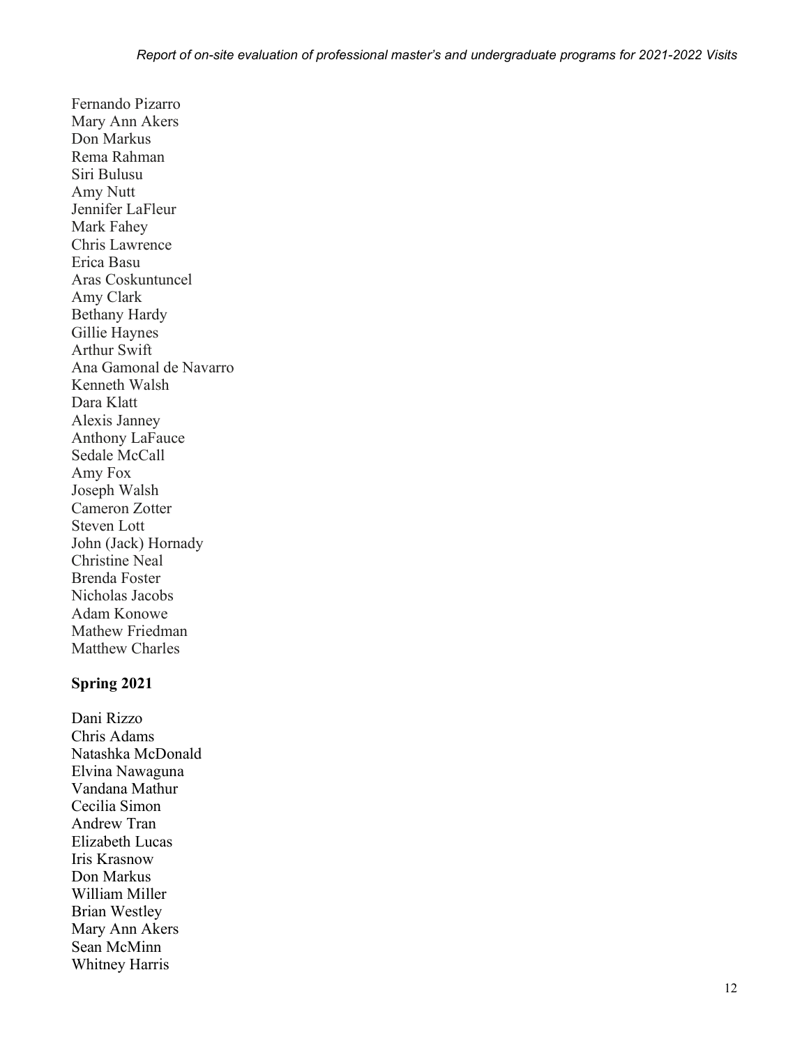Fernando Pizarro
Mary Ann Akers
Don Markus
Rema Rahman
Siri Bulusu
Amy Nutt
Jennifer LaFleur
Mark Fahey
Chris Lawrence
Erica Basu
Aras Coskuntuncel
Amy Clark
Bethany Hardy
Gillie Haynes
Arthur Swift
Ana Gamonal de Navarro
Kenneth Walsh
Dara Klatt
Alexis Janney
Anthony LaFauce
Sedale McCall
Amy Fox
Joseph Walsh
Cameron Zotter
Steven Lott
John (Jack) Hornady
Christine Neal
Brenda Foster
Nicholas Jacobs
Adam Konowe
Mathew Friedman
Matthew Charles

**Spring 2021**

Dani Rizzo
Chris Adams
Natashka McDonald
Elvina Nawaguna
Vandana Mathur
Cecilia Simon
Andrew Tran
Elizabeth Lucas
Iris Krasnow
Don Markus
William Miller
Brian Westley
Mary Ann Akers
Sean McMinn
Whitney Harris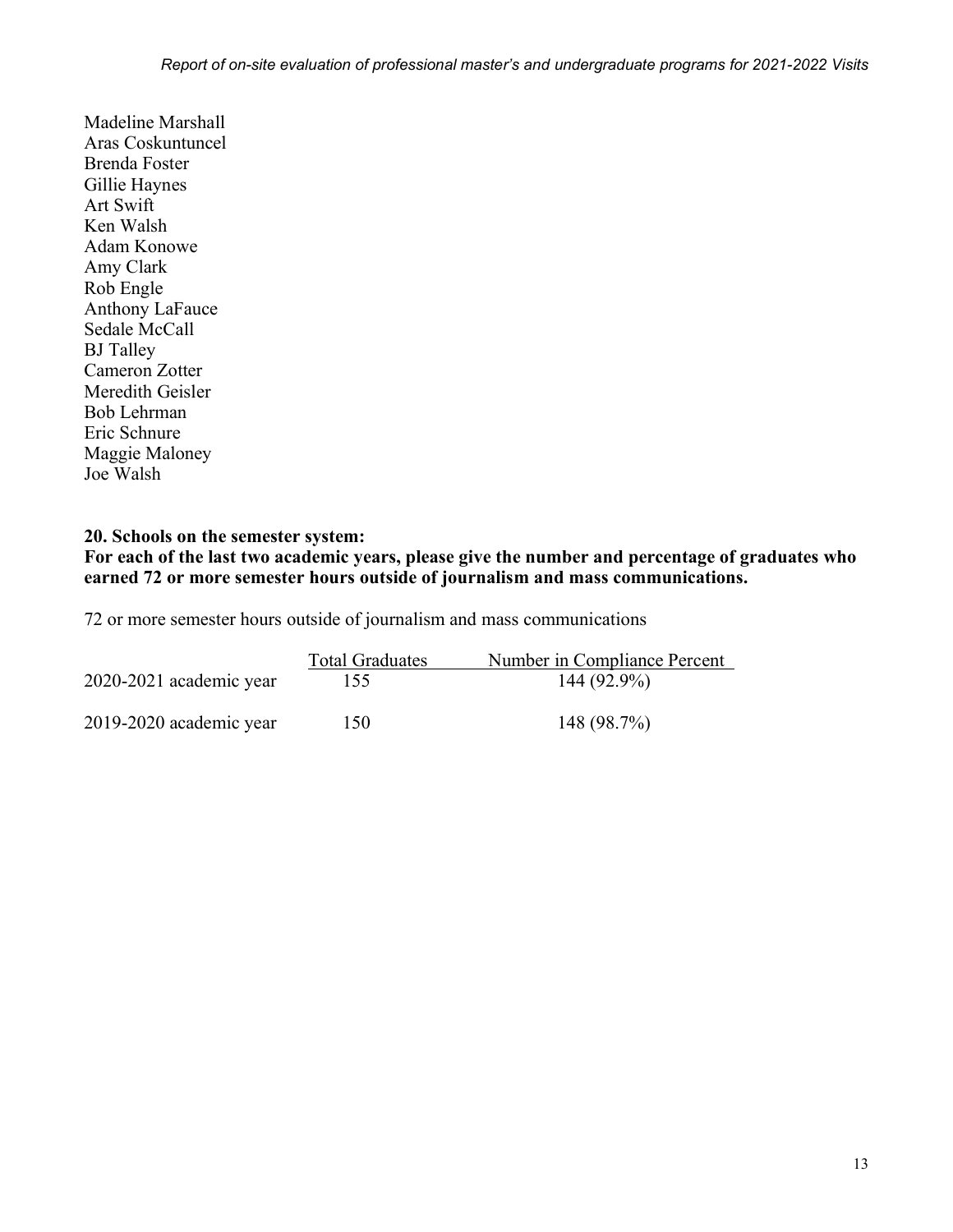Madeline Marshall
Aras Coskuntuncel
Brenda Foster
Gillie Haynes
Art Swift
Ken Walsh
Adam Konowe
Amy Clark
Rob Engle
Anthony LaFauce
Sedale McCall
BJ Talley
Cameron Zotter
Meredith Geisler
Bob Lehrman
Eric Schnure
Maggie Maloney
Joe Walsh

**20. Schools on the semester system:**
**For each of the last two academic years, please give the number and percentage of graduates who earned 72 or more semester hours outside of journalism and mass communications.**

72 or more semester hours outside of journalism and mass communications

| | Total Graduates | Number in Compliance Percent |
|---|---|---|
| 2020-2021 academic year | 155 | 144 (92.9%) |
| 2019-2020 academic year | 150 | 148 (98.7%) |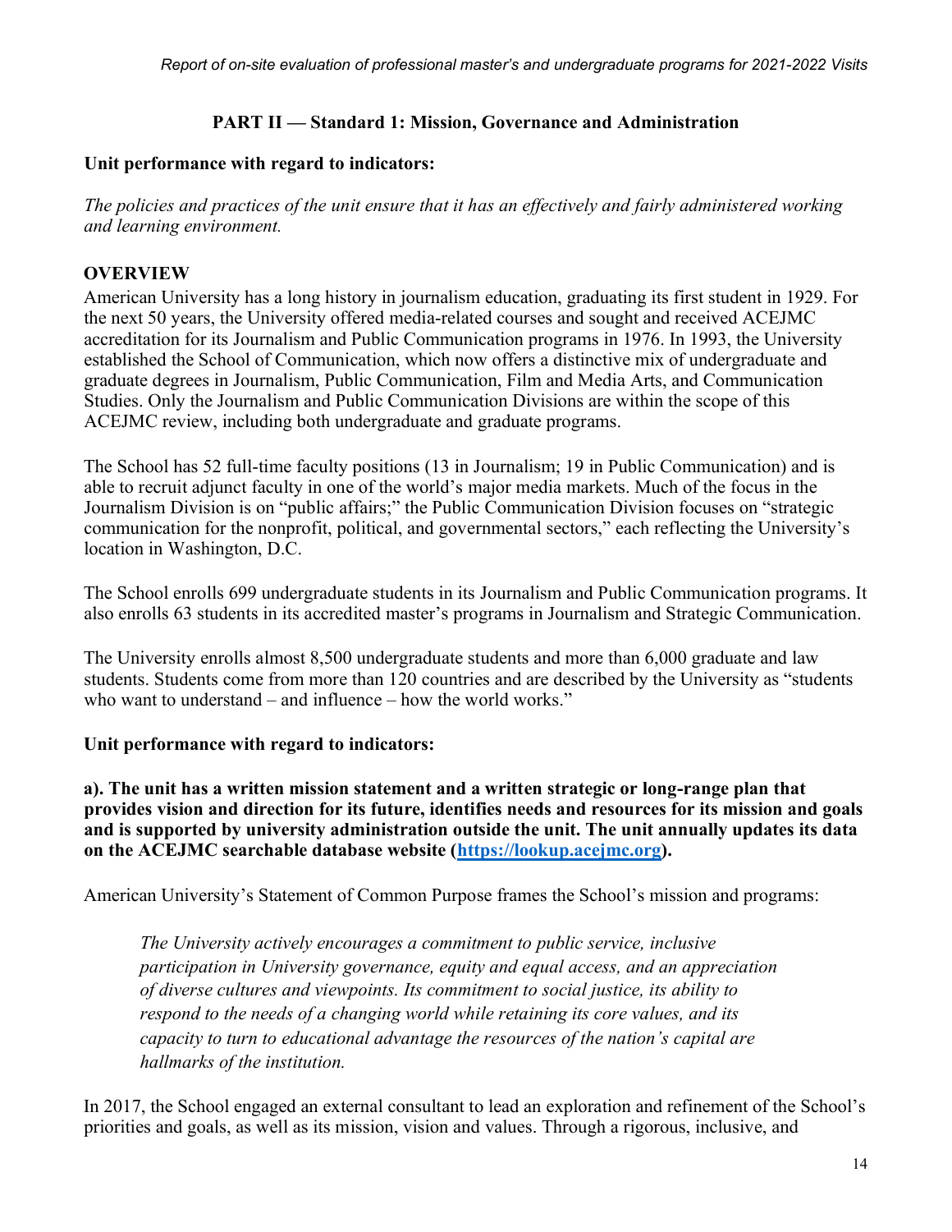## PART II — Standard 1: Mission, Governance and Administration

**Unit performance with regard to indicators:**

*The policies and practices of the unit ensure that it has an effectively and fairly administered working and learning environment.*

**OVERVIEW**

American University has a long history in journalism education, graduating its first student in 1929. For the next 50 years, the University offered media-related courses and sought and received ACEJMC accreditation for its Journalism and Public Communication programs in 1976. In 1993, the University established the School of Communication, which now offers a distinctive mix of undergraduate and graduate degrees in Journalism, Public Communication, Film and Media Arts, and Communication Studies. Only the Journalism and Public Communication Divisions are within the scope of this ACEJMC review, including both undergraduate and graduate programs.

The School has 52 full-time faculty positions (13 in Journalism; 19 in Public Communication) and is able to recruit adjunct faculty in one of the world's major media markets. Much of the focus in the Journalism Division is on "public affairs;" the Public Communication Division focuses on "strategic communication for the nonprofit, political, and governmental sectors," each reflecting the University's location in Washington, D.C.

The School enrolls 699 undergraduate students in its Journalism and Public Communication programs. It also enrolls 63 students in its accredited master's programs in Journalism and Strategic Communication.

The University enrolls almost 8,500 undergraduate students and more than 6,000 graduate and law students. Students come from more than 120 countries and are described by the University as "students who want to understand – and influence – how the world works."

**Unit performance with regard to indicators:**

**a). The unit has a written mission statement and a written strategic or long-range plan that provides vision and direction for its future, identifies needs and resources for its mission and goals and is supported by university administration outside the unit. The unit annually updates its data on the ACEJMC searchable database website ([https://lookup.acejmc.org](https://lookup.acejmc.org)).**

American University's Statement of Common Purpose frames the School's mission and programs:

> *The University actively encourages a commitment to public service, inclusive participation in University governance, equity and equal access, and an appreciation of diverse cultures and viewpoints. Its commitment to social justice, its ability to respond to the needs of a changing world while retaining its core values, and its capacity to turn to educational advantage the resources of the nation's capital are hallmarks of the institution.*

In 2017, the School engaged an external consultant to lead an exploration and refinement of the School's priorities and goals, as well as its mission, vision and values. Through a rigorous, inclusive, and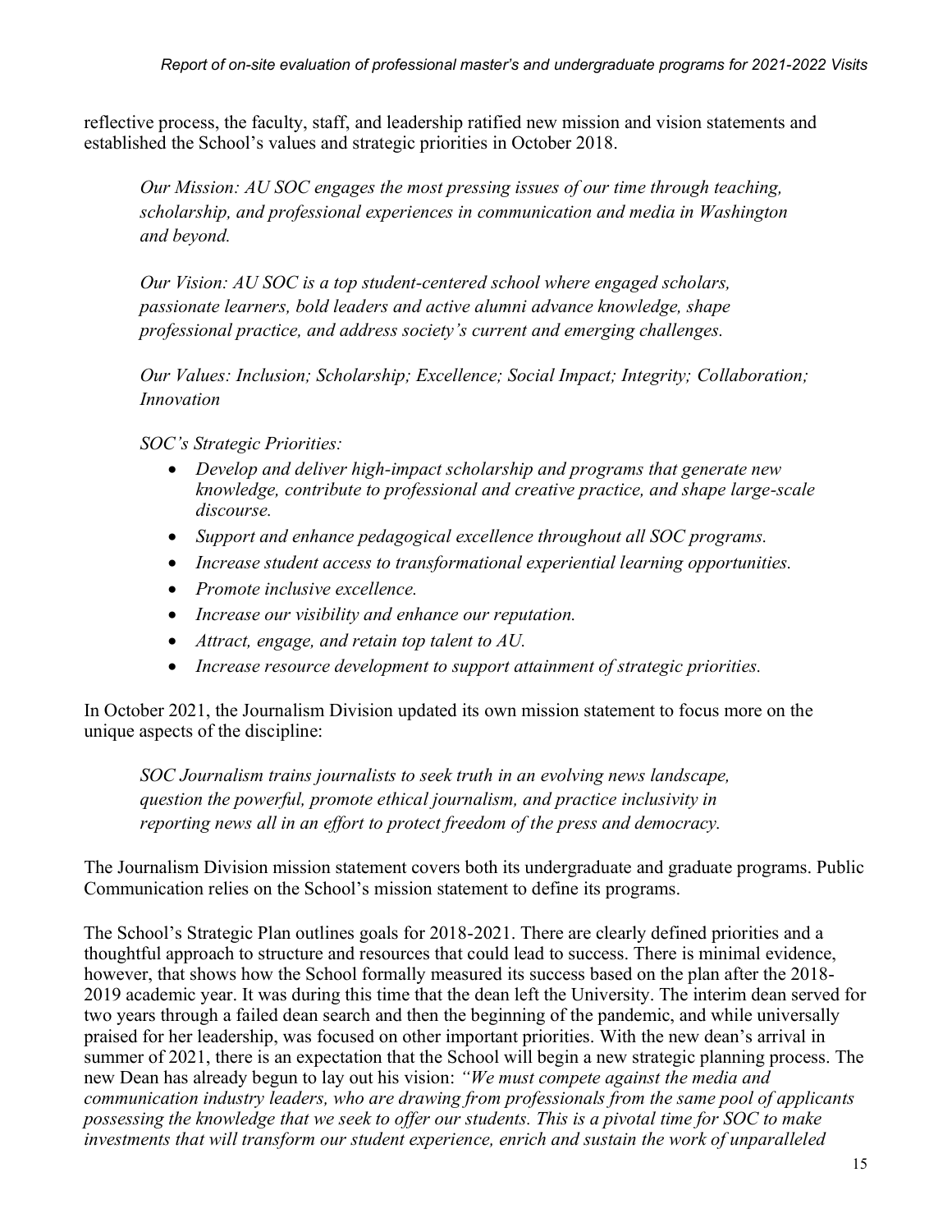reflective process, the faculty, staff, and leadership ratified new mission and vision statements and established the School's values and strategic priorities in October 2018.

> *Our Mission: AU SOC engages the most pressing issues of our time through teaching, scholarship, and professional experiences in communication and media in Washington and beyond.*
>
> *Our Vision: AU SOC is a top student-centered school where engaged scholars, passionate learners, bold leaders and active alumni advance knowledge, shape professional practice, and address society's current and emerging challenges.*
>
> *Our Values: Inclusion; Scholarship; Excellence; Social Impact; Integrity; Collaboration; Innovation*
>
> *SOC's Strategic Priorities:*
>
> - *Develop and deliver high-impact scholarship and programs that generate new knowledge, contribute to professional and creative practice, and shape large-scale discourse.*
> - *Support and enhance pedagogical excellence throughout all SOC programs.*
> - *Increase student access to transformational experiential learning opportunities.*
> - *Promote inclusive excellence.*
> - *Increase our visibility and enhance our reputation.*
> - *Attract, engage, and retain top talent to AU.*
> - *Increase resource development to support attainment of strategic priorities.*

In October 2021, the Journalism Division updated its own mission statement to focus more on the unique aspects of the discipline:

> *SOC Journalism trains journalists to seek truth in an evolving news landscape, question the powerful, promote ethical journalism, and practice inclusivity in reporting news all in an effort to protect freedom of the press and democracy.*

The Journalism Division mission statement covers both its undergraduate and graduate programs. Public Communication relies on the School's mission statement to define its programs.

The School's Strategic Plan outlines goals for 2018-2021. There are clearly defined priorities and a thoughtful approach to structure and resources that could lead to success. There is minimal evidence, however, that shows how the School formally measured its success based on the plan after the 2018-2019 academic year. It was during this time that the dean left the University. The interim dean served for two years through a failed dean search and then the beginning of the pandemic, and while universally praised for her leadership, was focused on other important priorities. With the new dean's arrival in summer of 2021, there is an expectation that the School will begin a new strategic planning process. The new Dean has already begun to lay out his vision: *"We must compete against the media and communication industry leaders, who are drawing from professionals from the same pool of applicants possessing the knowledge that we seek to offer our students. This is a pivotal time for SOC to make investments that will transform our student experience, enrich and sustain the work of unparalleled*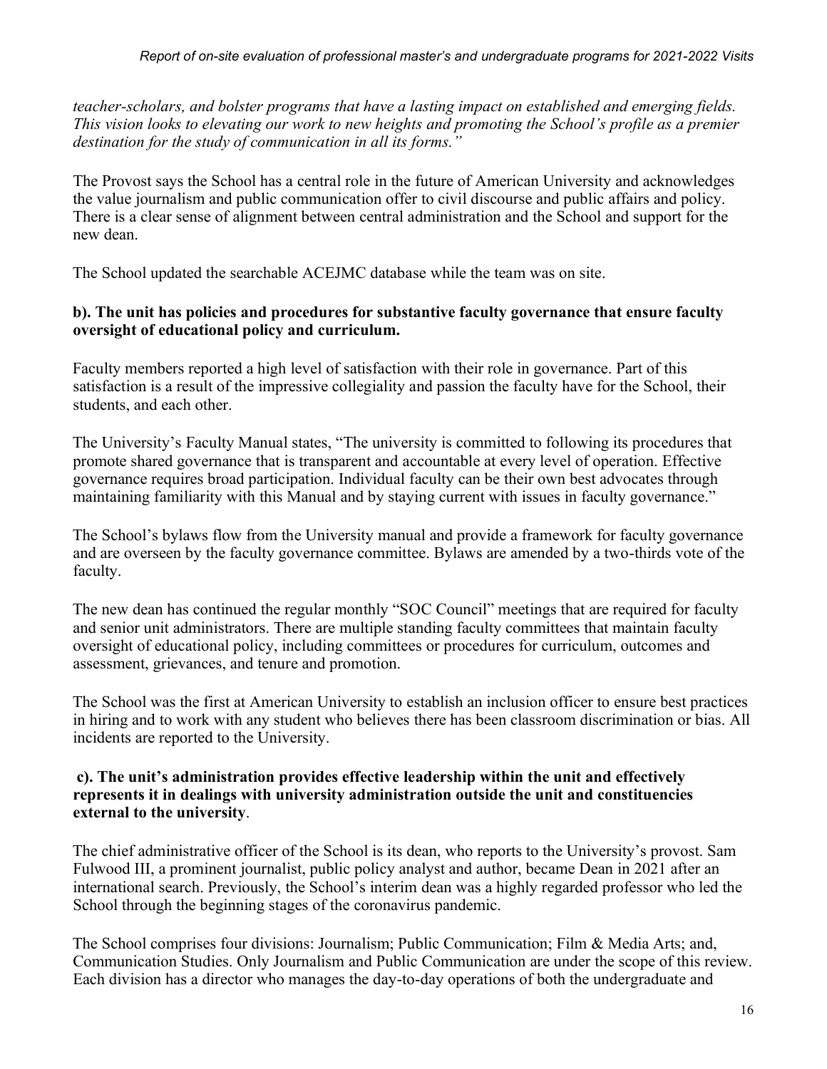*teacher-scholars, and bolster programs that have a lasting impact on established and emerging fields. This vision looks to elevating our work to new heights and promoting the School's profile as a premier destination for the study of communication in all its forms."*

The Provost says the School has a central role in the future of American University and acknowledges the value journalism and public communication offer to civil discourse and public affairs and policy. There is a clear sense of alignment between central administration and the School and support for the new dean.

The School updated the searchable ACEJMC database while the team was on site.

**b). The unit has policies and procedures for substantive faculty governance that ensure faculty oversight of educational policy and curriculum.**

Faculty members reported a high level of satisfaction with their role in governance. Part of this satisfaction is a result of the impressive collegiality and passion the faculty have for the School, their students, and each other.

The University's Faculty Manual states, "The university is committed to following its procedures that promote shared governance that is transparent and accountable at every level of operation. Effective governance requires broad participation. Individual faculty can be their own best advocates through maintaining familiarity with this Manual and by staying current with issues in faculty governance."

The School's bylaws flow from the University manual and provide a framework for faculty governance and are overseen by the faculty governance committee. Bylaws are amended by a two-thirds vote of the faculty.

The new dean has continued the regular monthly "SOC Council" meetings that are required for faculty and senior unit administrators. There are multiple standing faculty committees that maintain faculty oversight of educational policy, including committees or procedures for curriculum, outcomes and assessment, grievances, and tenure and promotion.

The School was the first at American University to establish an inclusion officer to ensure best practices in hiring and to work with any student who believes there has been classroom discrimination or bias. All incidents are reported to the University.

**c). The unit's administration provides effective leadership within the unit and effectively represents it in dealings with university administration outside the unit and constituencies external to the university**.

The chief administrative officer of the School is its dean, who reports to the University's provost. Sam Fulwood III, a prominent journalist, public policy analyst and author, became Dean in 2021 after an international search. Previously, the School's interim dean was a highly regarded professor who led the School through the beginning stages of the coronavirus pandemic.

The School comprises four divisions: Journalism; Public Communication; Film & Media Arts; and, Communication Studies. Only Journalism and Public Communication are under the scope of this review. Each division has a director who manages the day-to-day operations of both the undergraduate and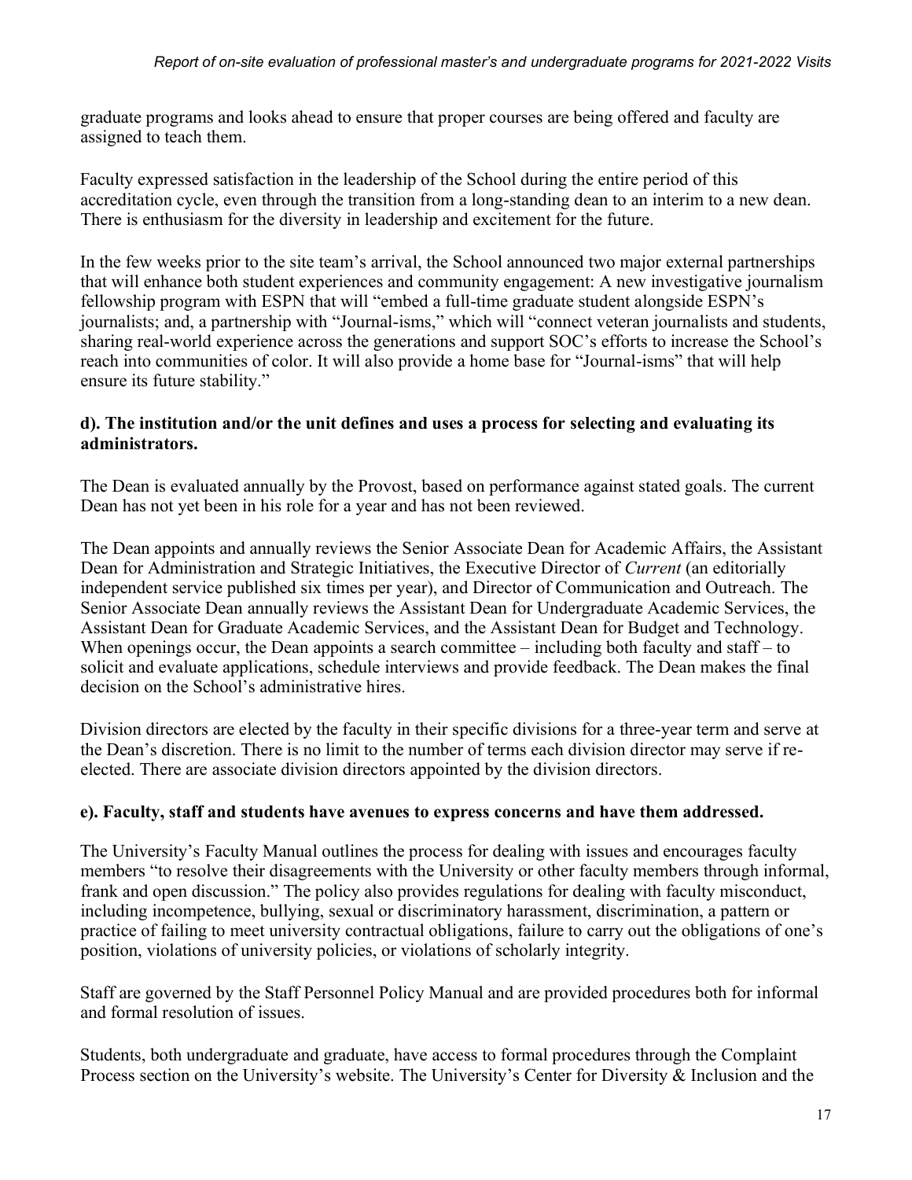graduate programs and looks ahead to ensure that proper courses are being offered and faculty are assigned to teach them.

Faculty expressed satisfaction in the leadership of the School during the entire period of this accreditation cycle, even through the transition from a long-standing dean to an interim to a new dean. There is enthusiasm for the diversity in leadership and excitement for the future.

In the few weeks prior to the site team's arrival, the School announced two major external partnerships that will enhance both student experiences and community engagement: A new investigative journalism fellowship program with ESPN that will "embed a full-time graduate student alongside ESPN's journalists; and, a partnership with "Journal-isms," which will "connect veteran journalists and students, sharing real-world experience across the generations and support SOC's efforts to increase the School's reach into communities of color. It will also provide a home base for "Journal-isms" that will help ensure its future stability."

**d). The institution and/or the unit defines and uses a process for selecting and evaluating its administrators.**

The Dean is evaluated annually by the Provost, based on performance against stated goals. The current Dean has not yet been in his role for a year and has not been reviewed.

The Dean appoints and annually reviews the Senior Associate Dean for Academic Affairs, the Assistant Dean for Administration and Strategic Initiatives, the Executive Director of *Current* (an editorially independent service published six times per year), and Director of Communication and Outreach. The Senior Associate Dean annually reviews the Assistant Dean for Undergraduate Academic Services, the Assistant Dean for Graduate Academic Services, and the Assistant Dean for Budget and Technology. When openings occur, the Dean appoints a search committee – including both faculty and staff – to solicit and evaluate applications, schedule interviews and provide feedback. The Dean makes the final decision on the School's administrative hires.

Division directors are elected by the faculty in their specific divisions for a three-year term and serve at the Dean's discretion. There is no limit to the number of terms each division director may serve if re-elected. There are associate division directors appointed by the division directors.

**e). Faculty, staff and students have avenues to express concerns and have them addressed.**

The University's Faculty Manual outlines the process for dealing with issues and encourages faculty members "to resolve their disagreements with the University or other faculty members through informal, frank and open discussion." The policy also provides regulations for dealing with faculty misconduct, including incompetence, bullying, sexual or discriminatory harassment, discrimination, a pattern or practice of failing to meet university contractual obligations, failure to carry out the obligations of one's position, violations of university policies, or violations of scholarly integrity.

Staff are governed by the Staff Personnel Policy Manual and are provided procedures both for informal and formal resolution of issues.

Students, both undergraduate and graduate, have access to formal procedures through the Complaint Process section on the University's website. The University's Center for Diversity & Inclusion and the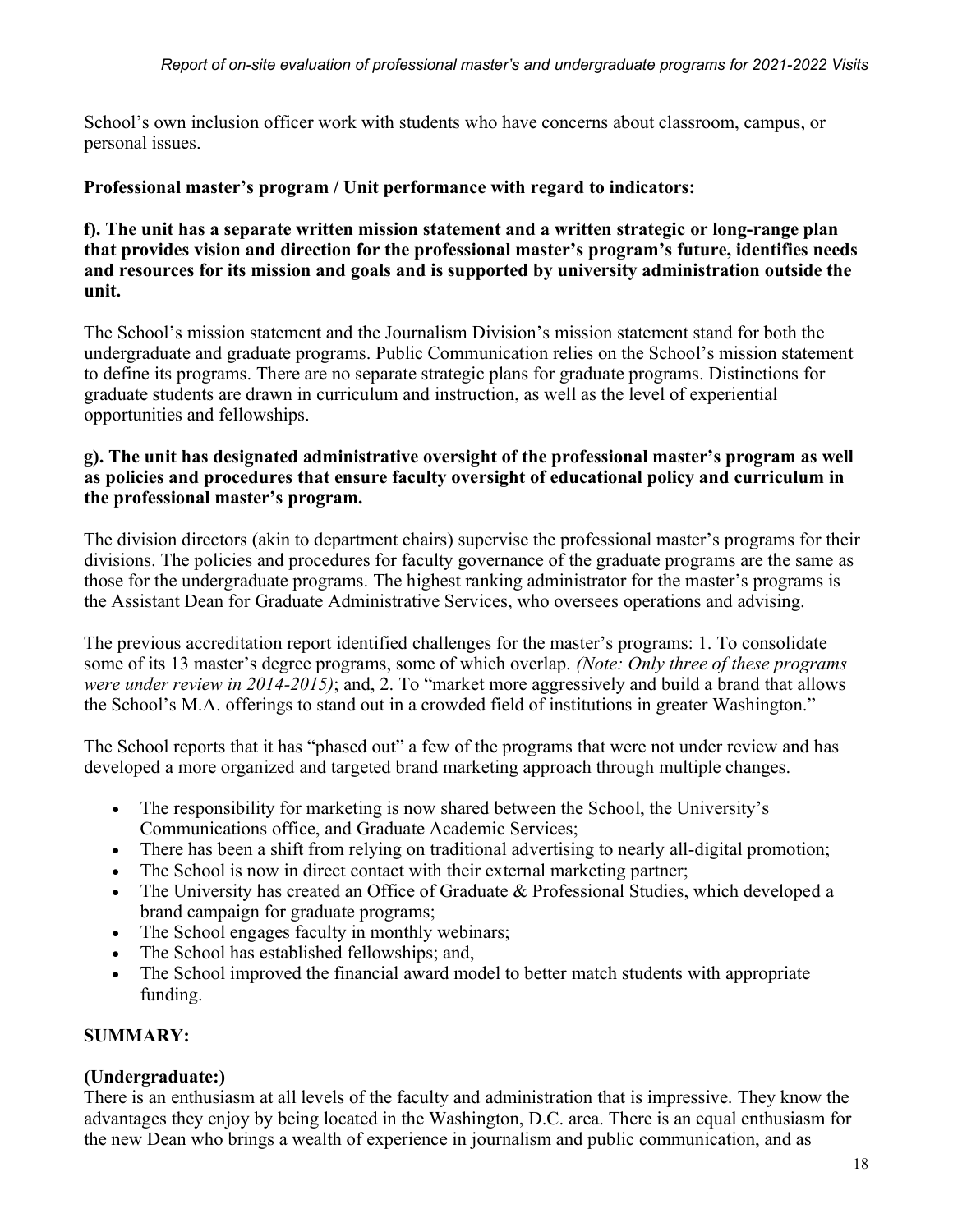School's own inclusion officer work with students who have concerns about classroom, campus, or personal issues.

**Professional master's program / Unit performance with regard to indicators:**

**f). The unit has a separate written mission statement and a written strategic or long-range plan that provides vision and direction for the professional master's program's future, identifies needs and resources for its mission and goals and is supported by university administration outside the unit.**

The School's mission statement and the Journalism Division's mission statement stand for both the undergraduate and graduate programs. Public Communication relies on the School's mission statement to define its programs. There are no separate strategic plans for graduate programs. Distinctions for graduate students are drawn in curriculum and instruction, as well as the level of experiential opportunities and fellowships.

**g). The unit has designated administrative oversight of the professional master's program as well as policies and procedures that ensure faculty oversight of educational policy and curriculum in the professional master's program.**

The division directors (akin to department chairs) supervise the professional master's programs for their divisions. The policies and procedures for faculty governance of the graduate programs are the same as those for the undergraduate programs. The highest ranking administrator for the master's programs is the Assistant Dean for Graduate Administrative Services, who oversees operations and advising.

The previous accreditation report identified challenges for the master's programs: 1. To consolidate some of its 13 master's degree programs, some of which overlap. *(Note: Only three of these programs were under review in 2014-2015)*; and, 2. To "market more aggressively and build a brand that allows the School's M.A. offerings to stand out in a crowded field of institutions in greater Washington."

The School reports that it has "phased out" a few of the programs that were not under review and has developed a more organized and targeted brand marketing approach through multiple changes.

- The responsibility for marketing is now shared between the School, the University's Communications office, and Graduate Academic Services;
- There has been a shift from relying on traditional advertising to nearly all-digital promotion;
- The School is now in direct contact with their external marketing partner;
- The University has created an Office of Graduate & Professional Studies, which developed a brand campaign for graduate programs;
- The School engages faculty in monthly webinars;
- The School has established fellowships; and,
- The School improved the financial award model to better match students with appropriate funding.

**SUMMARY:**

**(Undergraduate:)**
There is an enthusiasm at all levels of the faculty and administration that is impressive. They know the advantages they enjoy by being located in the Washington, D.C. area. There is an equal enthusiasm for the new Dean who brings a wealth of experience in journalism and public communication, and as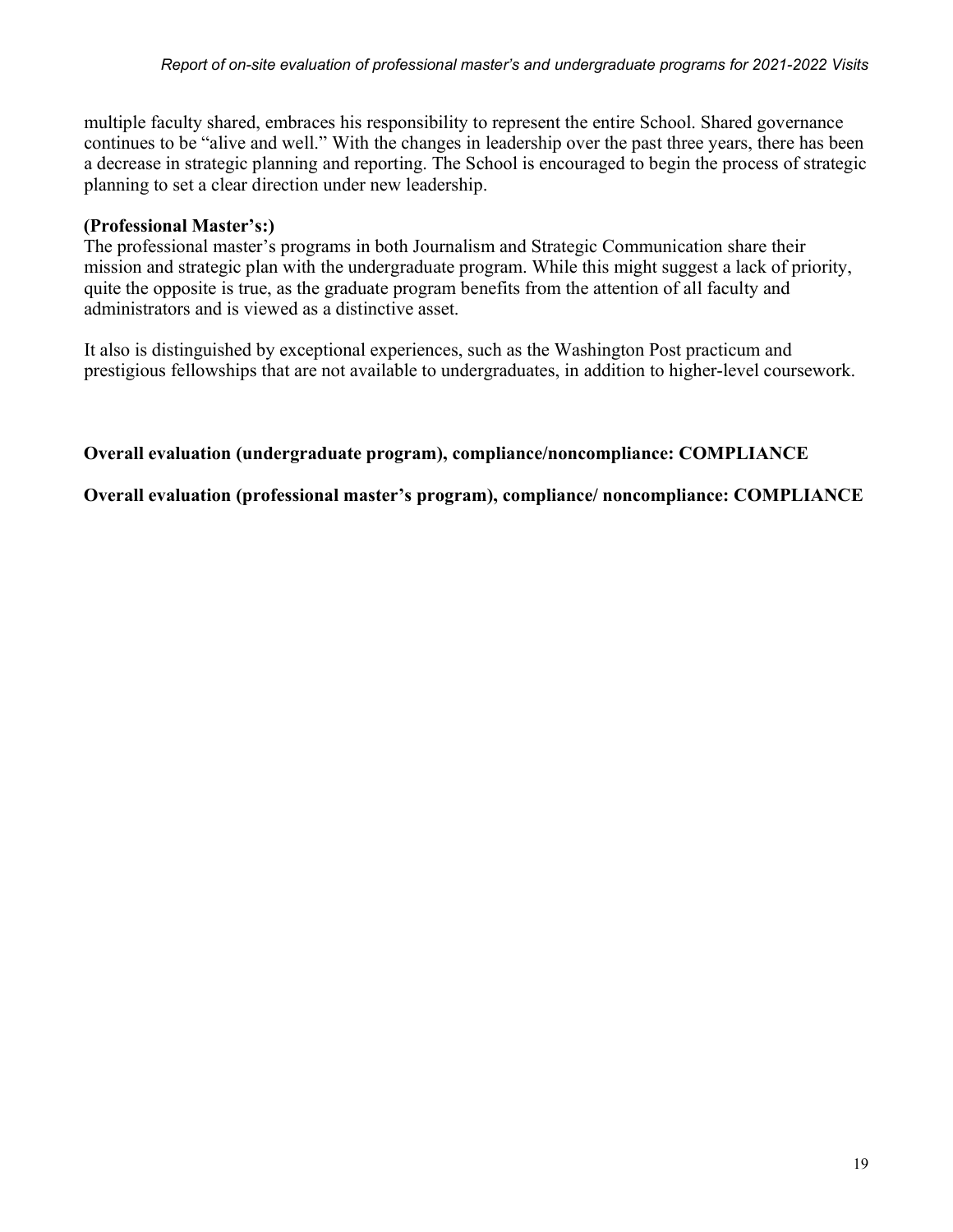multiple faculty shared, embraces his responsibility to represent the entire School. Shared governance continues to be "alive and well." With the changes in leadership over the past three years, there has been a decrease in strategic planning and reporting. The School is encouraged to begin the process of strategic planning to set a clear direction under new leadership.

**(Professional Master's:)**

The professional master's programs in both Journalism and Strategic Communication share their mission and strategic plan with the undergraduate program. While this might suggest a lack of priority, quite the opposite is true, as the graduate program benefits from the attention of all faculty and administrators and is viewed as a distinctive asset.

It also is distinguished by exceptional experiences, such as the Washington Post practicum and prestigious fellowships that are not available to undergraduates, in addition to higher-level coursework.

**Overall evaluation (undergraduate program), compliance/noncompliance: COMPLIANCE**

**Overall evaluation (professional master's program), compliance/ noncompliance: COMPLIANCE**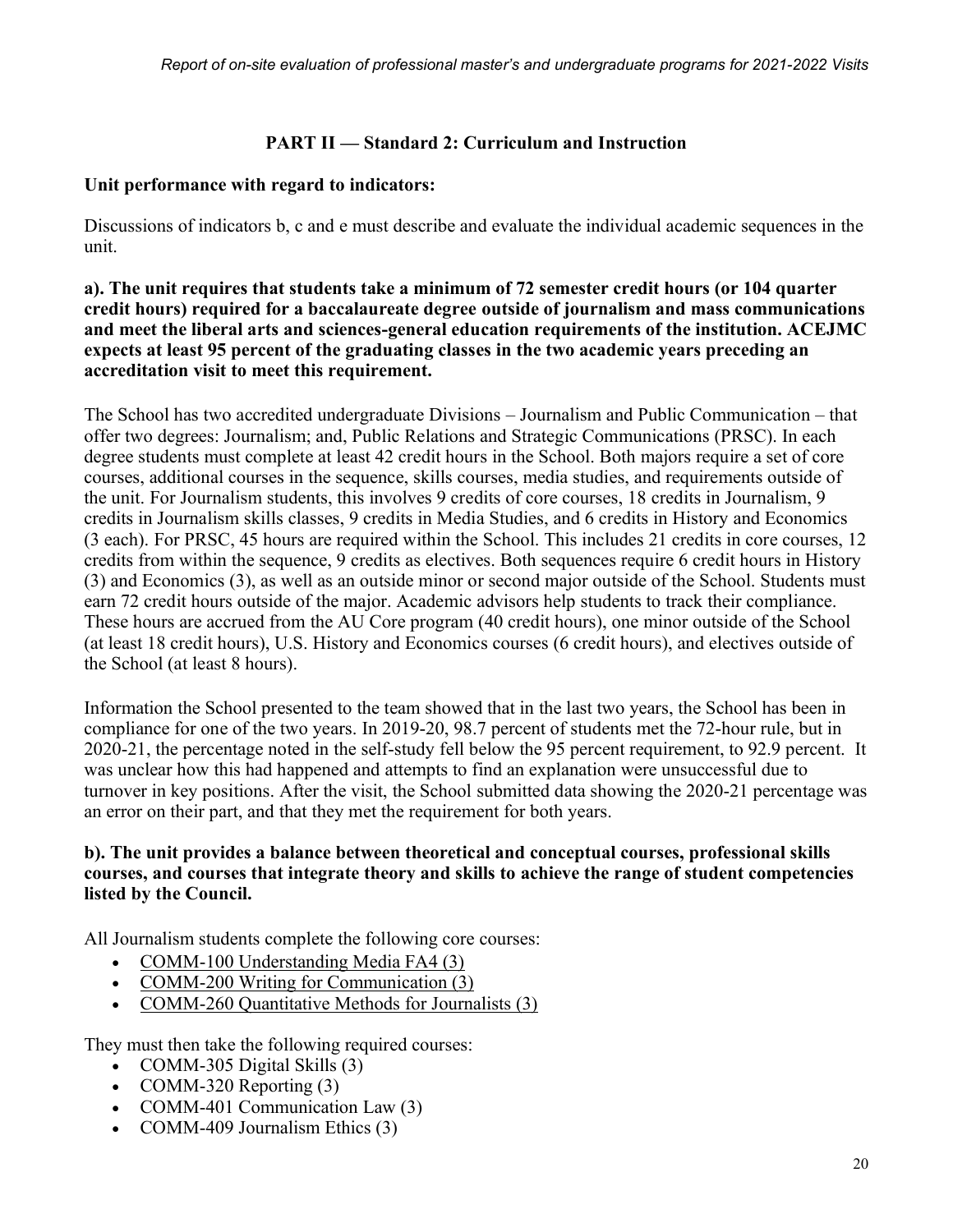## PART II — Standard 2: Curriculum and Instruction

**Unit performance with regard to indicators:**

Discussions of indicators b, c and e must describe and evaluate the individual academic sequences in the unit.

**a). The unit requires that students take a minimum of 72 semester credit hours (or 104 quarter credit hours) required for a baccalaureate degree outside of journalism and mass communications and meet the liberal arts and sciences-general education requirements of the institution. ACEJMC expects at least 95 percent of the graduating classes in the two academic years preceding an accreditation visit to meet this requirement.**

The School has two accredited undergraduate Divisions – Journalism and Public Communication – that offer two degrees: Journalism; and, Public Relations and Strategic Communications (PRSC). In each degree students must complete at least 42 credit hours in the School. Both majors require a set of core courses, additional courses in the sequence, skills courses, media studies, and requirements outside of the unit. For Journalism students, this involves 9 credits of core courses, 18 credits in Journalism, 9 credits in Journalism skills classes, 9 credits in Media Studies, and 6 credits in History and Economics (3 each). For PRSC, 45 hours are required within the School. This includes 21 credits in core courses, 12 credits from within the sequence, 9 credits as electives. Both sequences require 6 credit hours in History (3) and Economics (3), as well as an outside minor or second major outside of the School. Students must earn 72 credit hours outside of the major. Academic advisors help students to track their compliance. These hours are accrued from the AU Core program (40 credit hours), one minor outside of the School (at least 18 credit hours), U.S. History and Economics courses (6 credit hours), and electives outside of the School (at least 8 hours).

Information the School presented to the team showed that in the last two years, the School has been in compliance for one of the two years. In 2019-20, 98.7 percent of students met the 72-hour rule, but in 2020-21, the percentage noted in the self-study fell below the 95 percent requirement, to 92.9 percent. It was unclear how this had happened and attempts to find an explanation were unsuccessful due to turnover in key positions. After the visit, the School submitted data showing the 2020-21 percentage was an error on their part, and that they met the requirement for both years.

**b). The unit provides a balance between theoretical and conceptual courses, professional skills courses, and courses that integrate theory and skills to achieve the range of student competencies listed by the Council.**

All Journalism students complete the following core courses:

- COMM-100 Understanding Media FA4 (3)
- COMM-200 Writing for Communication (3)
- COMM-260 Quantitative Methods for Journalists (3)

They must then take the following required courses:

- COMM-305 Digital Skills (3)
- COMM-320 Reporting (3)
- COMM-401 Communication Law (3)
- COMM-409 Journalism Ethics (3)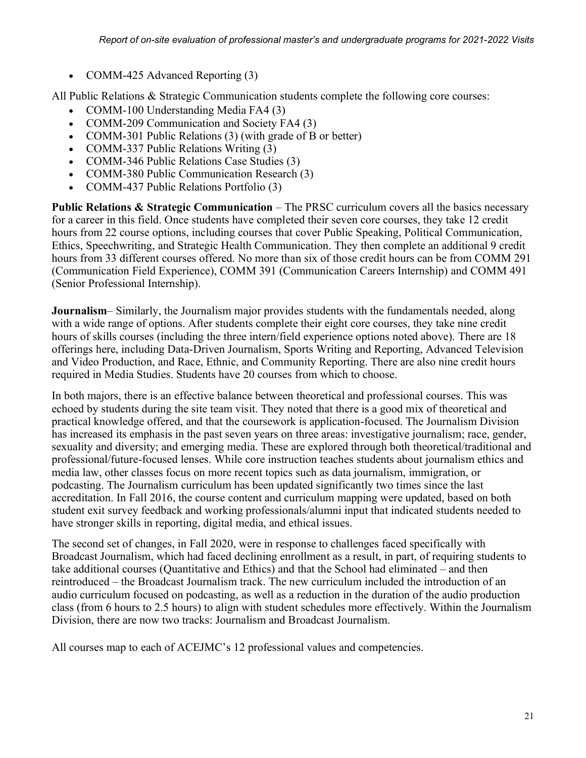- COMM-425 Advanced Reporting (3)

All Public Relations & Strategic Communication students complete the following core courses:

- COMM-100 Understanding Media FA4 (3)
- COMM-209 Communication and Society FA4 (3)
- COMM-301 Public Relations (3) (with grade of B or better)
- COMM-337 Public Relations Writing (3)
- COMM-346 Public Relations Case Studies (3)
- COMM-380 Public Communication Research (3)
- COMM-437 Public Relations Portfolio (3)

**Public Relations & Strategic Communication** – The PRSC curriculum covers all the basics necessary for a career in this field. Once students have completed their seven core courses, they take 12 credit hours from 22 course options, including courses that cover Public Speaking, Political Communication, Ethics, Speechwriting, and Strategic Health Communication. They then complete an additional 9 credit hours from 33 different courses offered. No more than six of those credit hours can be from COMM 291 (Communication Field Experience), COMM 391 (Communication Careers Internship) and COMM 491 (Senior Professional Internship).

**Journalism**– Similarly, the Journalism major provides students with the fundamentals needed, along with a wide range of options. After students complete their eight core courses, they take nine credit hours of skills courses (including the three intern/field experience options noted above). There are 18 offerings here, including Data-Driven Journalism, Sports Writing and Reporting, Advanced Television and Video Production, and Race, Ethnic, and Community Reporting. There are also nine credit hours required in Media Studies. Students have 20 courses from which to choose.

In both majors, there is an effective balance between theoretical and professional courses. This was echoed by students during the site team visit. They noted that there is a good mix of theoretical and practical knowledge offered, and that the coursework is application-focused. The Journalism Division has increased its emphasis in the past seven years on three areas: investigative journalism; race, gender, sexuality and diversity; and emerging media. These are explored through both theoretical/traditional and professional/future-focused lenses. While core instruction teaches students about journalism ethics and media law, other classes focus on more recent topics such as data journalism, immigration, or podcasting. The Journalism curriculum has been updated significantly two times since the last accreditation. In Fall 2016, the course content and curriculum mapping were updated, based on both student exit survey feedback and working professionals/alumni input that indicated students needed to have stronger skills in reporting, digital media, and ethical issues.

The second set of changes, in Fall 2020, were in response to challenges faced specifically with Broadcast Journalism, which had faced declining enrollment as a result, in part, of requiring students to take additional courses (Quantitative and Ethics) and that the School had eliminated – and then reintroduced – the Broadcast Journalism track. The new curriculum included the introduction of an audio curriculum focused on podcasting, as well as a reduction in the duration of the audio production class (from 6 hours to 2.5 hours) to align with student schedules more effectively. Within the Journalism Division, there are now two tracks: Journalism and Broadcast Journalism.

All courses map to each of ACEJMC's 12 professional values and competencies.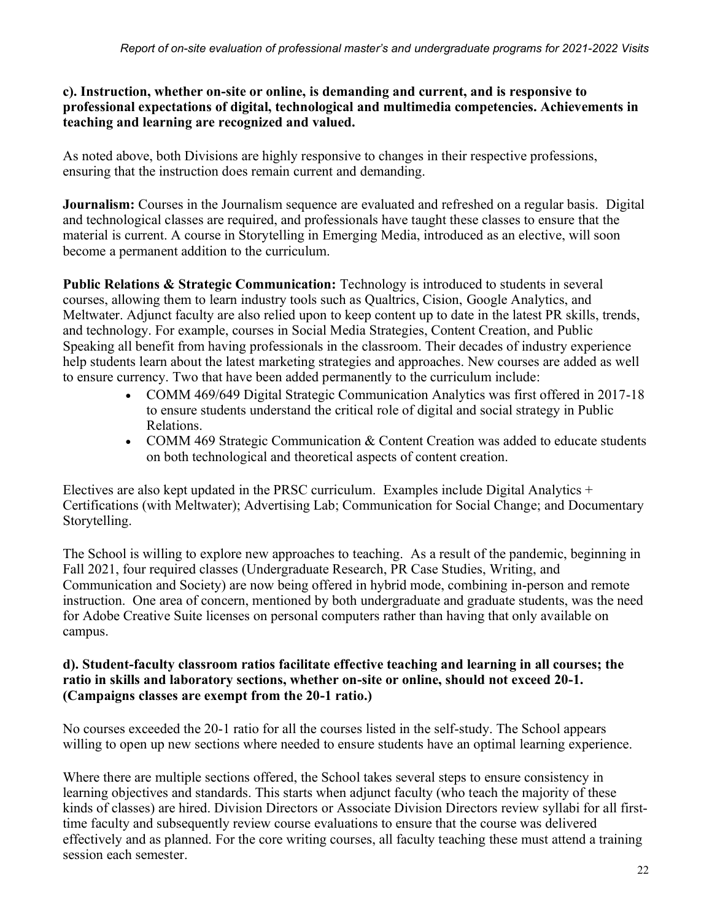**c). Instruction, whether on-site or online, is demanding and current, and is responsive to professional expectations of digital, technological and multimedia competencies. Achievements in teaching and learning are recognized and valued.**

As noted above, both Divisions are highly responsive to changes in their respective professions, ensuring that the instruction does remain current and demanding.

**Journalism:** Courses in the Journalism sequence are evaluated and refreshed on a regular basis. Digital and technological classes are required, and professionals have taught these classes to ensure that the material is current. A course in Storytelling in Emerging Media, introduced as an elective, will soon become a permanent addition to the curriculum.

**Public Relations & Strategic Communication:** Technology is introduced to students in several courses, allowing them to learn industry tools such as Qualtrics, Cision, Google Analytics, and Meltwater. Adjunct faculty are also relied upon to keep content up to date in the latest PR skills, trends, and technology. For example, courses in Social Media Strategies, Content Creation, and Public Speaking all benefit from having professionals in the classroom. Their decades of industry experience help students learn about the latest marketing strategies and approaches. New courses are added as well to ensure currency. Two that have been added permanently to the curriculum include:

- COMM 469/649 Digital Strategic Communication Analytics was first offered in 2017-18 to ensure students understand the critical role of digital and social strategy in Public Relations.
- COMM 469 Strategic Communication & Content Creation was added to educate students on both technological and theoretical aspects of content creation.

Electives are also kept updated in the PRSC curriculum. Examples include Digital Analytics + Certifications (with Meltwater); Advertising Lab; Communication for Social Change; and Documentary Storytelling.

The School is willing to explore new approaches to teaching. As a result of the pandemic, beginning in Fall 2021, four required classes (Undergraduate Research, PR Case Studies, Writing, and Communication and Society) are now being offered in hybrid mode, combining in-person and remote instruction. One area of concern, mentioned by both undergraduate and graduate students, was the need for Adobe Creative Suite licenses on personal computers rather than having that only available on campus.

**d). Student-faculty classroom ratios facilitate effective teaching and learning in all courses; the ratio in skills and laboratory sections, whether on-site or online, should not exceed 20-1. (Campaigns classes are exempt from the 20-1 ratio.)**

No courses exceeded the 20-1 ratio for all the courses listed in the self-study. The School appears willing to open up new sections where needed to ensure students have an optimal learning experience.

Where there are multiple sections offered, the School takes several steps to ensure consistency in learning objectives and standards. This starts when adjunct faculty (who teach the majority of these kinds of classes) are hired. Division Directors or Associate Division Directors review syllabi for all first-time faculty and subsequently review course evaluations to ensure that the course was delivered effectively and as planned. For the core writing courses, all faculty teaching these must attend a training session each semester.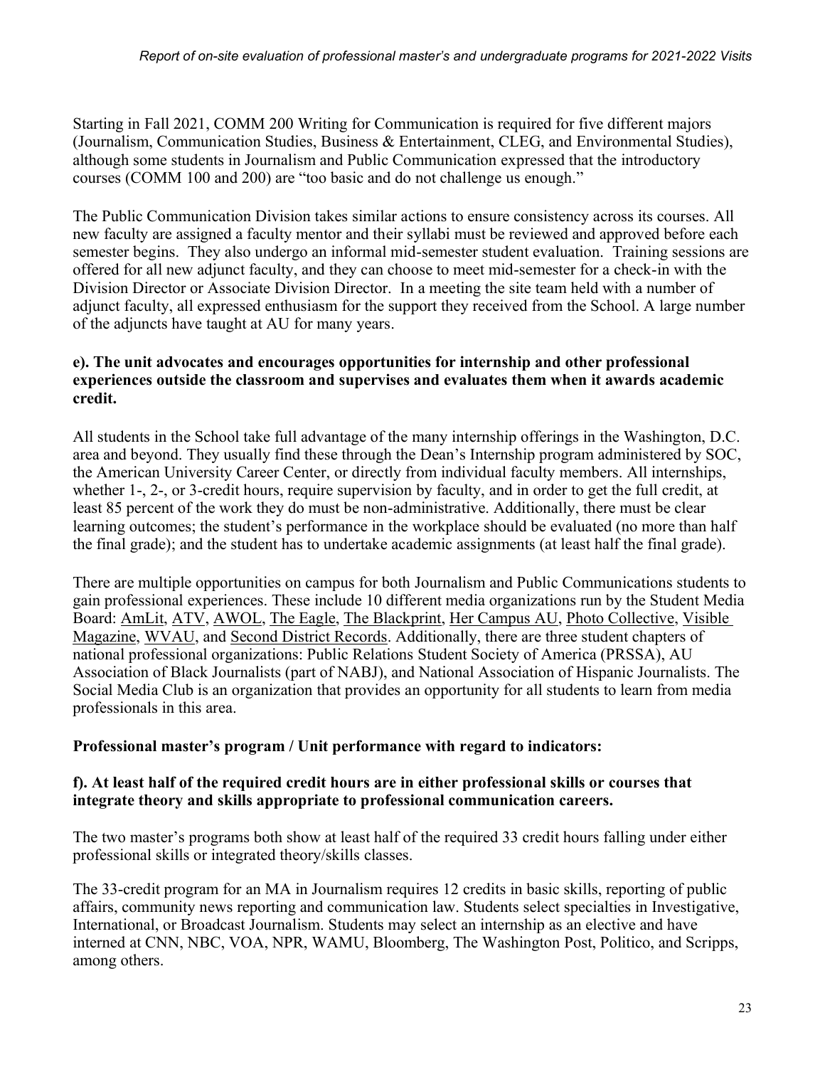Starting in Fall 2021, COMM 200 Writing for Communication is required for five different majors (Journalism, Communication Studies, Business & Entertainment, CLEG, and Environmental Studies), although some students in Journalism and Public Communication expressed that the introductory courses (COMM 100 and 200) are "too basic and do not challenge us enough."

The Public Communication Division takes similar actions to ensure consistency across its courses. All new faculty are assigned a faculty mentor and their syllabi must be reviewed and approved before each semester begins. They also undergo an informal mid-semester student evaluation. Training sessions are offered for all new adjunct faculty, and they can choose to meet mid-semester for a check-in with the Division Director or Associate Division Director. In a meeting the site team held with a number of adjunct faculty, all expressed enthusiasm for the support they received from the School. A large number of the adjuncts have taught at AU for many years.

**e). The unit advocates and encourages opportunities for internship and other professional experiences outside the classroom and supervises and evaluates them when it awards academic credit.**

All students in the School take full advantage of the many internship offerings in the Washington, D.C. area and beyond. They usually find these through the Dean's Internship program administered by SOC, the American University Career Center, or directly from individual faculty members. All internships, whether 1-, 2-, or 3-credit hours, require supervision by faculty, and in order to get the full credit, at least 85 percent of the work they do must be non-administrative. Additionally, there must be clear learning outcomes; the student's performance in the workplace should be evaluated (no more than half the final grade); and the student has to undertake academic assignments (at least half the final grade).

There are multiple opportunities on campus for both Journalism and Public Communications students to gain professional experiences. These include 10 different media organizations run by the Student Media Board: AmLit, ATV, AWOL, The Eagle, The Blackprint, Her Campus AU, Photo Collective, Visible Magazine, WVAU, and Second District Records. Additionally, there are three student chapters of national professional organizations: Public Relations Student Society of America (PRSSA), AU Association of Black Journalists (part of NABJ), and National Association of Hispanic Journalists. The Social Media Club is an organization that provides an opportunity for all students to learn from media professionals in this area.

**Professional master's program / Unit performance with regard to indicators:**

**f). At least half of the required credit hours are in either professional skills or courses that integrate theory and skills appropriate to professional communication careers.**

The two master's programs both show at least half of the required 33 credit hours falling under either professional skills or integrated theory/skills classes.

The 33-credit program for an MA in Journalism requires 12 credits in basic skills, reporting of public affairs, community news reporting and communication law. Students select specialties in Investigative, International, or Broadcast Journalism. Students may select an internship as an elective and have interned at CNN, NBC, VOA, NPR, WAMU, Bloomberg, The Washington Post, Politico, and Scripps, among others.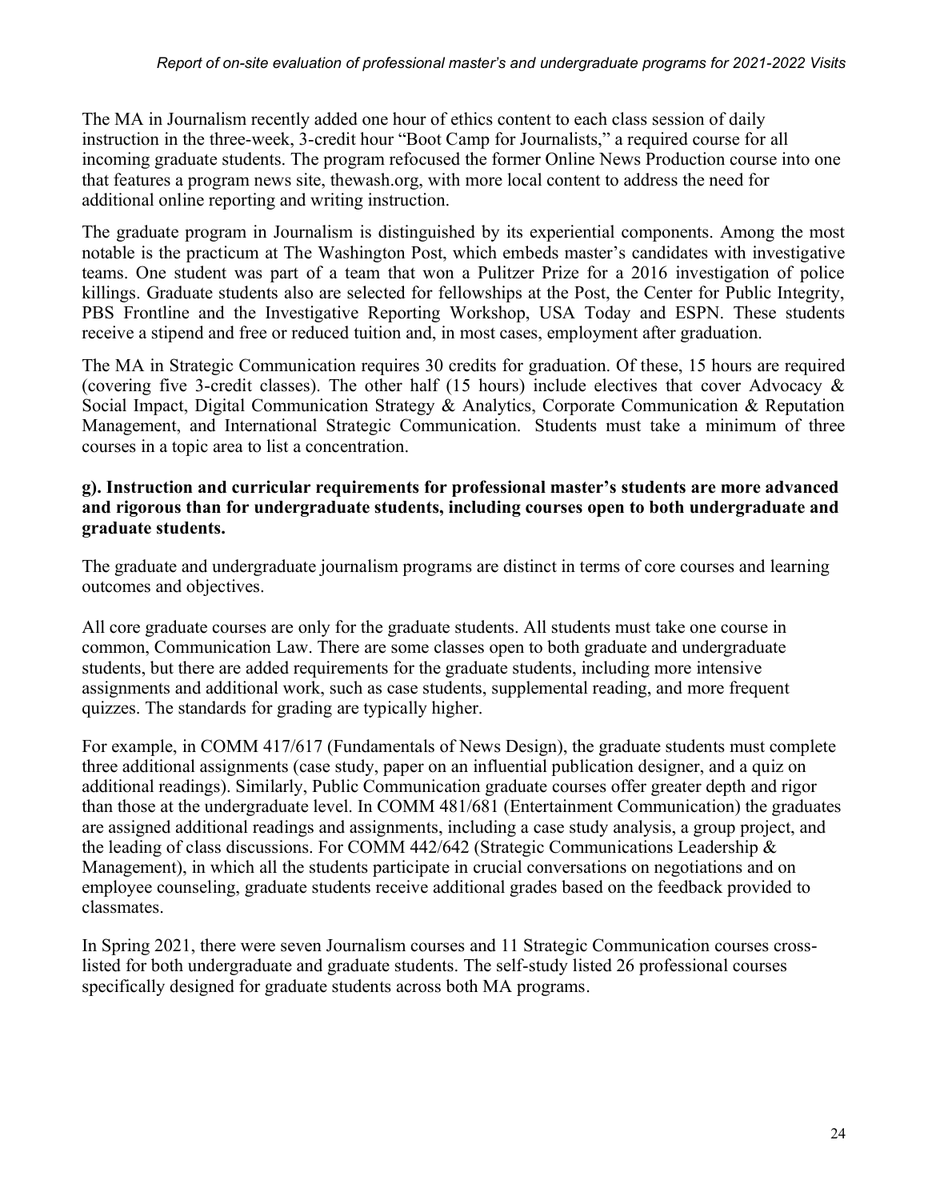The MA in Journalism recently added one hour of ethics content to each class session of daily instruction in the three-week, 3-credit hour "Boot Camp for Journalists," a required course for all incoming graduate students. The program refocused the former Online News Production course into one that features a program news site, thewash.org, with more local content to address the need for additional online reporting and writing instruction.

The graduate program in Journalism is distinguished by its experiential components. Among the most notable is the practicum at The Washington Post, which embeds master's candidates with investigative teams. One student was part of a team that won a Pulitzer Prize for a 2016 investigation of police killings. Graduate students also are selected for fellowships at the Post, the Center for Public Integrity, PBS Frontline and the Investigative Reporting Workshop, USA Today and ESPN. These students receive a stipend and free or reduced tuition and, in most cases, employment after graduation.

The MA in Strategic Communication requires 30 credits for graduation. Of these, 15 hours are required (covering five 3-credit classes). The other half (15 hours) include electives that cover Advocacy & Social Impact, Digital Communication Strategy & Analytics, Corporate Communication & Reputation Management, and International Strategic Communication. Students must take a minimum of three courses in a topic area to list a concentration.

**g). Instruction and curricular requirements for professional master's students are more advanced and rigorous than for undergraduate students, including courses open to both undergraduate and graduate students.**

The graduate and undergraduate journalism programs are distinct in terms of core courses and learning outcomes and objectives.

All core graduate courses are only for the graduate students. All students must take one course in common, Communication Law. There are some classes open to both graduate and undergraduate students, but there are added requirements for the graduate students, including more intensive assignments and additional work, such as case students, supplemental reading, and more frequent quizzes. The standards for grading are typically higher.

For example, in COMM 417/617 (Fundamentals of News Design), the graduate students must complete three additional assignments (case study, paper on an influential publication designer, and a quiz on additional readings). Similarly, Public Communication graduate courses offer greater depth and rigor than those at the undergraduate level. In COMM 481/681 (Entertainment Communication) the graduates are assigned additional readings and assignments, including a case study analysis, a group project, and the leading of class discussions. For COMM 442/642 (Strategic Communications Leadership & Management), in which all the students participate in crucial conversations on negotiations and on employee counseling, graduate students receive additional grades based on the feedback provided to classmates.

In Spring 2021, there were seven Journalism courses and 11 Strategic Communication courses cross-listed for both undergraduate and graduate students. The self-study listed 26 professional courses specifically designed for graduate students across both MA programs.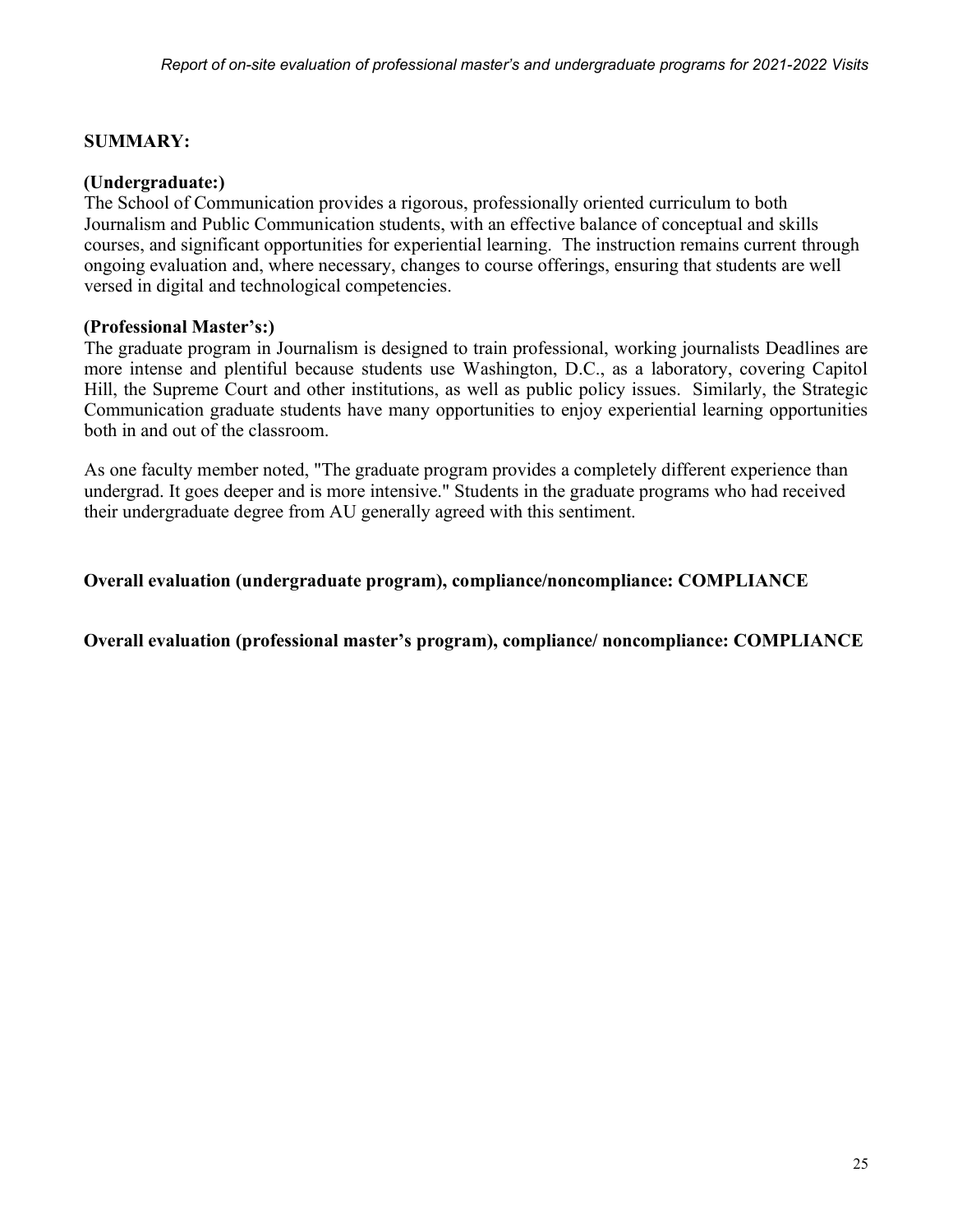**SUMMARY:**

**(Undergraduate:)**
The School of Communication provides a rigorous, professionally oriented curriculum to both Journalism and Public Communication students, with an effective balance of conceptual and skills courses, and significant opportunities for experiential learning. The instruction remains current through ongoing evaluation and, where necessary, changes to course offerings, ensuring that students are well versed in digital and technological competencies.

**(Professional Master's:)**
The graduate program in Journalism is designed to train professional, working journalists Deadlines are more intense and plentiful because students use Washington, D.C., as a laboratory, covering Capitol Hill, the Supreme Court and other institutions, as well as public policy issues. Similarly, the Strategic Communication graduate students have many opportunities to enjoy experiential learning opportunities both in and out of the classroom.

As one faculty member noted, "The graduate program provides a completely different experience than undergrad. It goes deeper and is more intensive." Students in the graduate programs who had received their undergraduate degree from AU generally agreed with this sentiment.

**Overall evaluation (undergraduate program), compliance/noncompliance: COMPLIANCE**

**Overall evaluation (professional master's program), compliance/ noncompliance: COMPLIANCE**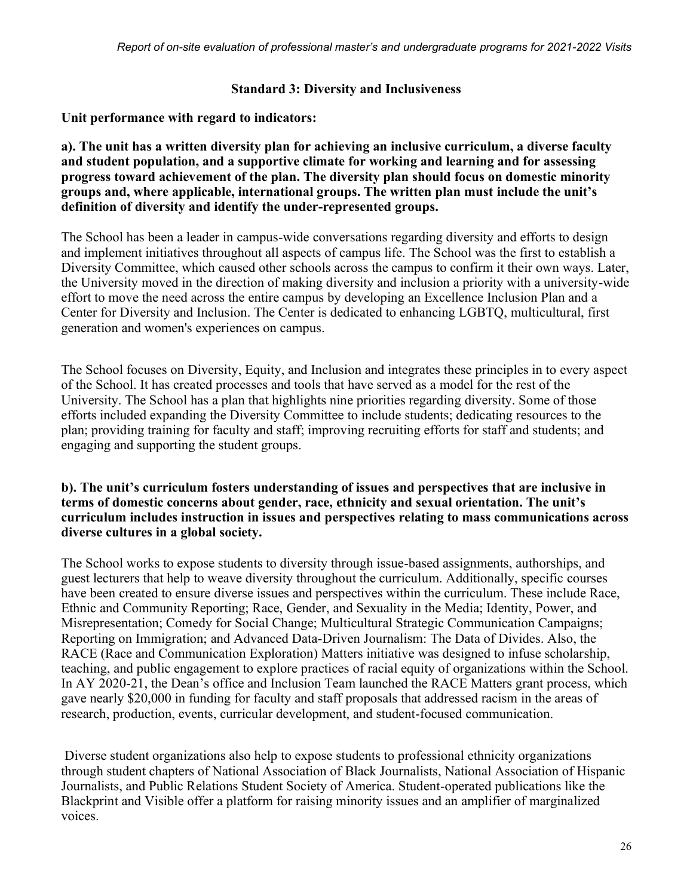## Standard 3: Diversity and Inclusiveness

**Unit performance with regard to indicators:**

**a). The unit has a written diversity plan for achieving an inclusive curriculum, a diverse faculty and student population, and a supportive climate for working and learning and for assessing progress toward achievement of the plan. The diversity plan should focus on domestic minority groups and, where applicable, international groups. The written plan must include the unit's definition of diversity and identify the under-represented groups.**

The School has been a leader in campus-wide conversations regarding diversity and efforts to design and implement initiatives throughout all aspects of campus life. The School was the first to establish a Diversity Committee, which caused other schools across the campus to confirm it their own ways. Later, the University moved in the direction of making diversity and inclusion a priority with a university-wide effort to move the need across the entire campus by developing an Excellence Inclusion Plan and a Center for Diversity and Inclusion. The Center is dedicated to enhancing LGBTQ, multicultural, first generation and women's experiences on campus.

The School focuses on Diversity, Equity, and Inclusion and integrates these principles in to every aspect of the School. It has created processes and tools that have served as a model for the rest of the University. The School has a plan that highlights nine priorities regarding diversity. Some of those efforts included expanding the Diversity Committee to include students; dedicating resources to the plan; providing training for faculty and staff; improving recruiting efforts for staff and students; and engaging and supporting the student groups.

**b). The unit's curriculum fosters understanding of issues and perspectives that are inclusive in terms of domestic concerns about gender, race, ethnicity and sexual orientation. The unit's curriculum includes instruction in issues and perspectives relating to mass communications across diverse cultures in a global society.**

The School works to expose students to diversity through issue-based assignments, authorships, and guest lecturers that help to weave diversity throughout the curriculum. Additionally, specific courses have been created to ensure diverse issues and perspectives within the curriculum. These include Race, Ethnic and Community Reporting; Race, Gender, and Sexuality in the Media; Identity, Power, and Misrepresentation; Comedy for Social Change; Multicultural Strategic Communication Campaigns; Reporting on Immigration; and Advanced Data-Driven Journalism: The Data of Divides. Also, the RACE (Race and Communication Exploration) Matters initiative was designed to infuse scholarship, teaching, and public engagement to explore practices of racial equity of organizations within the School. In AY 2020-21, the Dean's office and Inclusion Team launched the RACE Matters grant process, which gave nearly $20,000 in funding for faculty and staff proposals that addressed racism in the areas of research, production, events, curricular development, and student-focused communication.

Diverse student organizations also help to expose students to professional ethnicity organizations through student chapters of National Association of Black Journalists, National Association of Hispanic Journalists, and Public Relations Student Society of America. Student-operated publications like the Blackprint and Visible offer a platform for raising minority issues and an amplifier of marginalized voices.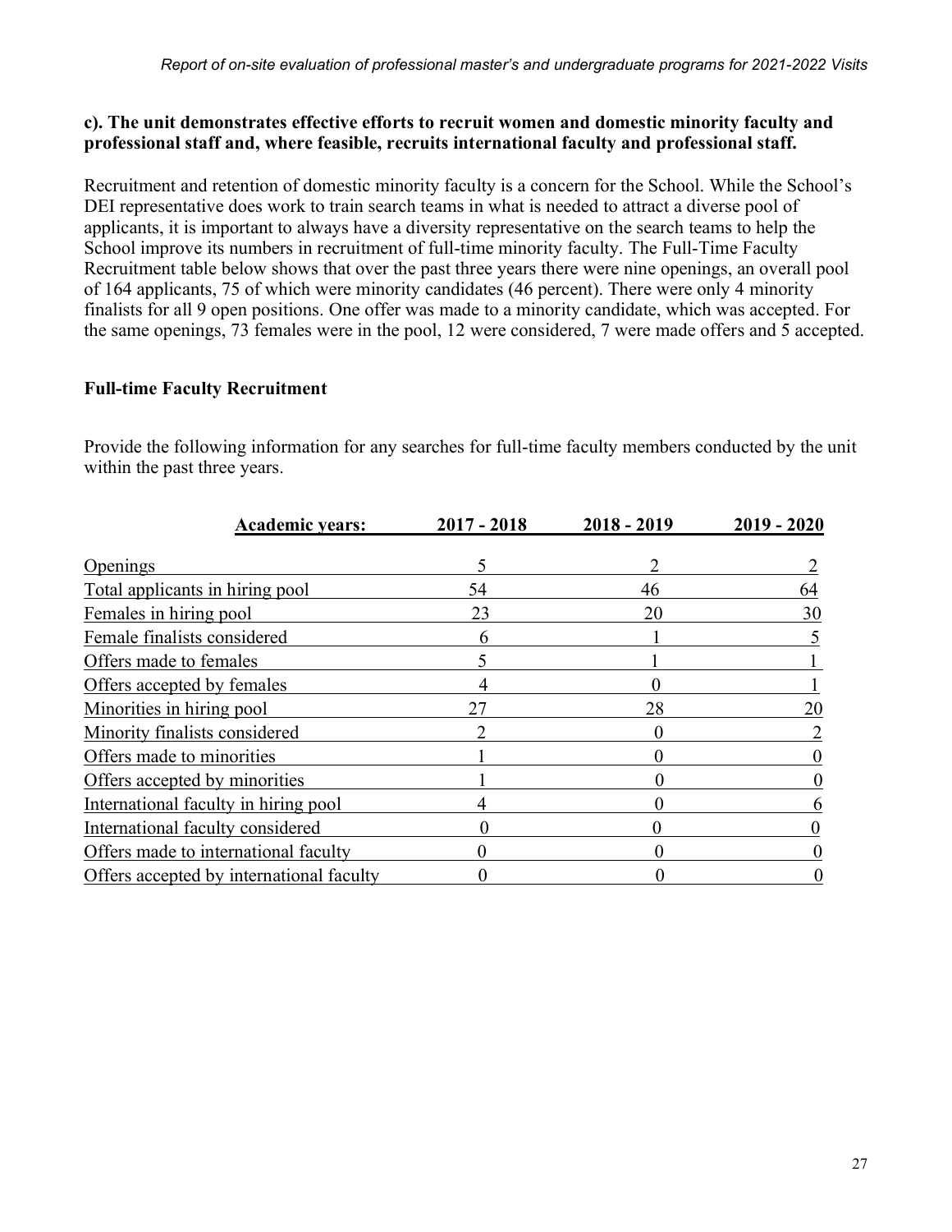**c). The unit demonstrates effective efforts to recruit women and domestic minority faculty and professional staff and, where feasible, recruits international faculty and professional staff.**

Recruitment and retention of domestic minority faculty is a concern for the School. While the School's DEI representative does work to train search teams in what is needed to attract a diverse pool of applicants, it is important to always have a diversity representative on the search teams to help the School improve its numbers in recruitment of full-time minority faculty. The Full-Time Faculty Recruitment table below shows that over the past three years there were nine openings, an overall pool of 164 applicants, 75 of which were minority candidates (46 percent). There were only 4 minority finalists for all 9 open positions. One offer was made to a minority candidate, which was accepted. For the same openings, 73 females were in the pool, 12 were considered, 7 were made offers and 5 accepted.

### Full-time Faculty Recruitment

Provide the following information for any searches for full-time faculty members conducted by the unit within the past three years.

| Academic years: | 2017 - 2018 | 2018 - 2019 | 2019 - 2020 |
|---|---|---|---|
| Openings | 5 | 2 | 2 |
| Total applicants in hiring pool | 54 | 46 | 64 |
| Females in hiring pool | 23 | 20 | 30 |
| Female finalists considered | 6 | 1 | 5 |
| Offers made to females | 5 | 1 | 1 |
| Offers accepted by females | 4 | 0 | 1 |
| Minorities in hiring pool | 27 | 28 | 20 |
| Minority finalists considered | 2 | 0 | 2 |
| Offers made to minorities | 1 | 0 | 0 |
| Offers accepted by minorities | 1 | 0 | 0 |
| International faculty in hiring pool | 4 | 0 | 6 |
| International faculty considered | 0 | 0 | 0 |
| Offers made to international faculty | 0 | 0 | 0 |
| Offers accepted by international faculty | 0 | 0 | 0 |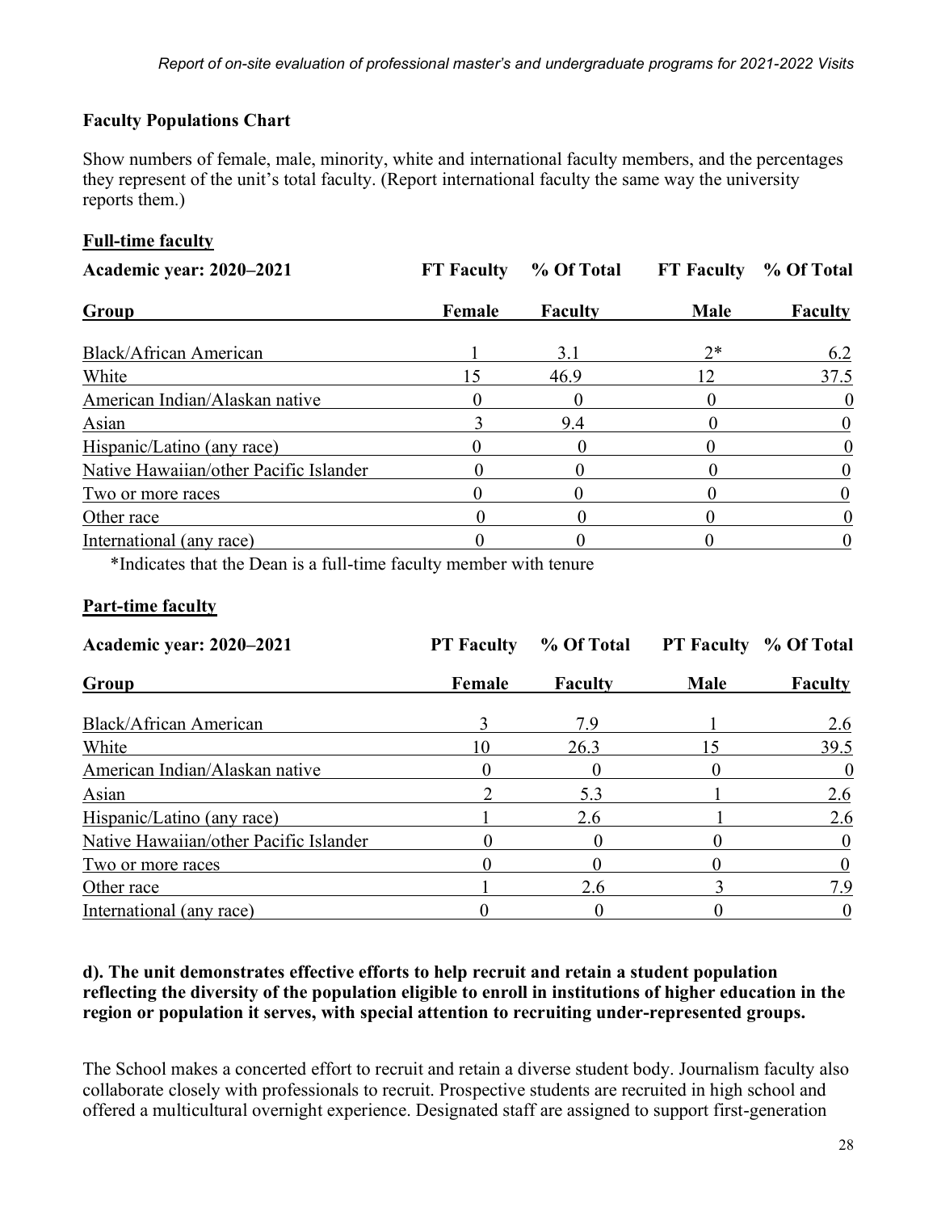## Faculty Populations Chart

Show numbers of female, male, minority, white and international faculty members, and the percentages they represent of the unit's total faculty. (Report international faculty the same way the university reports them.)

### Full-time faculty

| Academic year: 2020–2021 | FT Faculty | % Of Total | FT Faculty | % Of Total |
|---|---|---|---|---|
| **Group** | **Female** | **Faculty** | **Male** | **Faculty** |
| Black/African American | 1 | 3.1 | 2* | 6.2 |
| White | 15 | 46.9 | 12 | 37.5 |
| American Indian/Alaskan native | 0 | 0 | 0 | 0 |
| Asian | 3 | 9.4 | 0 | 0 |
| Hispanic/Latino (any race) | 0 | 0 | 0 | 0 |
| Native Hawaiian/other Pacific Islander | 0 | 0 | 0 | 0 |
| Two or more races | 0 | 0 | 0 | 0 |
| Other race | 0 | 0 | 0 | 0 |
| International (any race) | 0 | 0 | 0 | 0 |

*Indicates that the Dean is a full-time faculty member with tenure

### Part-time faculty

| Academic year: 2020–2021 | PT Faculty | % Of Total | PT Faculty | % Of Total |
|---|---|---|---|---|
| **Group** | **Female** | **Faculty** | **Male** | **Faculty** |
| Black/African American | 3 | 7.9 | 1 | 2.6 |
| White | 10 | 26.3 | 15 | 39.5 |
| American Indian/Alaskan native | 0 | 0 | 0 | 0 |
| Asian | 2 | 5.3 | 1 | 2.6 |
| Hispanic/Latino (any race) | 1 | 2.6 | 1 | 2.6 |
| Native Hawaiian/other Pacific Islander | 0 | 0 | 0 | 0 |
| Two or more races | 0 | 0 | 0 | 0 |
| Other race | 1 | 2.6 | 3 | 7.9 |
| International (any race) | 0 | 0 | 0 | 0 |

**d). The unit demonstrates effective efforts to help recruit and retain a student population reflecting the diversity of the population eligible to enroll in institutions of higher education in the region or population it serves, with special attention to recruiting under-represented groups.**

The School makes a concerted effort to recruit and retain a diverse student body. Journalism faculty also collaborate closely with professionals to recruit. Prospective students are recruited in high school and offered a multicultural overnight experience. Designated staff are assigned to support first-generation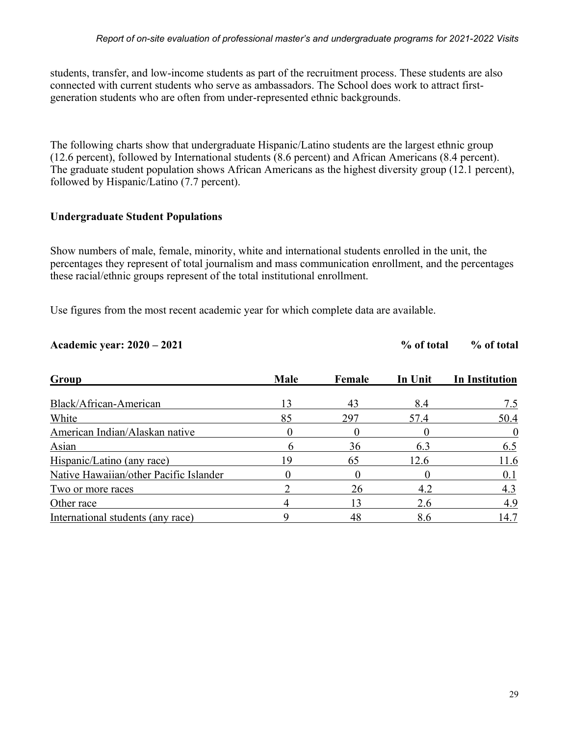students, transfer, and low-income students as part of the recruitment process. These students are also connected with current students who serve as ambassadors. The School does work to attract first-generation students who are often from under-represented ethnic backgrounds.

The following charts show that undergraduate Hispanic/Latino students are the largest ethnic group (12.6 percent), followed by International students (8.6 percent) and African Americans (8.4 percent). The graduate student population shows African Americans as the highest diversity group (12.1 percent), followed by Hispanic/Latino (7.7 percent).

**Undergraduate Student Populations**

Show numbers of male, female, minority, white and international students enrolled in the unit, the percentages they represent of total journalism and mass communication enrollment, and the percentages these racial/ethnic groups represent of the total institutional enrollment.

Use figures from the most recent academic year for which complete data are available.

**Academic year: 2020 – 2021**

| Group | Male | Female | % of total In Unit | % of total In Institution |
|---|---|---|---|---|
| Black/African-American | 13 | 43 | 8.4 | 7.5 |
| White | 85 | 297 | 57.4 | 50.4 |
| American Indian/Alaskan native | 0 | 0 | 0 | 0 |
| Asian | 6 | 36 | 6.3 | 6.5 |
| Hispanic/Latino (any race) | 19 | 65 | 12.6 | 11.6 |
| Native Hawaiian/other Pacific Islander | 0 | 0 | 0 | 0.1 |
| Two or more races | 2 | 26 | 4.2 | 4.3 |
| Other race | 4 | 13 | 2.6 | 4.9 |
| International students (any race) | 9 | 48 | 8.6 | 14.7 |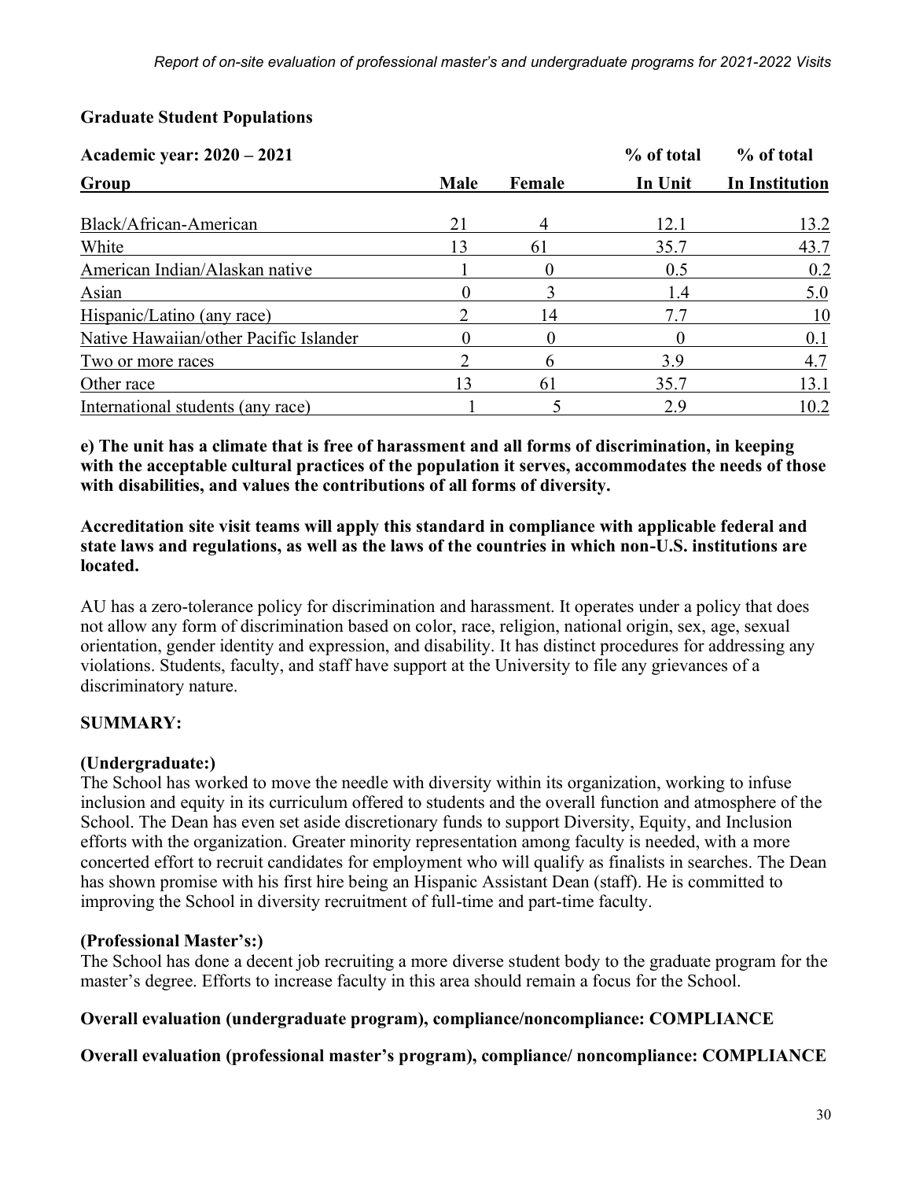## Graduate Student Populations

| Academic year: 2020 – 2021<br>Group | Male | Female | % of total<br>In Unit | % of total<br>In Institution |
|---|---|---|---|---|
| Black/African-American | 21 | 4 | 12.1 | 13.2 |
| White | 13 | 61 | 35.7 | 43.7 |
| American Indian/Alaskan native | 1 | 0 | 0.5 | 0.2 |
| Asian | 0 | 3 | 1.4 | 5.0 |
| Hispanic/Latino (any race) | 2 | 14 | 7.7 | 10 |
| Native Hawaiian/other Pacific Islander | 0 | 0 | 0 | 0.1 |
| Two or more races | 2 | 6 | 3.9 | 4.7 |
| Other race | 13 | 61 | 35.7 | 13.1 |
| International students (any race) | 1 | 5 | 2.9 | 10.2 |

**e) The unit has a climate that is free of harassment and all forms of discrimination, in keeping with the acceptable cultural practices of the population it serves, accommodates the needs of those with disabilities, and values the contributions of all forms of diversity.**

**Accreditation site visit teams will apply this standard in compliance with applicable federal and state laws and regulations, as well as the laws of the countries in which non-U.S. institutions are located.**

AU has a zero-tolerance policy for discrimination and harassment. It operates under a policy that does not allow any form of discrimination based on color, race, religion, national origin, sex, age, sexual orientation, gender identity and expression, and disability. It has distinct procedures for addressing any violations. Students, faculty, and staff have support at the University to file any grievances of a discriminatory nature.

**SUMMARY:**

**(Undergraduate:)**
The School has worked to move the needle with diversity within its organization, working to infuse inclusion and equity in its curriculum offered to students and the overall function and atmosphere of the School. The Dean has even set aside discretionary funds to support Diversity, Equity, and Inclusion efforts with the organization. Greater minority representation among faculty is needed, with a more concerted effort to recruit candidates for employment who will qualify as finalists in searches. The Dean has shown promise with his first hire being an Hispanic Assistant Dean (staff). He is committed to improving the School in diversity recruitment of full-time and part-time faculty.

**(Professional Master's:)**
The School has done a decent job recruiting a more diverse student body to the graduate program for the master's degree. Efforts to increase faculty in this area should remain a focus for the School.

**Overall evaluation (undergraduate program), compliance/noncompliance: COMPLIANCE**

**Overall evaluation (professional master's program), compliance/ noncompliance: COMPLIANCE**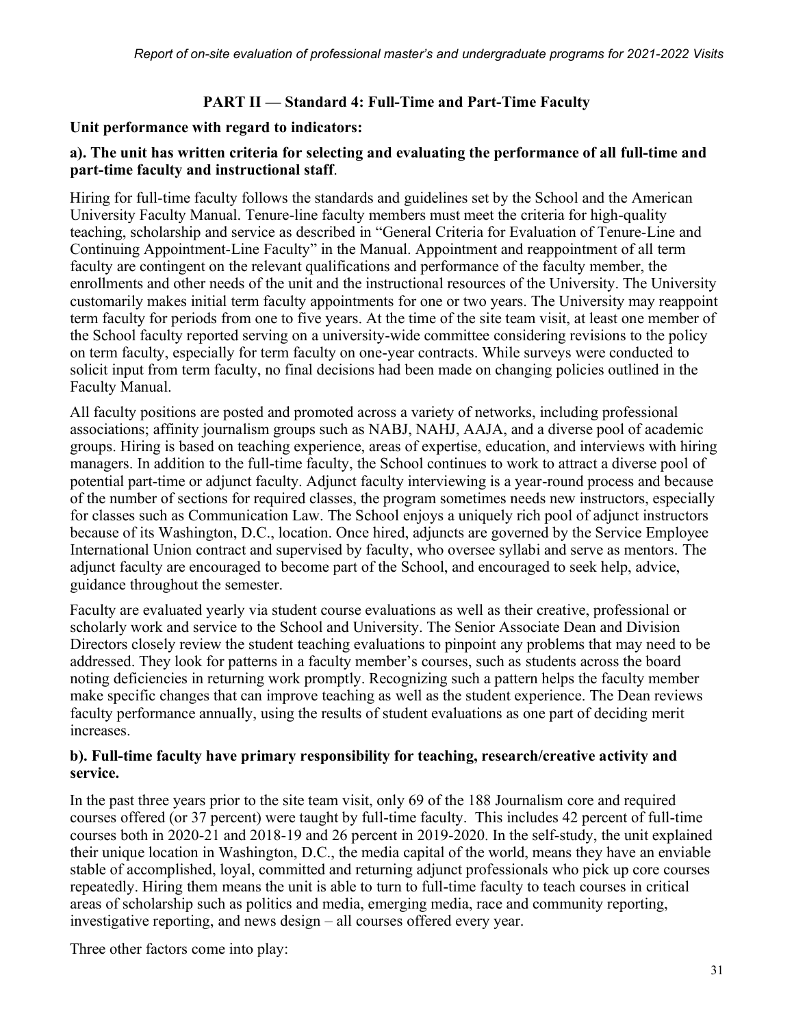## PART II — Standard 4: Full-Time and Part-Time Faculty

**Unit performance with regard to indicators:**

**a). The unit has written criteria for selecting and evaluating the performance of all full-time and part-time faculty and instructional staff**.

Hiring for full-time faculty follows the standards and guidelines set by the School and the American University Faculty Manual. Tenure-line faculty members must meet the criteria for high-quality teaching, scholarship and service as described in "General Criteria for Evaluation of Tenure-Line and Continuing Appointment-Line Faculty" in the Manual. Appointment and reappointment of all term faculty are contingent on the relevant qualifications and performance of the faculty member, the enrollments and other needs of the unit and the instructional resources of the University. The University customarily makes initial term faculty appointments for one or two years. The University may reappoint term faculty for periods from one to five years. At the time of the site team visit, at least one member of the School faculty reported serving on a university-wide committee considering revisions to the policy on term faculty, especially for term faculty on one-year contracts. While surveys were conducted to solicit input from term faculty, no final decisions had been made on changing policies outlined in the Faculty Manual.

All faculty positions are posted and promoted across a variety of networks, including professional associations; affinity journalism groups such as NABJ, NAHJ, AAJA, and a diverse pool of academic groups. Hiring is based on teaching experience, areas of expertise, education, and interviews with hiring managers. In addition to the full-time faculty, the School continues to work to attract a diverse pool of potential part-time or adjunct faculty. Adjunct faculty interviewing is a year-round process and because of the number of sections for required classes, the program sometimes needs new instructors, especially for classes such as Communication Law. The School enjoys a uniquely rich pool of adjunct instructors because of its Washington, D.C., location. Once hired, adjuncts are governed by the Service Employee International Union contract and supervised by faculty, who oversee syllabi and serve as mentors. The adjunct faculty are encouraged to become part of the School, and encouraged to seek help, advice, guidance throughout the semester.

Faculty are evaluated yearly via student course evaluations as well as their creative, professional or scholarly work and service to the School and University. The Senior Associate Dean and Division Directors closely review the student teaching evaluations to pinpoint any problems that may need to be addressed. They look for patterns in a faculty member's courses, such as students across the board noting deficiencies in returning work promptly. Recognizing such a pattern helps the faculty member make specific changes that can improve teaching as well as the student experience. The Dean reviews faculty performance annually, using the results of student evaluations as one part of deciding merit increases.

**b). Full-time faculty have primary responsibility for teaching, research/creative activity and service.**

In the past three years prior to the site team visit, only 69 of the 188 Journalism core and required courses offered (or 37 percent) were taught by full-time faculty. This includes 42 percent of full-time courses both in 2020-21 and 2018-19 and 26 percent in 2019-2020. In the self-study, the unit explained their unique location in Washington, D.C., the media capital of the world, means they have an enviable stable of accomplished, loyal, committed and returning adjunct professionals who pick up core courses repeatedly. Hiring them means the unit is able to turn to full-time faculty to teach courses in critical areas of scholarship such as politics and media, emerging media, race and community reporting, investigative reporting, and news design – all courses offered every year.

Three other factors come into play: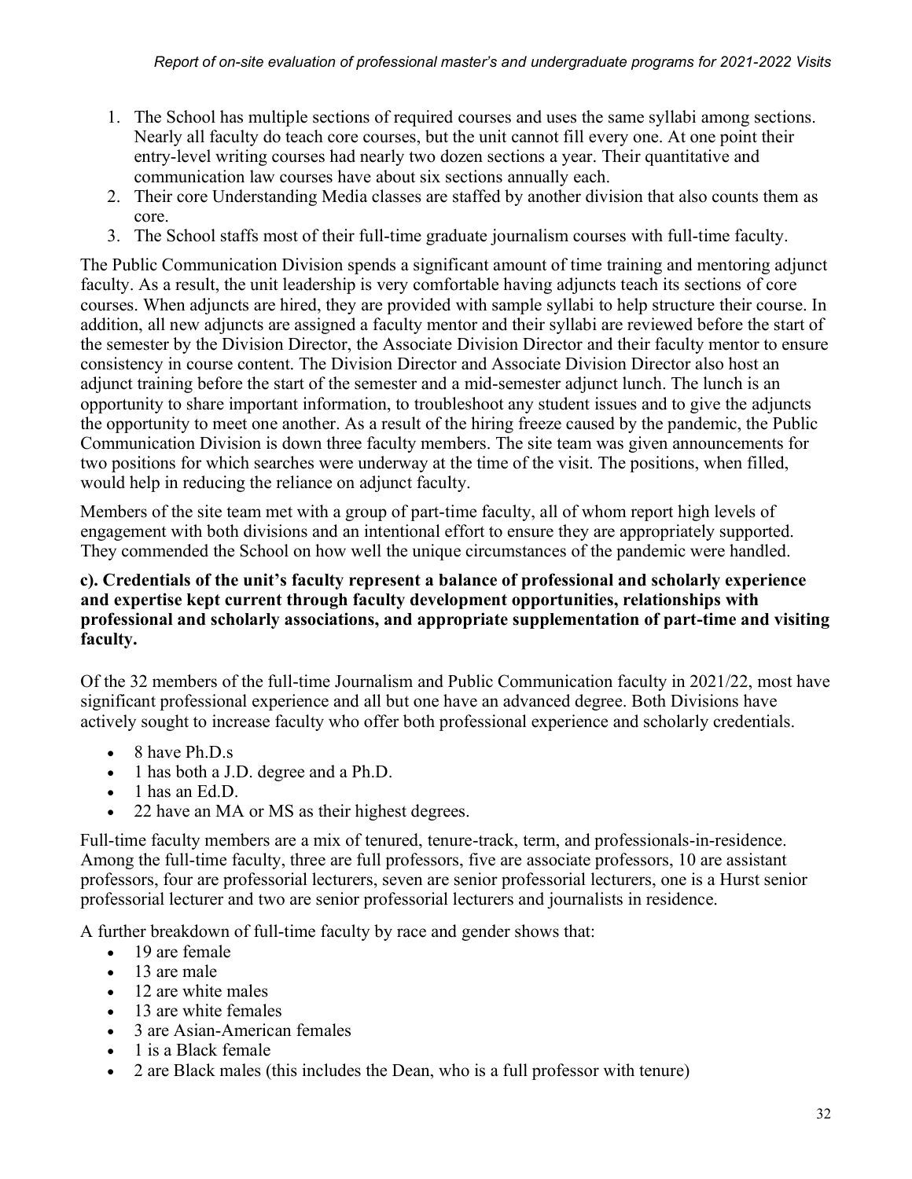1. The School has multiple sections of required courses and uses the same syllabi among sections. Nearly all faculty do teach core courses, but the unit cannot fill every one. At one point their entry-level writing courses had nearly two dozen sections a year. Their quantitative and communication law courses have about six sections annually each.
2. Their core Understanding Media classes are staffed by another division that also counts them as core.
3. The School staffs most of their full-time graduate journalism courses with full-time faculty.

The Public Communication Division spends a significant amount of time training and mentoring adjunct faculty. As a result, the unit leadership is very comfortable having adjuncts teach its sections of core courses. When adjuncts are hired, they are provided with sample syllabi to help structure their course. In addition, all new adjuncts are assigned a faculty mentor and their syllabi are reviewed before the start of the semester by the Division Director, the Associate Division Director and their faculty mentor to ensure consistency in course content. The Division Director and Associate Division Director also host an adjunct training before the start of the semester and a mid-semester adjunct lunch. The lunch is an opportunity to share important information, to troubleshoot any student issues and to give the adjuncts the opportunity to meet one another. As a result of the hiring freeze caused by the pandemic, the Public Communication Division is down three faculty members. The site team was given announcements for two positions for which searches were underway at the time of the visit. The positions, when filled, would help in reducing the reliance on adjunct faculty.

Members of the site team met with a group of part-time faculty, all of whom report high levels of engagement with both divisions and an intentional effort to ensure they are appropriately supported. They commended the School on how well the unique circumstances of the pandemic were handled.

**c). Credentials of the unit's faculty represent a balance of professional and scholarly experience and expertise kept current through faculty development opportunities, relationships with professional and scholarly associations, and appropriate supplementation of part-time and visiting faculty.**

Of the 32 members of the full-time Journalism and Public Communication faculty in 2021/22, most have significant professional experience and all but one have an advanced degree. Both Divisions have actively sought to increase faculty who offer both professional experience and scholarly credentials.

- 8 have Ph.D.s
- 1 has both a J.D. degree and a Ph.D.
- 1 has an Ed.D.
- 22 have an MA or MS as their highest degrees.

Full-time faculty members are a mix of tenured, tenure-track, term, and professionals-in-residence. Among the full-time faculty, three are full professors, five are associate professors, 10 are assistant professors, four are professorial lecturers, seven are senior professorial lecturers, one is a Hurst senior professorial lecturer and two are senior professorial lecturers and journalists in residence.

A further breakdown of full-time faculty by race and gender shows that:

- 19 are female
- 13 are male
- 12 are white males
- 13 are white females
- 3 are Asian-American females
- 1 is a Black female
- 2 are Black males (this includes the Dean, who is a full professor with tenure)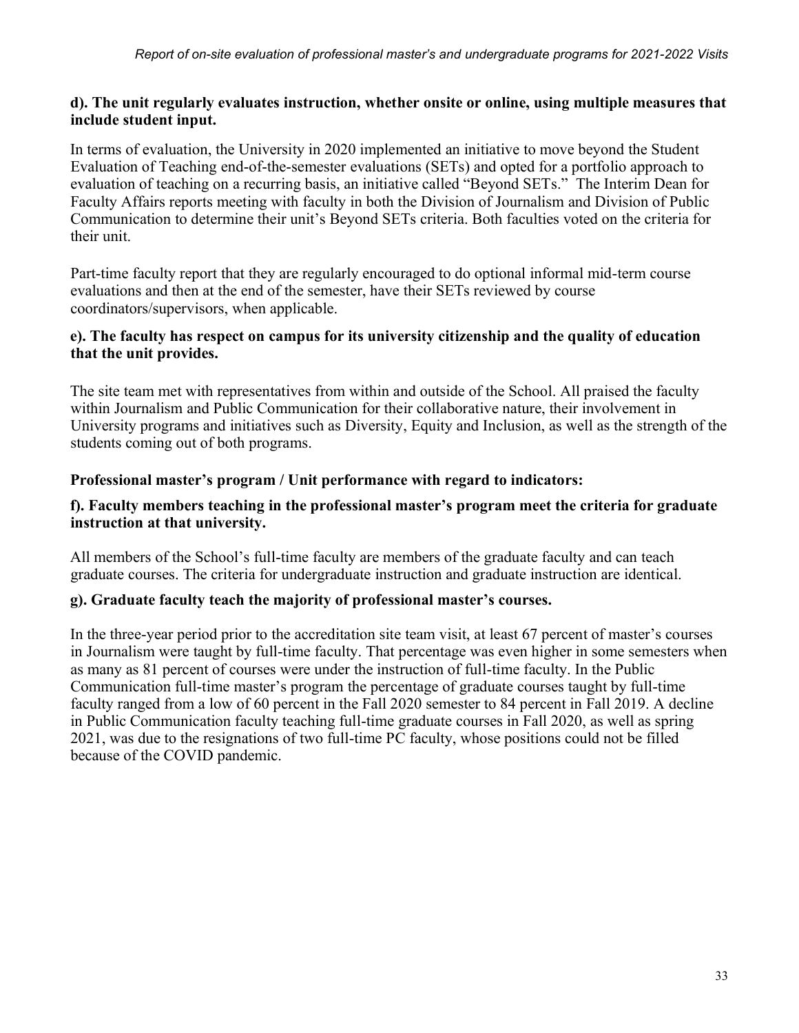**d). The unit regularly evaluates instruction, whether onsite or online, using multiple measures that include student input.**

In terms of evaluation, the University in 2020 implemented an initiative to move beyond the Student Evaluation of Teaching end-of-the-semester evaluations (SETs) and opted for a portfolio approach to evaluation of teaching on a recurring basis, an initiative called "Beyond SETs." The Interim Dean for Faculty Affairs reports meeting with faculty in both the Division of Journalism and Division of Public Communication to determine their unit's Beyond SETs criteria. Both faculties voted on the criteria for their unit.

Part-time faculty report that they are regularly encouraged to do optional informal mid-term course evaluations and then at the end of the semester, have their SETs reviewed by course coordinators/supervisors, when applicable.

**e). The faculty has respect on campus for its university citizenship and the quality of education that the unit provides.**

The site team met with representatives from within and outside of the School. All praised the faculty within Journalism and Public Communication for their collaborative nature, their involvement in University programs and initiatives such as Diversity, Equity and Inclusion, as well as the strength of the students coming out of both programs.

**Professional master's program / Unit performance with regard to indicators:**

**f). Faculty members teaching in the professional master's program meet the criteria for graduate instruction at that university.**

All members of the School's full-time faculty are members of the graduate faculty and can teach graduate courses. The criteria for undergraduate instruction and graduate instruction are identical.

**g). Graduate faculty teach the majority of professional master's courses.**

In the three-year period prior to the accreditation site team visit, at least 67 percent of master's courses in Journalism were taught by full-time faculty. That percentage was even higher in some semesters when as many as 81 percent of courses were under the instruction of full-time faculty. In the Public Communication full-time master's program the percentage of graduate courses taught by full-time faculty ranged from a low of 60 percent in the Fall 2020 semester to 84 percent in Fall 2019. A decline in Public Communication faculty teaching full-time graduate courses in Fall 2020, as well as spring 2021, was due to the resignations of two full-time PC faculty, whose positions could not be filled because of the COVID pandemic.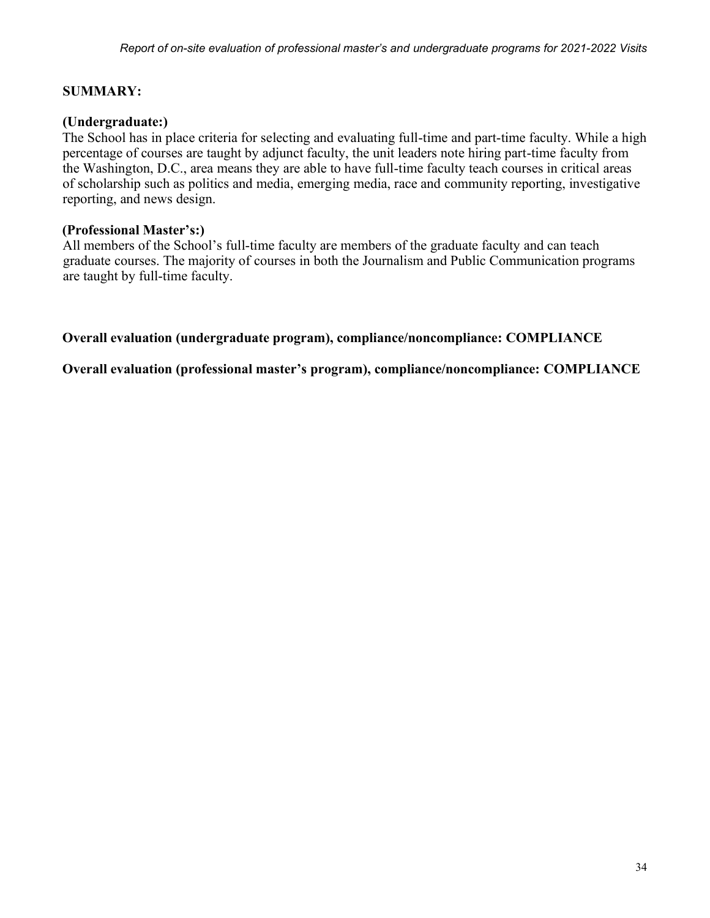**SUMMARY:**

**(Undergraduate:)**

The School has in place criteria for selecting and evaluating full-time and part-time faculty. While a high percentage of courses are taught by adjunct faculty, the unit leaders note hiring part-time faculty from the Washington, D.C., area means they are able to have full-time faculty teach courses in critical areas of scholarship such as politics and media, emerging media, race and community reporting, investigative reporting, and news design.

**(Professional Master's:)**

All members of the School's full-time faculty are members of the graduate faculty and can teach graduate courses. The majority of courses in both the Journalism and Public Communication programs are taught by full-time faculty.

**Overall evaluation (undergraduate program), compliance/noncompliance: COMPLIANCE**

**Overall evaluation (professional master's program), compliance/noncompliance: COMPLIANCE**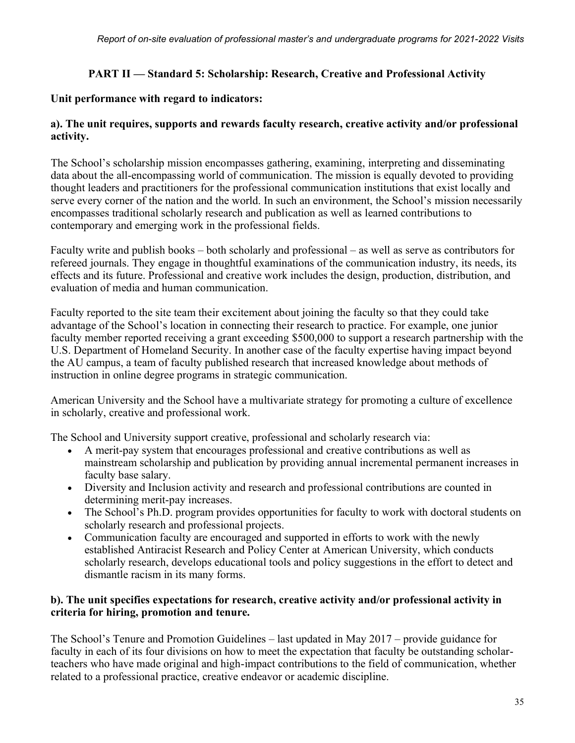## PART II — Standard 5: Scholarship: Research, Creative and Professional Activity

### Unit performance with regard to indicators:

### a). The unit requires, supports and rewards faculty research, creative activity and/or professional activity.

The School's scholarship mission encompasses gathering, examining, interpreting and disseminating data about the all-encompassing world of communication. The mission is equally devoted to providing thought leaders and practitioners for the professional communication institutions that exist locally and serve every corner of the nation and the world. In such an environment, the School's mission necessarily encompasses traditional scholarly research and publication as well as learned contributions to contemporary and emerging work in the professional fields.

Faculty write and publish books – both scholarly and professional – as well as serve as contributors for refereed journals. They engage in thoughtful examinations of the communication industry, its needs, its effects and its future. Professional and creative work includes the design, production, distribution, and evaluation of media and human communication.

Faculty reported to the site team their excitement about joining the faculty so that they could take advantage of the School's location in connecting their research to practice. For example, one junior faculty member reported receiving a grant exceeding $500,000 to support a research partnership with the U.S. Department of Homeland Security. In another case of the faculty expertise having impact beyond the AU campus, a team of faculty published research that increased knowledge about methods of instruction in online degree programs in strategic communication.

American University and the School have a multivariate strategy for promoting a culture of excellence in scholarly, creative and professional work.

The School and University support creative, professional and scholarly research via:

- A merit-pay system that encourages professional and creative contributions as well as mainstream scholarship and publication by providing annual incremental permanent increases in faculty base salary.
- Diversity and Inclusion activity and research and professional contributions are counted in determining merit-pay increases.
- The School's Ph.D. program provides opportunities for faculty to work with doctoral students on scholarly research and professional projects.
- Communication faculty are encouraged and supported in efforts to work with the newly established Antiracist Research and Policy Center at American University, which conducts scholarly research, develops educational tools and policy suggestions in the effort to detect and dismantle racism in its many forms.

### b). The unit specifies expectations for research, creative activity and/or professional activity in criteria for hiring, promotion and tenure.

The School's Tenure and Promotion Guidelines – last updated in May 2017 – provide guidance for faculty in each of its four divisions on how to meet the expectation that faculty be outstanding scholar-teachers who have made original and high-impact contributions to the field of communication, whether related to a professional practice, creative endeavor or academic discipline.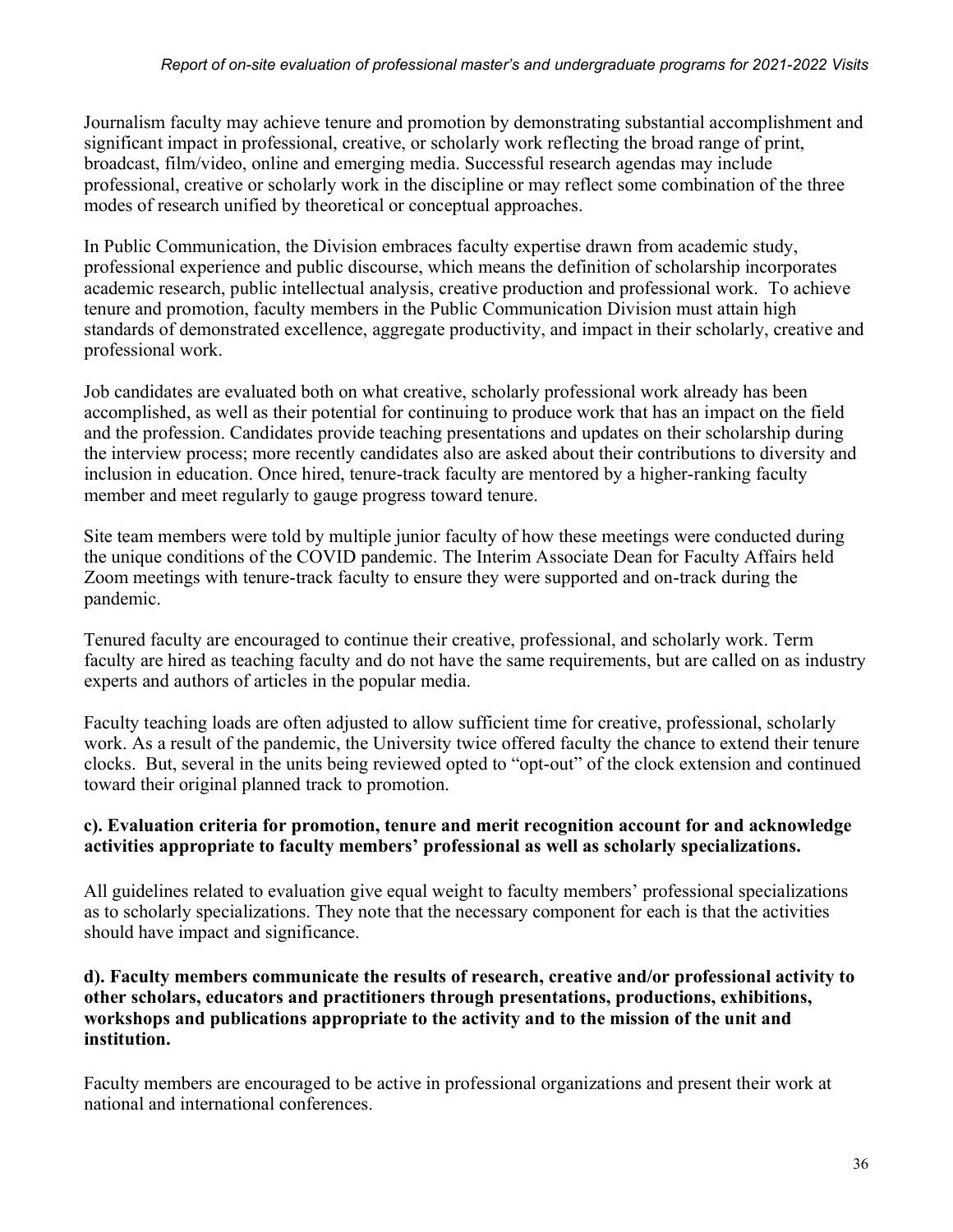Journalism faculty may achieve tenure and promotion by demonstrating substantial accomplishment and significant impact in professional, creative, or scholarly work reflecting the broad range of print, broadcast, film/video, online and emerging media. Successful research agendas may include professional, creative or scholarly work in the discipline or may reflect some combination of the three modes of research unified by theoretical or conceptual approaches.

In Public Communication, the Division embraces faculty expertise drawn from academic study, professional experience and public discourse, which means the definition of scholarship incorporates academic research, public intellectual analysis, creative production and professional work. To achieve tenure and promotion, faculty members in the Public Communication Division must attain high standards of demonstrated excellence, aggregate productivity, and impact in their scholarly, creative and professional work.

Job candidates are evaluated both on what creative, scholarly professional work already has been accomplished, as well as their potential for continuing to produce work that has an impact on the field and the profession. Candidates provide teaching presentations and updates on their scholarship during the interview process; more recently candidates also are asked about their contributions to diversity and inclusion in education. Once hired, tenure-track faculty are mentored by a higher-ranking faculty member and meet regularly to gauge progress toward tenure.

Site team members were told by multiple junior faculty of how these meetings were conducted during the unique conditions of the COVID pandemic. The Interim Associate Dean for Faculty Affairs held Zoom meetings with tenure-track faculty to ensure they were supported and on-track during the pandemic.

Tenured faculty are encouraged to continue their creative, professional, and scholarly work. Term faculty are hired as teaching faculty and do not have the same requirements, but are called on as industry experts and authors of articles in the popular media.

Faculty teaching loads are often adjusted to allow sufficient time for creative, professional, scholarly work. As a result of the pandemic, the University twice offered faculty the chance to extend their tenure clocks. But, several in the units being reviewed opted to "opt-out" of the clock extension and continued toward their original planned track to promotion.

**c). Evaluation criteria for promotion, tenure and merit recognition account for and acknowledge activities appropriate to faculty members' professional as well as scholarly specializations.**

All guidelines related to evaluation give equal weight to faculty members' professional specializations as to scholarly specializations. They note that the necessary component for each is that the activities should have impact and significance.

**d). Faculty members communicate the results of research, creative and/or professional activity to other scholars, educators and practitioners through presentations, productions, exhibitions, workshops and publications appropriate to the activity and to the mission of the unit and institution.**

Faculty members are encouraged to be active in professional organizations and present their work at national and international conferences.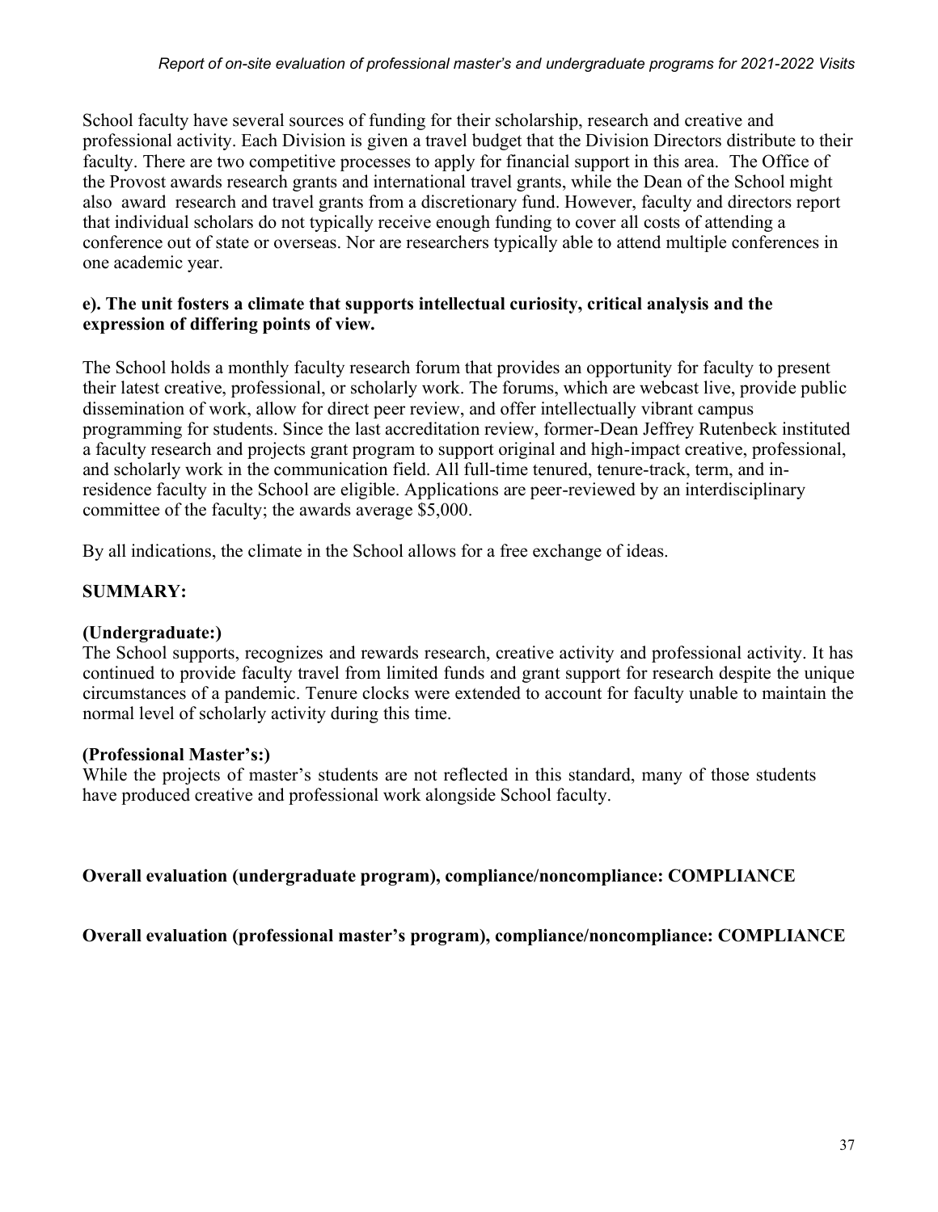School faculty have several sources of funding for their scholarship, research and creative and professional activity. Each Division is given a travel budget that the Division Directors distribute to their faculty. There are two competitive processes to apply for financial support in this area. The Office of the Provost awards research grants and international travel grants, while the Dean of the School might also award research and travel grants from a discretionary fund. However, faculty and directors report that individual scholars do not typically receive enough funding to cover all costs of attending a conference out of state or overseas. Nor are researchers typically able to attend multiple conferences in one academic year.

**e). The unit fosters a climate that supports intellectual curiosity, critical analysis and the expression of differing points of view.**

The School holds a monthly faculty research forum that provides an opportunity for faculty to present their latest creative, professional, or scholarly work. The forums, which are webcast live, provide public dissemination of work, allow for direct peer review, and offer intellectually vibrant campus programming for students. Since the last accreditation review, former-Dean Jeffrey Rutenbeck instituted a faculty research and projects grant program to support original and high-impact creative, professional, and scholarly work in the communication field. All full-time tenured, tenure-track, term, and in-residence faculty in the School are eligible. Applications are peer-reviewed by an interdisciplinary committee of the faculty; the awards average $5,000.

By all indications, the climate in the School allows for a free exchange of ideas.

**SUMMARY:**

**(Undergraduate:)**
The School supports, recognizes and rewards research, creative activity and professional activity. It has continued to provide faculty travel from limited funds and grant support for research despite the unique circumstances of a pandemic. Tenure clocks were extended to account for faculty unable to maintain the normal level of scholarly activity during this time.

**(Professional Master's:)**
While the projects of master's students are not reflected in this standard, many of those students have produced creative and professional work alongside School faculty.

**Overall evaluation (undergraduate program), compliance/noncompliance: COMPLIANCE**

**Overall evaluation (professional master's program), compliance/noncompliance: COMPLIANCE**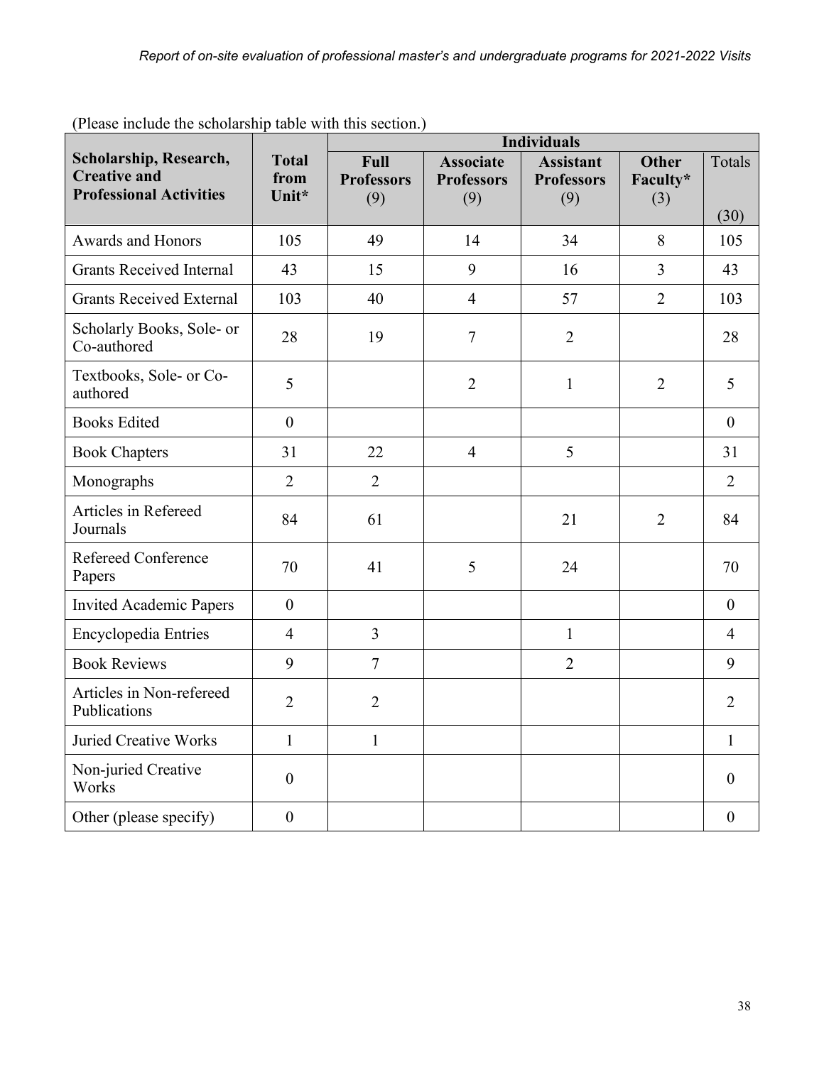(Please include the scholarship table with this section.)

| Scholarship, Research, Creative and Professional Activities | Total from Unit* | Individuals | | | | |
|---|---|---|---|---|---|---|
| | | **Full Professors** (9) | **Associate Professors** (9) | **Assistant Professors** (9) | **Other Faculty*** (3) | Totals (30) |
| Awards and Honors | 105 | 49 | 14 | 34 | 8 | 105 |
| Grants Received Internal | 43 | 15 | 9 | 16 | 3 | 43 |
| Grants Received External | 103 | 40 | 4 | 57 | 2 | 103 |
| Scholarly Books, Sole- or Co-authored | 28 | 19 | 7 | 2 | | 28 |
| Textbooks, Sole- or Co-authored | 5 | | 2 | 1 | 2 | 5 |
| Books Edited | 0 | | | | | 0 |
| Book Chapters | 31 | 22 | 4 | 5 | | 31 |
| Monographs | 2 | 2 | | | | 2 |
| Articles in Refereed Journals | 84 | 61 | | 21 | 2 | 84 |
| Refereed Conference Papers | 70 | 41 | 5 | 24 | | 70 |
| Invited Academic Papers | 0 | | | | | 0 |
| Encyclopedia Entries | 4 | 3 | | 1 | | 4 |
| Book Reviews | 9 | 7 | | 2 | | 9 |
| Articles in Non-refereed Publications | 2 | 2 | | | | 2 |
| Juried Creative Works | 1 | 1 | | | | 1 |
| Non-juried Creative Works | 0 | | | | | 0 |
| Other (please specify) | 0 | | | | | 0 |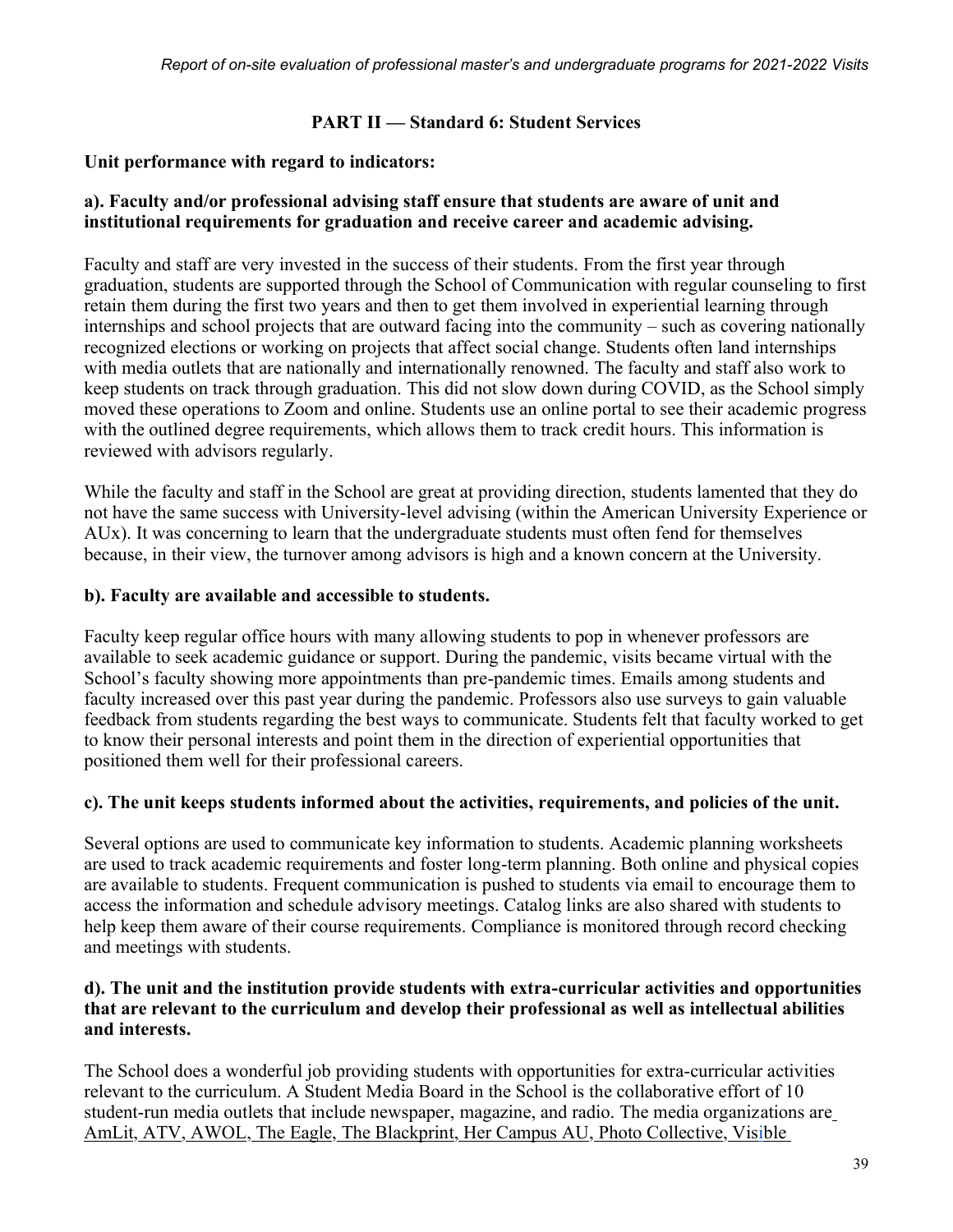## PART II — Standard 6: Student Services

**Unit performance with regard to indicators:**

**a). Faculty and/or professional advising staff ensure that students are aware of unit and institutional requirements for graduation and receive career and academic advising.**

Faculty and staff are very invested in the success of their students. From the first year through graduation, students are supported through the School of Communication with regular counseling to first retain them during the first two years and then to get them involved in experiential learning through internships and school projects that are outward facing into the community – such as covering nationally recognized elections or working on projects that affect social change. Students often land internships with media outlets that are nationally and internationally renowned. The faculty and staff also work to keep students on track through graduation. This did not slow down during COVID, as the School simply moved these operations to Zoom and online. Students use an online portal to see their academic progress with the outlined degree requirements, which allows them to track credit hours. This information is reviewed with advisors regularly.

While the faculty and staff in the School are great at providing direction, students lamented that they do not have the same success with University-level advising (within the American University Experience or AUx). It was concerning to learn that the undergraduate students must often fend for themselves because, in their view, the turnover among advisors is high and a known concern at the University.

**b). Faculty are available and accessible to students.**

Faculty keep regular office hours with many allowing students to pop in whenever professors are available to seek academic guidance or support. During the pandemic, visits became virtual with the School's faculty showing more appointments than pre-pandemic times. Emails among students and faculty increased over this past year during the pandemic. Professors also use surveys to gain valuable feedback from students regarding the best ways to communicate. Students felt that faculty worked to get to know their personal interests and point them in the direction of experiential opportunities that positioned them well for their professional careers.

**c). The unit keeps students informed about the activities, requirements, and policies of the unit.**

Several options are used to communicate key information to students. Academic planning worksheets are used to track academic requirements and foster long-term planning. Both online and physical copies are available to students. Frequent communication is pushed to students via email to encourage them to access the information and schedule advisory meetings. Catalog links are also shared with students to help keep them aware of their course requirements. Compliance is monitored through record checking and meetings with students.

**d). The unit and the institution provide students with extra-curricular activities and opportunities that are relevant to the curriculum and develop their professional as well as intellectual abilities and interests.**

The School does a wonderful job providing students with opportunities for extra-curricular activities relevant to the curriculum. A Student Media Board in the School is the collaborative effort of 10 student-run media outlets that include newspaper, magazine, and radio. The media organizations are AmLit, ATV, AWOL, The Eagle, The Blackprint, Her Campus AU, Photo Collective, Visible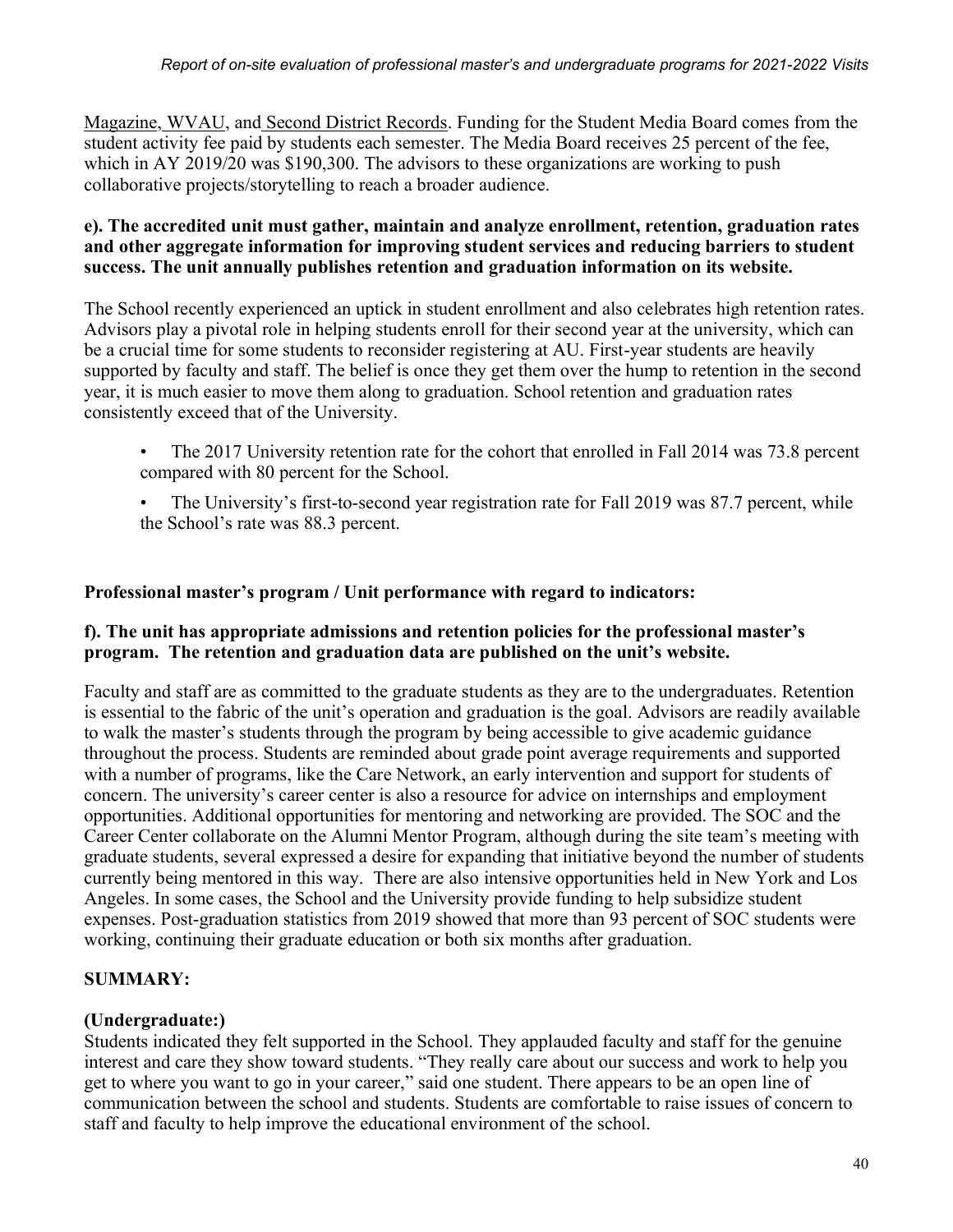Magazine, WVAU, and Second District Records. Funding for the Student Media Board comes from the student activity fee paid by students each semester. The Media Board receives 25 percent of the fee, which in AY 2019/20 was $190,300. The advisors to these organizations are working to push collaborative projects/storytelling to reach a broader audience.

**e). The accredited unit must gather, maintain and analyze enrollment, retention, graduation rates and other aggregate information for improving student services and reducing barriers to student success. The unit annually publishes retention and graduation information on its website.**

The School recently experienced an uptick in student enrollment and also celebrates high retention rates. Advisors play a pivotal role in helping students enroll for their second year at the university, which can be a crucial time for some students to reconsider registering at AU. First-year students are heavily supported by faculty and staff. The belief is once they get them over the hump to retention in the second year, it is much easier to move them along to graduation. School retention and graduation rates consistently exceed that of the University.

- The 2017 University retention rate for the cohort that enrolled in Fall 2014 was 73.8 percent compared with 80 percent for the School.
- The University's first-to-second year registration rate for Fall 2019 was 87.7 percent, while the School's rate was 88.3 percent.

**Professional master's program / Unit performance with regard to indicators:**

**f). The unit has appropriate admissions and retention policies for the professional master's program. The retention and graduation data are published on the unit's website.**

Faculty and staff are as committed to the graduate students as they are to the undergraduates. Retention is essential to the fabric of the unit's operation and graduation is the goal. Advisors are readily available to walk the master's students through the program by being accessible to give academic guidance throughout the process. Students are reminded about grade point average requirements and supported with a number of programs, like the Care Network, an early intervention and support for students of concern. The university's career center is also a resource for advice on internships and employment opportunities. Additional opportunities for mentoring and networking are provided. The SOC and the Career Center collaborate on the Alumni Mentor Program, although during the site team's meeting with graduate students, several expressed a desire for expanding that initiative beyond the number of students currently being mentored in this way. There are also intensive opportunities held in New York and Los Angeles. In some cases, the School and the University provide funding to help subsidize student expenses. Post-graduation statistics from 2019 showed that more than 93 percent of SOC students were working, continuing their graduate education or both six months after graduation.

**SUMMARY:**

**(Undergraduate:)**

Students indicated they felt supported in the School. They applauded faculty and staff for the genuine interest and care they show toward students. "They really care about our success and work to help you get to where you want to go in your career," said one student. There appears to be an open line of communication between the school and students. Students are comfortable to raise issues of concern to staff and faculty to help improve the educational environment of the school.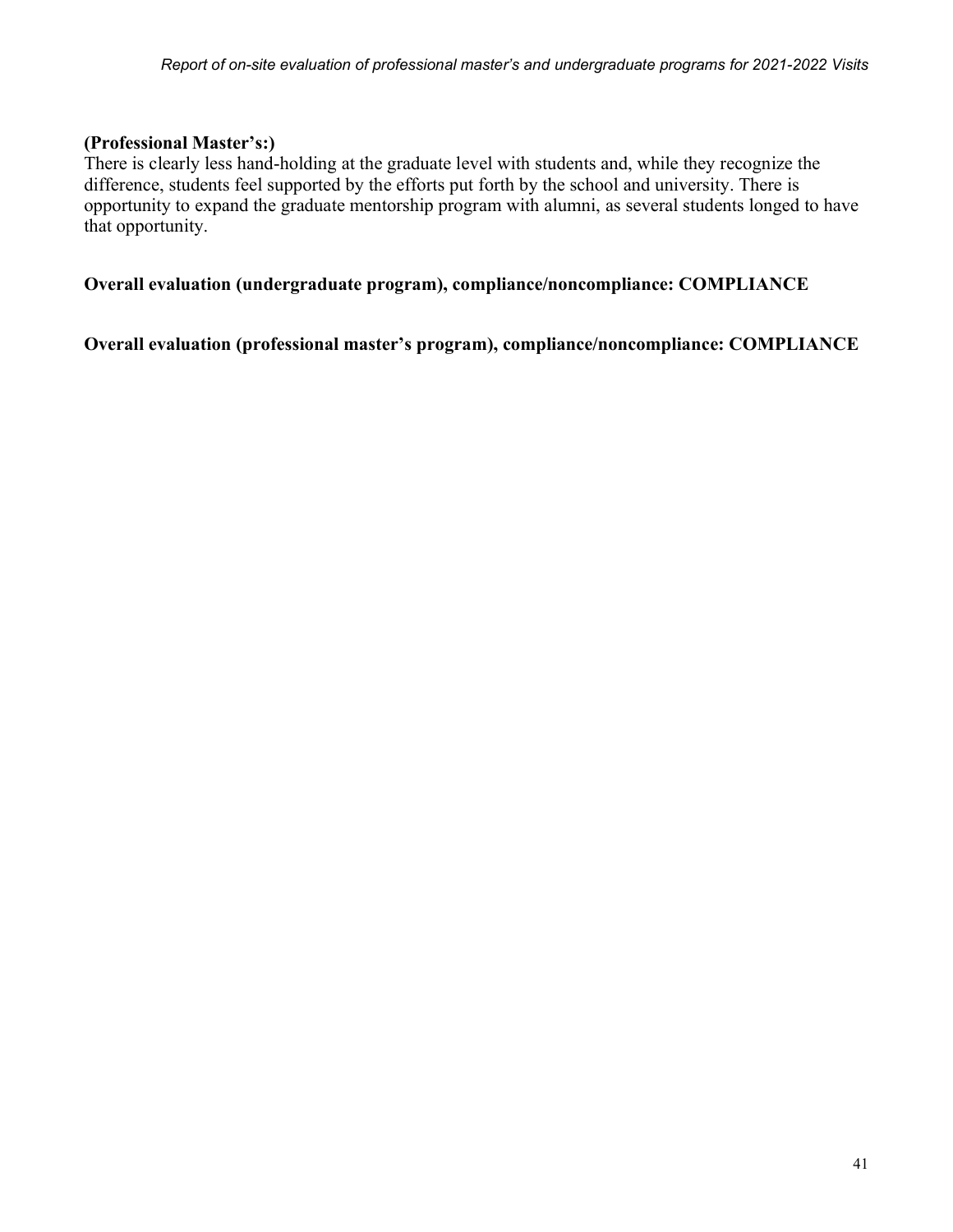**(Professional Master's:)**
There is clearly less hand-holding at the graduate level with students and, while they recognize the difference, students feel supported by the efforts put forth by the school and university. There is opportunity to expand the graduate mentorship program with alumni, as several students longed to have that opportunity.

**Overall evaluation (undergraduate program), compliance/noncompliance: COMPLIANCE**

**Overall evaluation (professional master's program), compliance/noncompliance: COMPLIANCE**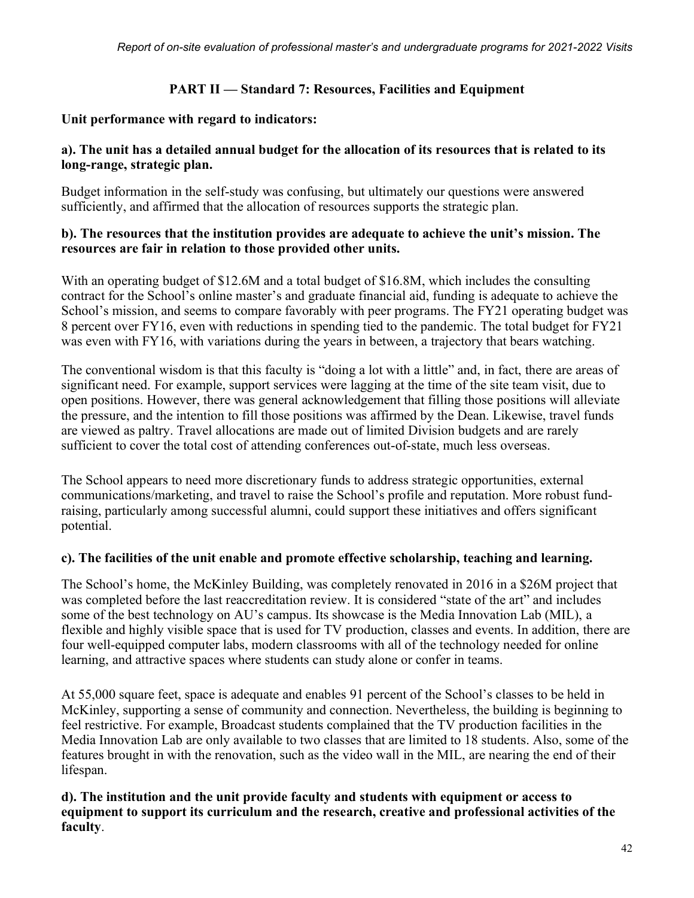## PART II — Standard 7: Resources, Facilities and Equipment

**Unit performance with regard to indicators:**

**a). The unit has a detailed annual budget for the allocation of its resources that is related to its long-range, strategic plan.**

Budget information in the self-study was confusing, but ultimately our questions were answered sufficiently, and affirmed that the allocation of resources supports the strategic plan.

**b). The resources that the institution provides are adequate to achieve the unit's mission. The resources are fair in relation to those provided other units.**

With an operating budget of $12.6M and a total budget of $16.8M, which includes the consulting contract for the School's online master's and graduate financial aid, funding is adequate to achieve the School's mission, and seems to compare favorably with peer programs. The FY21 operating budget was 8 percent over FY16, even with reductions in spending tied to the pandemic. The total budget for FY21 was even with FY16, with variations during the years in between, a trajectory that bears watching.

The conventional wisdom is that this faculty is "doing a lot with a little" and, in fact, there are areas of significant need. For example, support services were lagging at the time of the site team visit, due to open positions. However, there was general acknowledgement that filling those positions will alleviate the pressure, and the intention to fill those positions was affirmed by the Dean. Likewise, travel funds are viewed as paltry. Travel allocations are made out of limited Division budgets and are rarely sufficient to cover the total cost of attending conferences out-of-state, much less overseas.

The School appears to need more discretionary funds to address strategic opportunities, external communications/marketing, and travel to raise the School's profile and reputation. More robust fund-raising, particularly among successful alumni, could support these initiatives and offers significant potential.

**c). The facilities of the unit enable and promote effective scholarship, teaching and learning.**

The School's home, the McKinley Building, was completely renovated in 2016 in a $26M project that was completed before the last reaccreditation review. It is considered "state of the art" and includes some of the best technology on AU's campus. Its showcase is the Media Innovation Lab (MIL), a flexible and highly visible space that is used for TV production, classes and events. In addition, there are four well-equipped computer labs, modern classrooms with all of the technology needed for online learning, and attractive spaces where students can study alone or confer in teams.

At 55,000 square feet, space is adequate and enables 91 percent of the School's classes to be held in McKinley, supporting a sense of community and connection. Nevertheless, the building is beginning to feel restrictive. For example, Broadcast students complained that the TV production facilities in the Media Innovation Lab are only available to two classes that are limited to 18 students. Also, some of the features brought in with the renovation, such as the video wall in the MIL, are nearing the end of their lifespan.

**d). The institution and the unit provide faculty and students with equipment or access to equipment to support its curriculum and the research, creative and professional activities of the faculty**.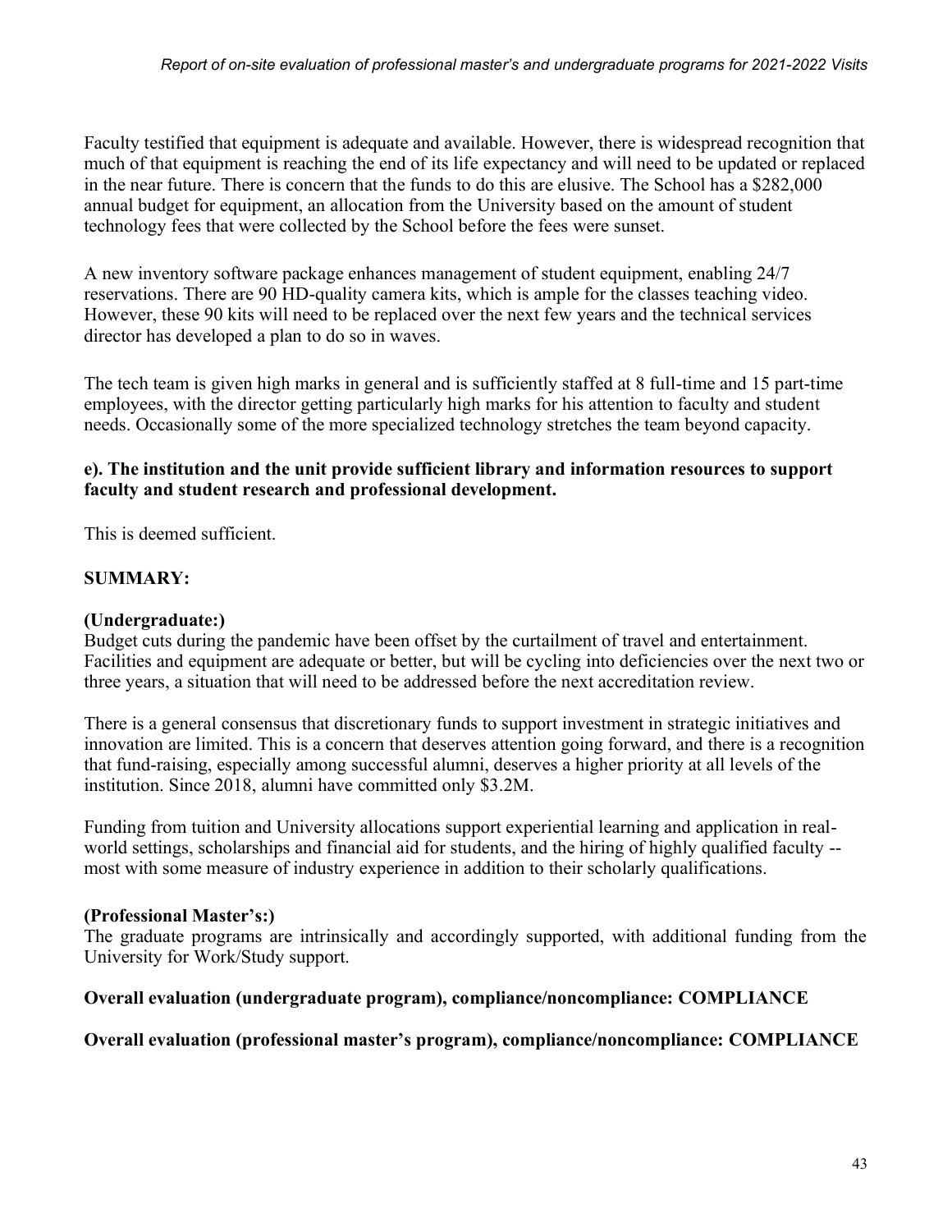Faculty testified that equipment is adequate and available. However, there is widespread recognition that much of that equipment is reaching the end of its life expectancy and will need to be updated or replaced in the near future. There is concern that the funds to do this are elusive. The School has a $282,000 annual budget for equipment, an allocation from the University based on the amount of student technology fees that were collected by the School before the fees were sunset.

A new inventory software package enhances management of student equipment, enabling 24/7 reservations. There are 90 HD-quality camera kits, which is ample for the classes teaching video. However, these 90 kits will need to be replaced over the next few years and the technical services director has developed a plan to do so in waves.

The tech team is given high marks in general and is sufficiently staffed at 8 full-time and 15 part-time employees, with the director getting particularly high marks for his attention to faculty and student needs. Occasionally some of the more specialized technology stretches the team beyond capacity.

**e). The institution and the unit provide sufficient library and information resources to support faculty and student research and professional development.**

This is deemed sufficient.

**SUMMARY:**

**(Undergraduate:)**

Budget cuts during the pandemic have been offset by the curtailment of travel and entertainment. Facilities and equipment are adequate or better, but will be cycling into deficiencies over the next two or three years, a situation that will need to be addressed before the next accreditation review.

There is a general consensus that discretionary funds to support investment in strategic initiatives and innovation are limited. This is a concern that deserves attention going forward, and there is a recognition that fund-raising, especially among successful alumni, deserves a higher priority at all levels of the institution. Since 2018, alumni have committed only $3.2M.

Funding from tuition and University allocations support experiential learning and application in real-world settings, scholarships and financial aid for students, and the hiring of highly qualified faculty -- most with some measure of industry experience in addition to their scholarly qualifications.

**(Professional Master's:)**

The graduate programs are intrinsically and accordingly supported, with additional funding from the University for Work/Study support.

**Overall evaluation (undergraduate program), compliance/noncompliance: COMPLIANCE**

**Overall evaluation (professional master's program), compliance/noncompliance: COMPLIANCE**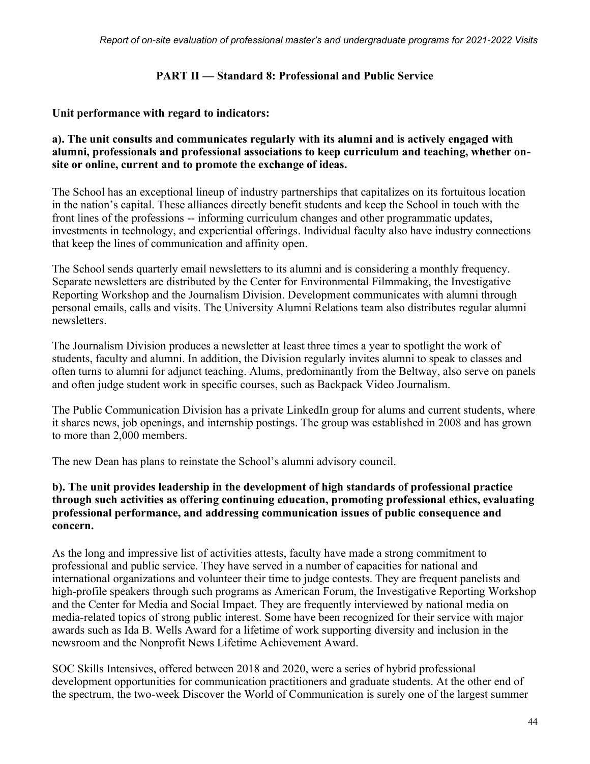## PART II — Standard 8: Professional and Public Service

**Unit performance with regard to indicators:**

**a). The unit consults and communicates regularly with its alumni and is actively engaged with alumni, professionals and professional associations to keep curriculum and teaching, whether on-site or online, current and to promote the exchange of ideas.**

The School has an exceptional lineup of industry partnerships that capitalizes on its fortuitous location in the nation's capital. These alliances directly benefit students and keep the School in touch with the front lines of the professions -- informing curriculum changes and other programmatic updates, investments in technology, and experiential offerings. Individual faculty also have industry connections that keep the lines of communication and affinity open.

The School sends quarterly email newsletters to its alumni and is considering a monthly frequency. Separate newsletters are distributed by the Center for Environmental Filmmaking, the Investigative Reporting Workshop and the Journalism Division. Development communicates with alumni through personal emails, calls and visits. The University Alumni Relations team also distributes regular alumni newsletters.

The Journalism Division produces a newsletter at least three times a year to spotlight the work of students, faculty and alumni. In addition, the Division regularly invites alumni to speak to classes and often turns to alumni for adjunct teaching. Alums, predominantly from the Beltway, also serve on panels and often judge student work in specific courses, such as Backpack Video Journalism.

The Public Communication Division has a private LinkedIn group for alums and current students, where it shares news, job openings, and internship postings. The group was established in 2008 and has grown to more than 2,000 members.

The new Dean has plans to reinstate the School's alumni advisory council.

**b). The unit provides leadership in the development of high standards of professional practice through such activities as offering continuing education, promoting professional ethics, evaluating professional performance, and addressing communication issues of public consequence and concern.**

As the long and impressive list of activities attests, faculty have made a strong commitment to professional and public service. They have served in a number of capacities for national and international organizations and volunteer their time to judge contests. They are frequent panelists and high-profile speakers through such programs as American Forum, the Investigative Reporting Workshop and the Center for Media and Social Impact. They are frequently interviewed by national media on media-related topics of strong public interest. Some have been recognized for their service with major awards such as Ida B. Wells Award for a lifetime of work supporting diversity and inclusion in the newsroom and the Nonprofit News Lifetime Achievement Award.

SOC Skills Intensives, offered between 2018 and 2020, were a series of hybrid professional development opportunities for communication practitioners and graduate students. At the other end of the spectrum, the two-week Discover the World of Communication is surely one of the largest summer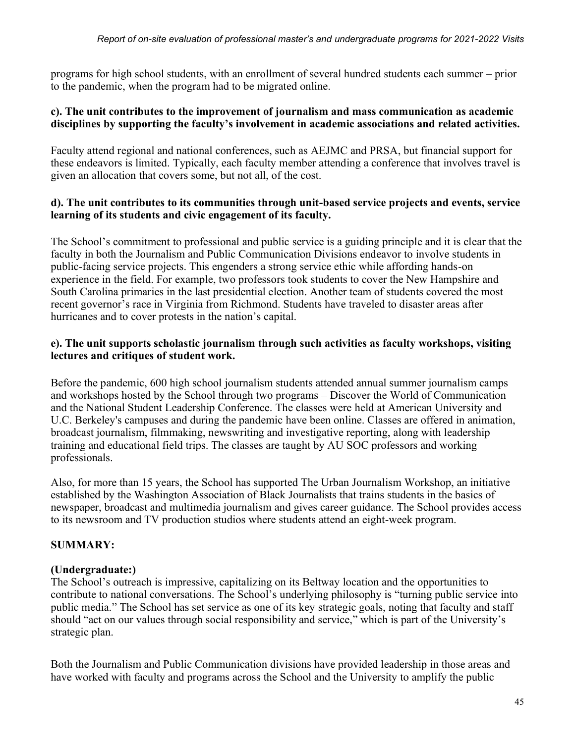programs for high school students, with an enrollment of several hundred students each summer – prior to the pandemic, when the program had to be migrated online.

**c). The unit contributes to the improvement of journalism and mass communication as academic disciplines by supporting the faculty's involvement in academic associations and related activities.**

Faculty attend regional and national conferences, such as AEJMC and PRSA, but financial support for these endeavors is limited. Typically, each faculty member attending a conference that involves travel is given an allocation that covers some, but not all, of the cost.

**d). The unit contributes to its communities through unit-based service projects and events, service learning of its students and civic engagement of its faculty.**

The School's commitment to professional and public service is a guiding principle and it is clear that the faculty in both the Journalism and Public Communication Divisions endeavor to involve students in public-facing service projects. This engenders a strong service ethic while affording hands-on experience in the field. For example, two professors took students to cover the New Hampshire and South Carolina primaries in the last presidential election. Another team of students covered the most recent governor's race in Virginia from Richmond. Students have traveled to disaster areas after hurricanes and to cover protests in the nation's capital.

**e). The unit supports scholastic journalism through such activities as faculty workshops, visiting lectures and critiques of student work.**

Before the pandemic, 600 high school journalism students attended annual summer journalism camps and workshops hosted by the School through two programs – Discover the World of Communication and the National Student Leadership Conference. The classes were held at American University and U.C. Berkeley's campuses and during the pandemic have been online. Classes are offered in animation, broadcast journalism, filmmaking, newswriting and investigative reporting, along with leadership training and educational field trips. The classes are taught by AU SOC professors and working professionals.

Also, for more than 15 years, the School has supported The Urban Journalism Workshop, an initiative established by the Washington Association of Black Journalists that trains students in the basics of newspaper, broadcast and multimedia journalism and gives career guidance. The School provides access to its newsroom and TV production studios where students attend an eight-week program.

**SUMMARY:**

**(Undergraduate:)**
The School's outreach is impressive, capitalizing on its Beltway location and the opportunities to contribute to national conversations. The School's underlying philosophy is "turning public service into public media." The School has set service as one of its key strategic goals, noting that faculty and staff should "act on our values through social responsibility and service," which is part of the University's strategic plan.

Both the Journalism and Public Communication divisions have provided leadership in those areas and have worked with faculty and programs across the School and the University to amplify the public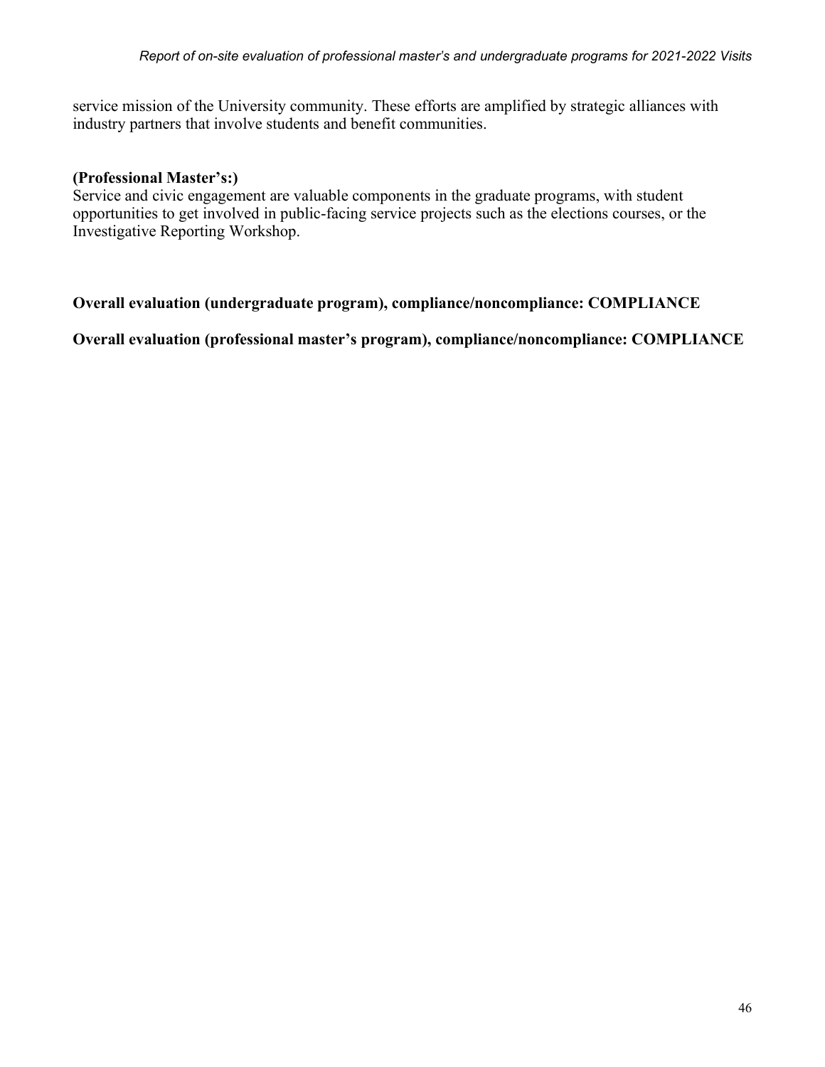service mission of the University community. These efforts are amplified by strategic alliances with industry partners that involve students and benefit communities.

**(Professional Master's:)**
Service and civic engagement are valuable components in the graduate programs, with student opportunities to get involved in public-facing service projects such as the elections courses, or the Investigative Reporting Workshop.

**Overall evaluation (undergraduate program), compliance/noncompliance: COMPLIANCE**

**Overall evaluation (professional master's program), compliance/noncompliance: COMPLIANCE**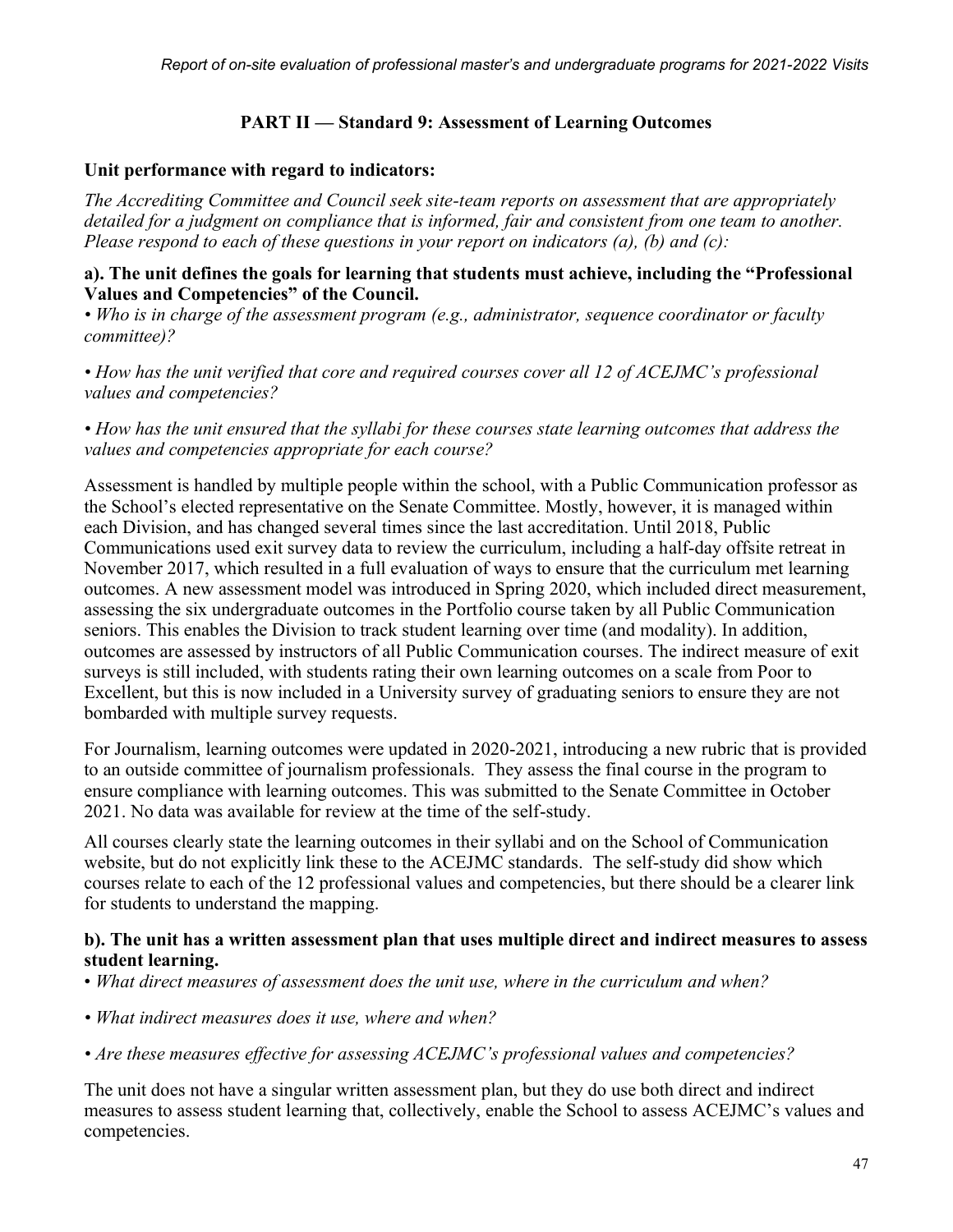## PART II — Standard 9: Assessment of Learning Outcomes

**Unit performance with regard to indicators:**

*The Accrediting Committee and Council seek site-team reports on assessment that are appropriately detailed for a judgment on compliance that is informed, fair and consistent from one team to another. Please respond to each of these questions in your report on indicators (a), (b) and (c):*

**a). The unit defines the goals for learning that students must achieve, including the "Professional Values and Competencies" of the Council.**

*• Who is in charge of the assessment program (e.g., administrator, sequence coordinator or faculty committee)?*

*• How has the unit verified that core and required courses cover all 12 of ACEJMC's professional values and competencies?*

*• How has the unit ensured that the syllabi for these courses state learning outcomes that address the values and competencies appropriate for each course?*

Assessment is handled by multiple people within the school, with a Public Communication professor as the School's elected representative on the Senate Committee. Mostly, however, it is managed within each Division, and has changed several times since the last accreditation. Until 2018, Public Communications used exit survey data to review the curriculum, including a half-day offsite retreat in November 2017, which resulted in a full evaluation of ways to ensure that the curriculum met learning outcomes. A new assessment model was introduced in Spring 2020, which included direct measurement, assessing the six undergraduate outcomes in the Portfolio course taken by all Public Communication seniors. This enables the Division to track student learning over time (and modality). In addition, outcomes are assessed by instructors of all Public Communication courses. The indirect measure of exit surveys is still included, with students rating their own learning outcomes on a scale from Poor to Excellent, but this is now included in a University survey of graduating seniors to ensure they are not bombarded with multiple survey requests.

For Journalism, learning outcomes were updated in 2020-2021, introducing a new rubric that is provided to an outside committee of journalism professionals. They assess the final course in the program to ensure compliance with learning outcomes. This was submitted to the Senate Committee in October 2021. No data was available for review at the time of the self-study.

All courses clearly state the learning outcomes in their syllabi and on the School of Communication website, but do not explicitly link these to the ACEJMC standards. The self-study did show which courses relate to each of the 12 professional values and competencies, but there should be a clearer link for students to understand the mapping.

**b). The unit has a written assessment plan that uses multiple direct and indirect measures to assess student learning.**

*• What direct measures of assessment does the unit use, where in the curriculum and when?*

*• What indirect measures does it use, where and when?*

*• Are these measures effective for assessing ACEJMC's professional values and competencies?*

The unit does not have a singular written assessment plan, but they do use both direct and indirect measures to assess student learning that, collectively, enable the School to assess ACEJMC's values and competencies.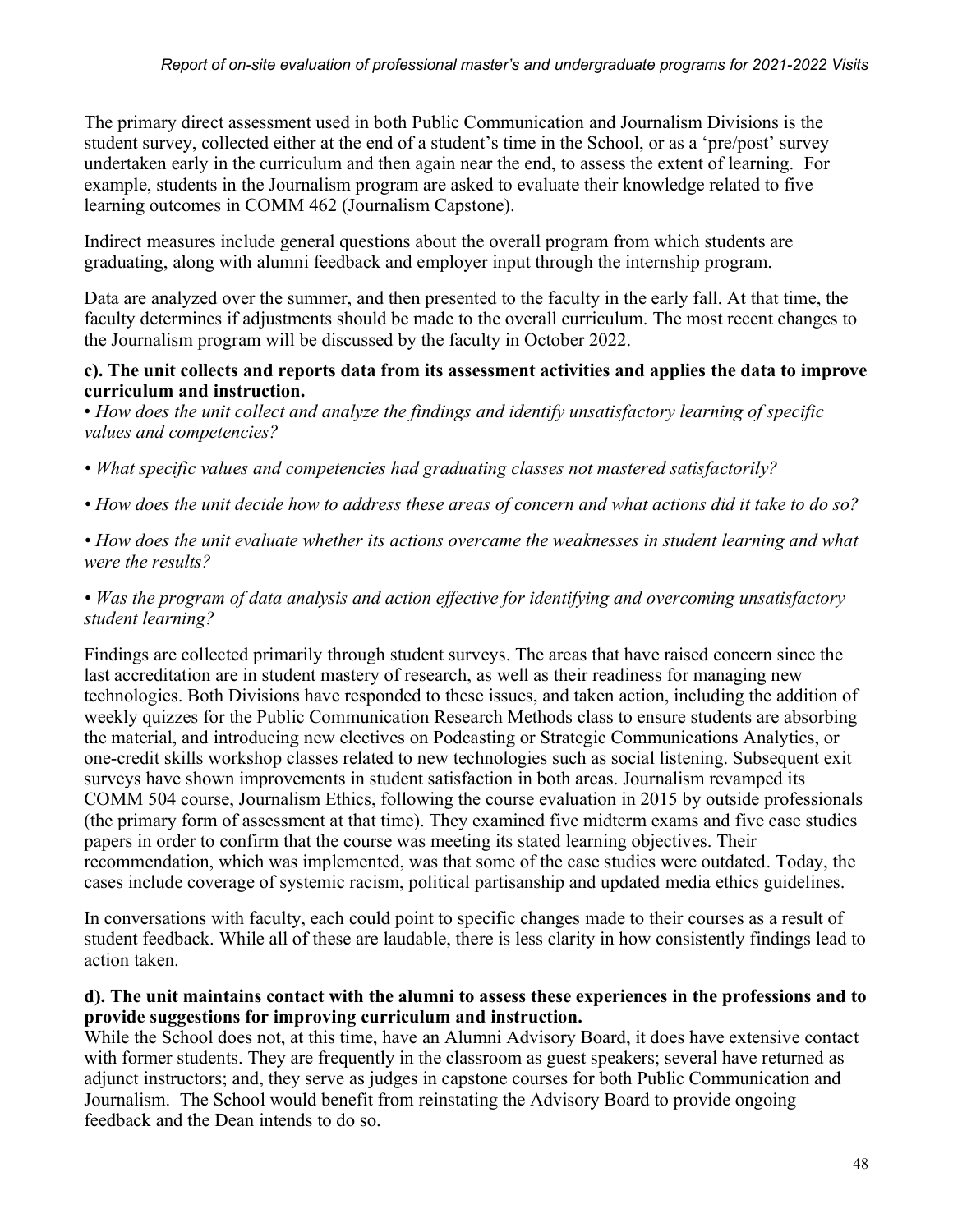The primary direct assessment used in both Public Communication and Journalism Divisions is the student survey, collected either at the end of a student's time in the School, or as a 'pre/post' survey undertaken early in the curriculum and then again near the end, to assess the extent of learning. For example, students in the Journalism program are asked to evaluate their knowledge related to five learning outcomes in COMM 462 (Journalism Capstone).

Indirect measures include general questions about the overall program from which students are graduating, along with alumni feedback and employer input through the internship program.

Data are analyzed over the summer, and then presented to the faculty in the early fall. At that time, the faculty determines if adjustments should be made to the overall curriculum. The most recent changes to the Journalism program will be discussed by the faculty in October 2022.

**c). The unit collects and reports data from its assessment activities and applies the data to improve curriculum and instruction.**

• *How does the unit collect and analyze the findings and identify unsatisfactory learning of specific values and competencies?*

• *What specific values and competencies had graduating classes not mastered satisfactorily?*

• *How does the unit decide how to address these areas of concern and what actions did it take to do so?*

• *How does the unit evaluate whether its actions overcame the weaknesses in student learning and what were the results?*

• *Was the program of data analysis and action effective for identifying and overcoming unsatisfactory student learning?*

Findings are collected primarily through student surveys. The areas that have raised concern since the last accreditation are in student mastery of research, as well as their readiness for managing new technologies. Both Divisions have responded to these issues, and taken action, including the addition of weekly quizzes for the Public Communication Research Methods class to ensure students are absorbing the material, and introducing new electives on Podcasting or Strategic Communications Analytics, or one-credit skills workshop classes related to new technologies such as social listening. Subsequent exit surveys have shown improvements in student satisfaction in both areas. Journalism revamped its COMM 504 course, Journalism Ethics, following the course evaluation in 2015 by outside professionals (the primary form of assessment at that time). They examined five midterm exams and five case studies papers in order to confirm that the course was meeting its stated learning objectives. Their recommendation, which was implemented, was that some of the case studies were outdated. Today, the cases include coverage of systemic racism, political partisanship and updated media ethics guidelines.

In conversations with faculty, each could point to specific changes made to their courses as a result of student feedback. While all of these are laudable, there is less clarity in how consistently findings lead to action taken.

**d). The unit maintains contact with the alumni to assess these experiences in the professions and to provide suggestions for improving curriculum and instruction.**

While the School does not, at this time, have an Alumni Advisory Board, it does have extensive contact with former students. They are frequently in the classroom as guest speakers; several have returned as adjunct instructors; and, they serve as judges in capstone courses for both Public Communication and Journalism. The School would benefit from reinstating the Advisory Board to provide ongoing feedback and the Dean intends to do so.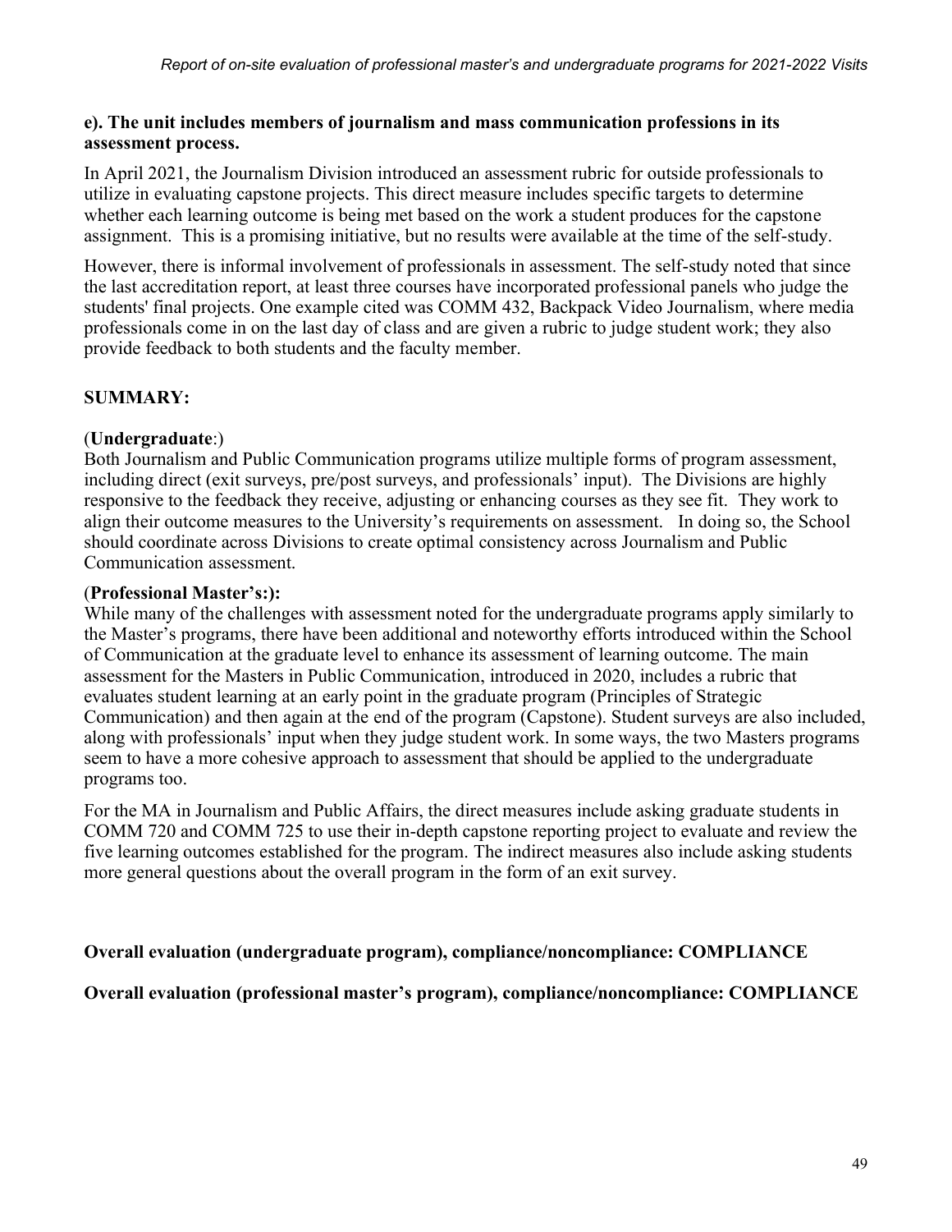**e). The unit includes members of journalism and mass communication professions in its assessment process.**

In April 2021, the Journalism Division introduced an assessment rubric for outside professionals to utilize in evaluating capstone projects. This direct measure includes specific targets to determine whether each learning outcome is being met based on the work a student produces for the capstone assignment. This is a promising initiative, but no results were available at the time of the self-study.

However, there is informal involvement of professionals in assessment. The self-study noted that since the last accreditation report, at least three courses have incorporated professional panels who judge the students' final projects. One example cited was COMM 432, Backpack Video Journalism, where media professionals come in on the last day of class and are given a rubric to judge student work; they also provide feedback to both students and the faculty member.

**SUMMARY:**

(**Undergraduate**:)
Both Journalism and Public Communication programs utilize multiple forms of program assessment, including direct (exit surveys, pre/post surveys, and professionals' input). The Divisions are highly responsive to the feedback they receive, adjusting or enhancing courses as they see fit. They work to align their outcome measures to the University's requirements on assessment. In doing so, the School should coordinate across Divisions to create optimal consistency across Journalism and Public Communication assessment.

(**Professional Master's:):**
While many of the challenges with assessment noted for the undergraduate programs apply similarly to the Master's programs, there have been additional and noteworthy efforts introduced within the School of Communication at the graduate level to enhance its assessment of learning outcome. The main assessment for the Masters in Public Communication, introduced in 2020, includes a rubric that evaluates student learning at an early point in the graduate program (Principles of Strategic Communication) and then again at the end of the program (Capstone). Student surveys are also included, along with professionals' input when they judge student work. In some ways, the two Masters programs seem to have a more cohesive approach to assessment that should be applied to the undergraduate programs too.

For the MA in Journalism and Public Affairs, the direct measures include asking graduate students in COMM 720 and COMM 725 to use their in-depth capstone reporting project to evaluate and review the five learning outcomes established for the program. The indirect measures also include asking students more general questions about the overall program in the form of an exit survey.

**Overall evaluation (undergraduate program), compliance/noncompliance: COMPLIANCE**

**Overall evaluation (professional master's program), compliance/noncompliance: COMPLIANCE**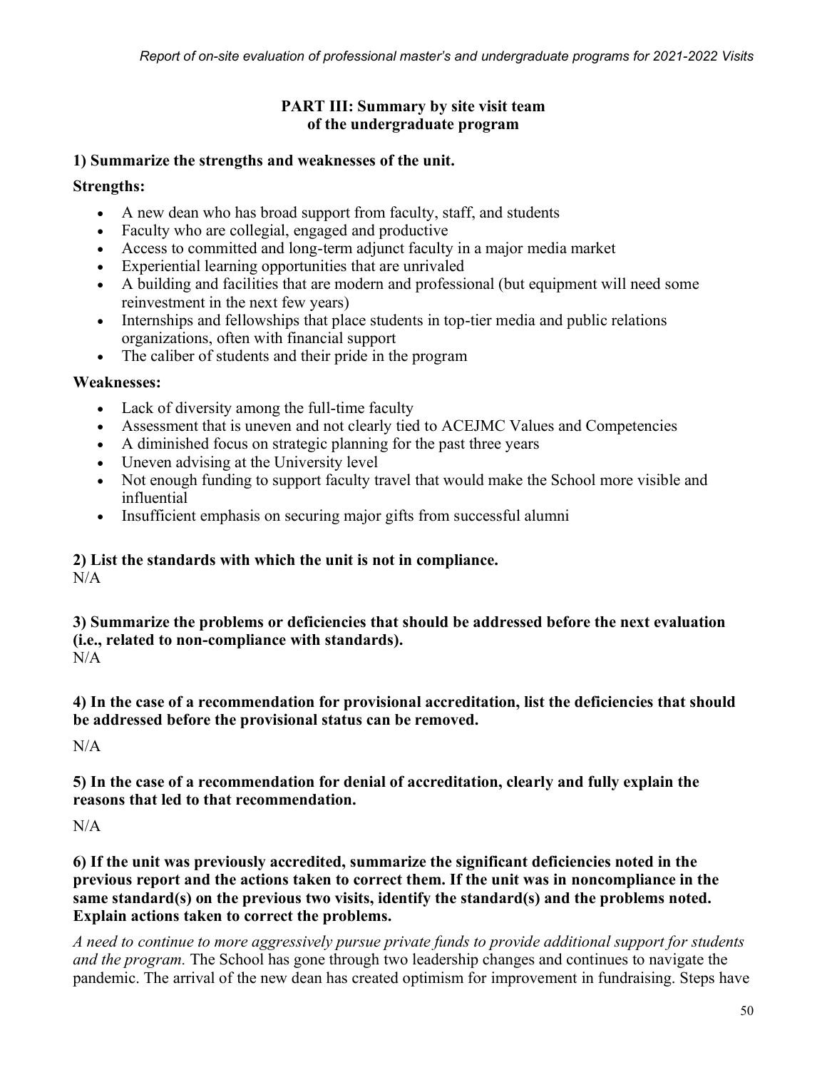## PART III: Summary by site visit team of the undergraduate program

**1) Summarize the strengths and weaknesses of the unit.**

**Strengths:**

- A new dean who has broad support from faculty, staff, and students
- Faculty who are collegial, engaged and productive
- Access to committed and long-term adjunct faculty in a major media market
- Experiential learning opportunities that are unrivaled
- A building and facilities that are modern and professional (but equipment will need some reinvestment in the next few years)
- Internships and fellowships that place students in top-tier media and public relations organizations, often with financial support
- The caliber of students and their pride in the program

**Weaknesses:**

- Lack of diversity among the full-time faculty
- Assessment that is uneven and not clearly tied to ACEJMC Values and Competencies
- A diminished focus on strategic planning for the past three years
- Uneven advising at the University level
- Not enough funding to support faculty travel that would make the School more visible and influential
- Insufficient emphasis on securing major gifts from successful alumni

**2) List the standards with which the unit is not in compliance.**

N/A

**3) Summarize the problems or deficiencies that should be addressed before the next evaluation (i.e., related to non-compliance with standards).**

N/A

**4) In the case of a recommendation for provisional accreditation, list the deficiencies that should be addressed before the provisional status can be removed.**

N/A

**5) In the case of a recommendation for denial of accreditation, clearly and fully explain the reasons that led to that recommendation.**

N/A

**6) If the unit was previously accredited, summarize the significant deficiencies noted in the previous report and the actions taken to correct them. If the unit was in noncompliance in the same standard(s) on the previous two visits, identify the standard(s) and the problems noted. Explain actions taken to correct the problems.**

*A need to continue to more aggressively pursue private funds to provide additional support for students and the program.* The School has gone through two leadership changes and continues to navigate the pandemic. The arrival of the new dean has created optimism for improvement in fundraising. Steps have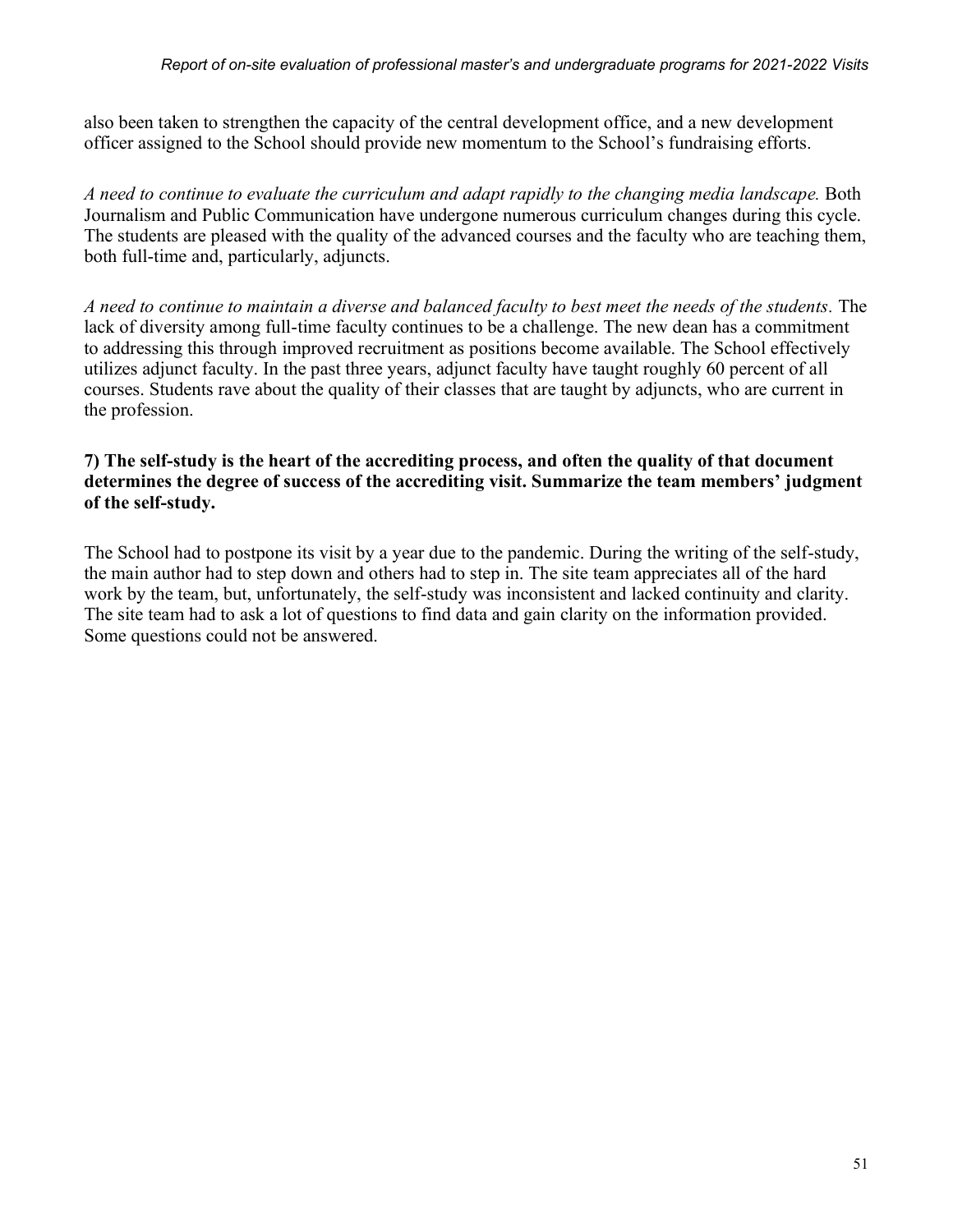also been taken to strengthen the capacity of the central development office, and a new development officer assigned to the School should provide new momentum to the School's fundraising efforts.

*A need to continue to evaluate the curriculum and adapt rapidly to the changing media landscape.* Both Journalism and Public Communication have undergone numerous curriculum changes during this cycle. The students are pleased with the quality of the advanced courses and the faculty who are teaching them, both full-time and, particularly, adjuncts.

*A need to continue to maintain a diverse and balanced faculty to best meet the needs of the students*. The lack of diversity among full-time faculty continues to be a challenge. The new dean has a commitment to addressing this through improved recruitment as positions become available. The School effectively utilizes adjunct faculty. In the past three years, adjunct faculty have taught roughly 60 percent of all courses. Students rave about the quality of their classes that are taught by adjuncts, who are current in the profession.

**7) The self-study is the heart of the accrediting process, and often the quality of that document determines the degree of success of the accrediting visit. Summarize the team members' judgment of the self-study.**

The School had to postpone its visit by a year due to the pandemic. During the writing of the self-study, the main author had to step down and others had to step in. The site team appreciates all of the hard work by the team, but, unfortunately, the self-study was inconsistent and lacked continuity and clarity. The site team had to ask a lot of questions to find data and gain clarity on the information provided. Some questions could not be answered.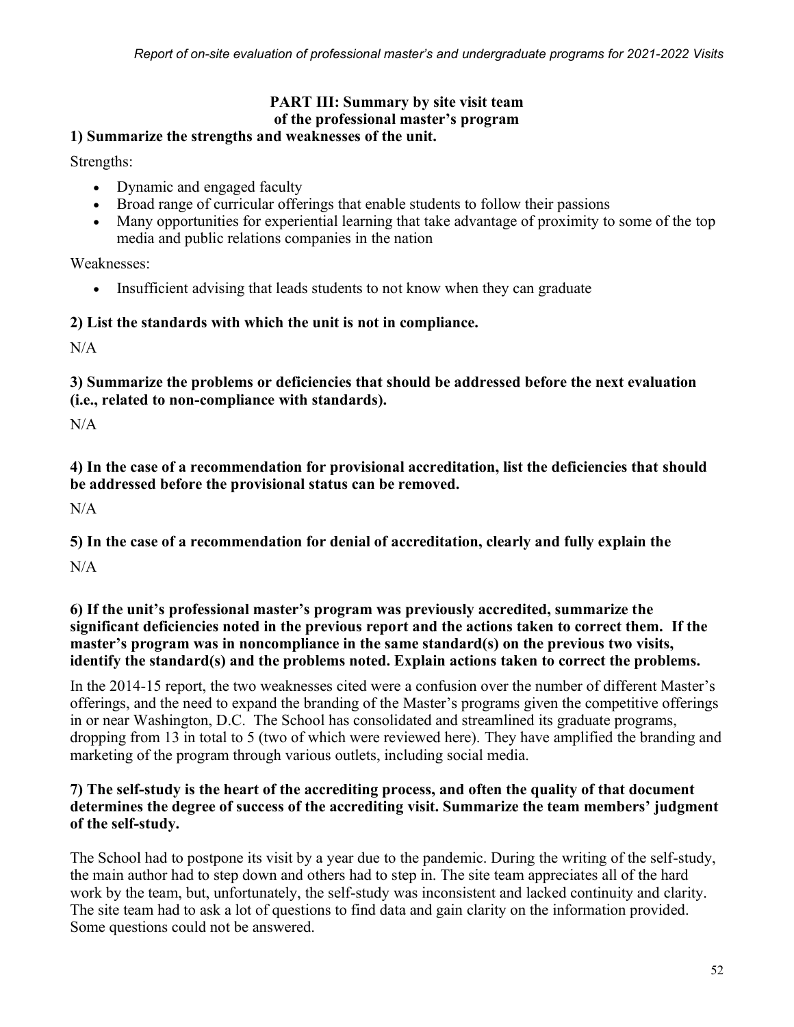## PART III: Summary by site visit team of the professional master's program

**1) Summarize the strengths and weaknesses of the unit.**

Strengths:

- Dynamic and engaged faculty
- Broad range of curricular offerings that enable students to follow their passions
- Many opportunities for experiential learning that take advantage of proximity to some of the top media and public relations companies in the nation

Weaknesses:

- Insufficient advising that leads students to not know when they can graduate

**2) List the standards with which the unit is not in compliance.**

N/A

**3) Summarize the problems or deficiencies that should be addressed before the next evaluation (i.e., related to non-compliance with standards).**

N/A

**4) In the case of a recommendation for provisional accreditation, list the deficiencies that should be addressed before the provisional status can be removed.**

N/A

**5) In the case of a recommendation for denial of accreditation, clearly and fully explain the**

N/A

**6) If the unit's professional master's program was previously accredited, summarize the significant deficiencies noted in the previous report and the actions taken to correct them. If the master's program was in noncompliance in the same standard(s) on the previous two visits, identify the standard(s) and the problems noted. Explain actions taken to correct the problems.**

In the 2014-15 report, the two weaknesses cited were a confusion over the number of different Master's offerings, and the need to expand the branding of the Master's programs given the competitive offerings in or near Washington, D.C. The School has consolidated and streamlined its graduate programs, dropping from 13 in total to 5 (two of which were reviewed here). They have amplified the branding and marketing of the program through various outlets, including social media.

**7) The self-study is the heart of the accrediting process, and often the quality of that document determines the degree of success of the accrediting visit. Summarize the team members' judgment of the self-study.**

The School had to postpone its visit by a year due to the pandemic. During the writing of the self-study, the main author had to step down and others had to step in. The site team appreciates all of the hard work by the team, but, unfortunately, the self-study was inconsistent and lacked continuity and clarity. The site team had to ask a lot of questions to find data and gain clarity on the information provided. Some questions could not be answered.